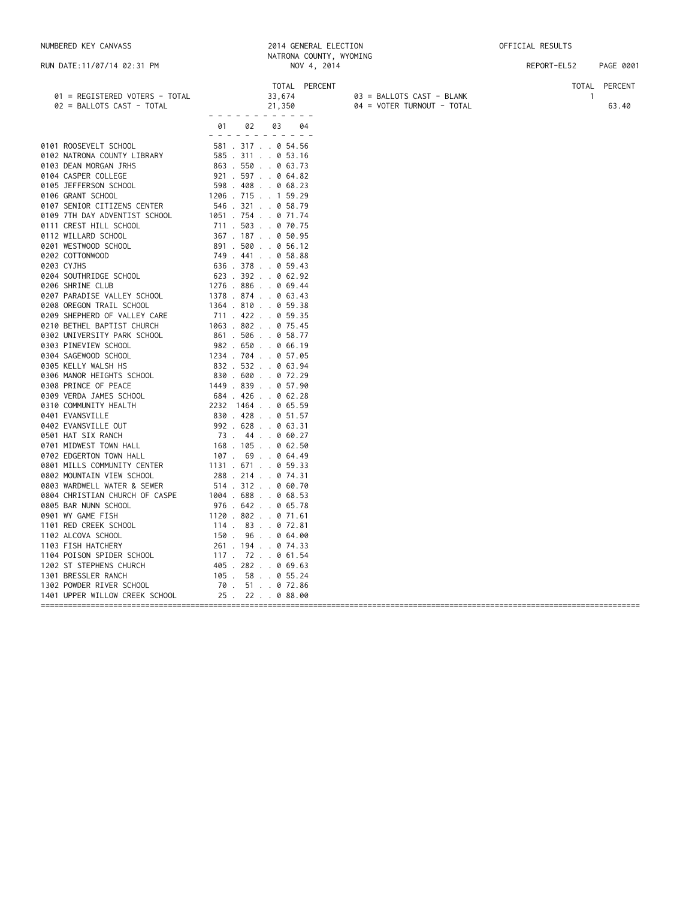NUMBERED KEY CANVASS

2014 GENERAL ELECTION
NATRONA COUNTY, WYOMING
NOV 4, 2014

OFFICIAL RESULTS

RUN DATE:11/07/14 02:31 PM

REPORT-EL52

| | TOTAL | PERCENT |
|---|---|---|
| 01 = REGISTERED VOTERS - TOTAL | 33,674 | |
| 02 = BALLOTS CAST - TOTAL | 21,350 | |
| 03 = BALLOTS CAST - BLANK | 1 | |
| 04 = VOTER TURNOUT - TOTAL | | 63.40 |

| Precinct | 01 | 02 | 03 | 04 |
|---|---|---|---|---|
| 0101 ROOSEVELT SCHOOL | 581 | 317 | 0 | 54.56 |
| 0102 NATRONA COUNTY LIBRARY | 585 | 311 | 0 | 53.16 |
| 0103 DEAN MORGAN JRHS | 863 | 550 | 0 | 63.73 |
| 0104 CASPER COLLEGE | 921 | 597 | 0 | 64.82 |
| 0105 JEFFERSON SCHOOL | 598 | 408 | 0 | 68.23 |
| 0106 GRANT SCHOOL | 1206 | 715 | 1 | 59.29 |
| 0107 SENIOR CITIZENS CENTER | 546 | 321 | 0 | 58.79 |
| 0109 7TH DAY ADVENTIST SCHOOL | 1051 | 754 | 0 | 71.74 |
| 0111 CREST HILL SCHOOL | 711 | 503 | 0 | 70.75 |
| 0112 WILLARD SCHOOL | 367 | 187 | 0 | 50.95 |
| 0201 WESTWOOD SCHOOL | 891 | 500 | 0 | 56.12 |
| 0202 COTTONWOOD | 749 | 441 | 0 | 58.88 |
| 0203 CYJHS | 636 | 378 | 0 | 59.43 |
| 0204 SOUTHRIDGE SCHOOL | 623 | 392 | 0 | 62.92 |
| 0206 SHRINE CLUB | 1276 | 886 | 0 | 69.44 |
| 0207 PARADISE VALLEY SCHOOL | 1378 | 874 | 0 | 63.43 |
| 0208 OREGON TRAIL SCHOOL | 1364 | 810 | 0 | 59.38 |
| 0209 SHEPHERD OF VALLEY CARE | 711 | 422 | 0 | 59.35 |
| 0210 BETHEL BAPTIST CHURCH | 1063 | 802 | 0 | 75.45 |
| 0302 UNIVERSITY PARK SCHOOL | 861 | 506 | 0 | 58.77 |
| 0303 PINEVIEW SCHOOL | 982 | 650 | 0 | 66.19 |
| 0304 SAGEWOOD SCHOOL | 1234 | 704 | 0 | 57.05 |
| 0305 KELLY WALSH HS | 832 | 532 | 0 | 63.94 |
| 0306 MANOR HEIGHTS SCHOOL | 830 | 600 | 0 | 72.29 |
| 0308 PRINCE OF PEACE | 1449 | 839 | 0 | 57.90 |
| 0309 VERDA JAMES SCHOOL | 684 | 426 | 0 | 62.28 |
| 0310 COMMUNITY HEALTH | 2232 | 1464 | 0 | 65.59 |
| 0401 EVANSVILLE | 830 | 428 | 0 | 51.57 |
| 0402 EVANSVILLE OUT | 992 | 628 | 0 | 63.31 |
| 0501 HAT SIX RANCH | 73 | 44 | 0 | 60.27 |
| 0701 MIDWEST TOWN HALL | 168 | 105 | 0 | 62.50 |
| 0702 EDGERTON TOWN HALL | 107 | 69 | 0 | 64.49 |
| 0801 MILLS COMMUNITY CENTER | 1131 | 671 | 0 | 59.33 |
| 0802 MOUNTAIN VIEW SCHOOL | 288 | 214 | 0 | 74.31 |
| 0803 WARDWELL WATER & SEWER | 514 | 312 | 0 | 60.70 |
| 0804 CHRISTIAN CHURCH OF CASPE | 1004 | 688 | 0 | 68.53 |
| 0805 BAR NUNN SCHOOL | 976 | 642 | 0 | 65.78 |
| 0901 WY GAME FISH | 1120 | 802 | 0 | 71.61 |
| 1101 RED CREEK SCHOOL | 114 | 83 | 0 | 72.81 |
| 1102 ALCOVA SCHOOL | 150 | 96 | 0 | 64.00 |
| 1103 FISH HATCHERY | 261 | 194 | 0 | 74.33 |
| 1104 POISON SPIDER SCHOOL | 117 | 72 | 0 | 61.54 |
| 1202 ST STEPHENS CHURCH | 405 | 282 | 0 | 69.63 |
| 1301 BRESSLER RANCH | 105 | 58 | 0 | 55.24 |
| 1302 POWDER RIVER SCHOOL | 70 | 51 | 0 | 72.86 |
| 1401 UPPER WILLOW CREEK SCHOOL | 25 | 22 | 0 | 88.00 |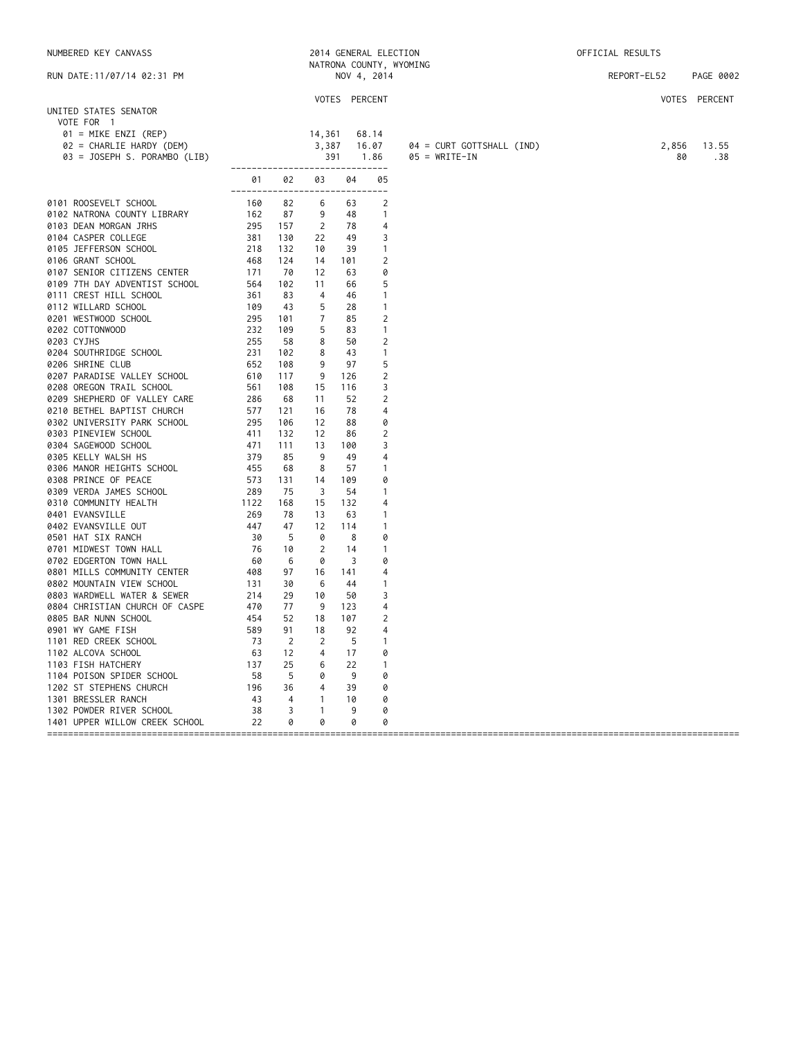NUMBERED KEY CANVASS

RUN DATE:11/07/14 02:31 PM

2014 GENERAL ELECTION
NATRONA COUNTY, WYOMING
NOV 4, 2014

OFFICIAL RESULTS

REPORT-EL52

## UNITED STATES SENATOR

VOTE FOR 1

| Candidate | VOTES | PERCENT |
|---|---|---|
| 01 = MIKE ENZI (REP) | 14,361 | 68.14 |
| 02 = CHARLIE HARDY (DEM) | 3,387 | 16.07 |
| 03 = JOSEPH S. PORAMBO (LIB) | 391 | 1.86 |
| 04 = CURT GOTTSHALL (IND) | 2,856 | 13.55 |
| 05 = WRITE-IN | 80 | .38 |

| Precinct | 01 | 02 | 03 | 04 | 05 |
|---|---|---|---|---|---|
| 0101 ROOSEVELT SCHOOL | 160 | 82 | 6 | 63 | 2 |
| 0102 NATRONA COUNTY LIBRARY | 162 | 87 | 9 | 48 | 1 |
| 0103 DEAN MORGAN JRHS | 295 | 157 | 2 | 78 | 4 |
| 0104 CASPER COLLEGE | 381 | 130 | 22 | 49 | 3 |
| 0105 JEFFERSON SCHOOL | 218 | 132 | 10 | 39 | 1 |
| 0106 GRANT SCHOOL | 468 | 124 | 14 | 101 | 2 |
| 0107 SENIOR CITIZENS CENTER | 171 | 70 | 12 | 63 | 0 |
| 0109 7TH DAY ADVENTIST SCHOOL | 564 | 102 | 11 | 66 | 5 |
| 0111 CREST HILL SCHOOL | 361 | 83 | 4 | 46 | 1 |
| 0112 WILLARD SCHOOL | 109 | 43 | 5 | 28 | 1 |
| 0201 WESTWOOD SCHOOL | 295 | 101 | 7 | 85 | 2 |
| 0202 COTTONWOOD | 232 | 109 | 5 | 83 | 1 |
| 0203 CYJHS | 255 | 58 | 8 | 50 | 2 |
| 0204 SOUTHRIDGE SCHOOL | 231 | 102 | 8 | 43 | 1 |
| 0206 SHRINE CLUB | 652 | 108 | 9 | 97 | 5 |
| 0207 PARADISE VALLEY SCHOOL | 610 | 117 | 9 | 126 | 2 |
| 0208 OREGON TRAIL SCHOOL | 561 | 108 | 15 | 116 | 3 |
| 0209 SHEPHERD OF VALLEY CARE | 286 | 68 | 11 | 52 | 2 |
| 0210 BETHEL BAPTIST CHURCH | 577 | 121 | 16 | 78 | 4 |
| 0302 UNIVERSITY PARK SCHOOL | 295 | 106 | 12 | 88 | 0 |
| 0303 PINEVIEW SCHOOL | 411 | 132 | 12 | 86 | 2 |
| 0304 SAGEWOOD SCHOOL | 471 | 111 | 13 | 100 | 3 |
| 0305 KELLY WALSH HS | 379 | 85 | 9 | 49 | 4 |
| 0306 MANOR HEIGHTS SCHOOL | 455 | 68 | 8 | 57 | 1 |
| 0308 PRINCE OF PEACE | 573 | 131 | 14 | 109 | 0 |
| 0309 VERDA JAMES SCHOOL | 289 | 75 | 3 | 54 | 1 |
| 0310 COMMUNITY HEALTH | 1122 | 168 | 15 | 132 | 4 |
| 0401 EVANSVILLE | 269 | 78 | 13 | 63 | 1 |
| 0402 EVANSVILLE OUT | 447 | 47 | 12 | 114 | 1 |
| 0501 HAT SIX RANCH | 30 | 5 | 0 | 8 | 0 |
| 0701 MIDWEST TOWN HALL | 76 | 10 | 2 | 14 | 1 |
| 0702 EDGERTON TOWN HALL | 60 | 6 | 0 | 3 | 0 |
| 0801 MILLS COMMUNITY CENTER | 408 | 97 | 16 | 141 | 4 |
| 0802 MOUNTAIN VIEW SCHOOL | 131 | 30 | 6 | 44 | 1 |
| 0803 WARDWELL WATER & SEWER | 214 | 29 | 10 | 50 | 3 |
| 0804 CHRISTIAN CHURCH OF CASPE | 470 | 77 | 9 | 123 | 4 |
| 0805 BAR NUNN SCHOOL | 454 | 52 | 18 | 107 | 2 |
| 0901 WY GAME FISH | 589 | 91 | 18 | 92 | 4 |
| 1101 RED CREEK SCHOOL | 73 | 2 | 2 | 5 | 1 |
| 1102 ALCOVA SCHOOL | 63 | 12 | 4 | 17 | 0 |
| 1103 FISH HATCHERY | 137 | 25 | 6 | 22 | 1 |
| 1104 POISON SPIDER SCHOOL | 58 | 5 | 0 | 9 | 0 |
| 1202 ST STEPHENS CHURCH | 196 | 36 | 4 | 39 | 0 |
| 1301 BRESSLER RANCH | 43 | 4 | 1 | 10 | 0 |
| 1302 POWDER RIVER SCHOOL | 38 | 3 | 1 | 9 | 0 |
| 1401 UPPER WILLOW CREEK SCHOOL | 22 | 0 | 0 | 0 | 0 |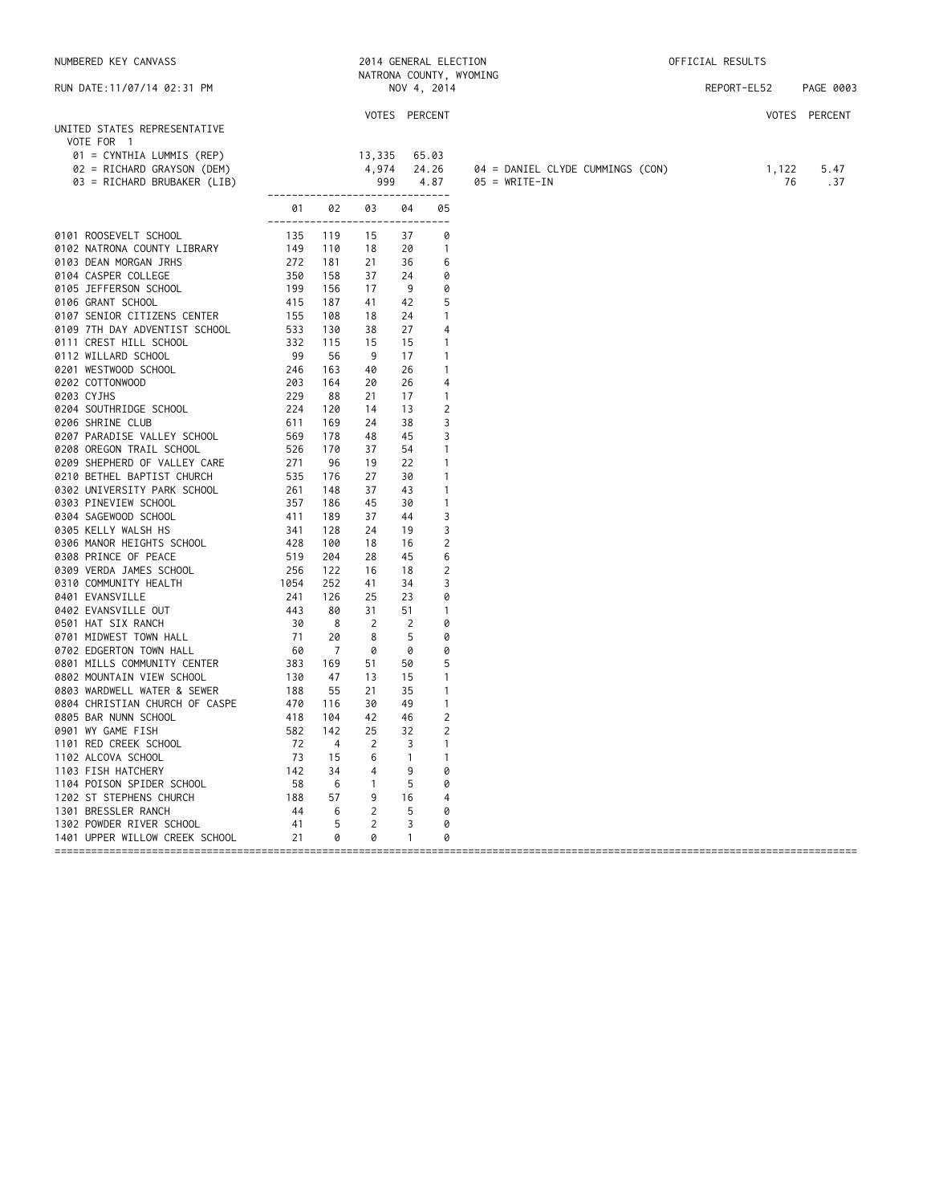NUMBERED KEY CANVASS — 2014 GENERAL ELECTION — NATRONA COUNTY, WYOMING — OFFICIAL RESULTS

RUN DATE:11/07/14 02:31 PM — NOV 4, 2014 — REPORT-EL52

## UNITED STATES REPRESENTATIVE

VOTE FOR 1

| Candidate | VOTES | PERCENT |
|---|---|---|
| 01 = CYNTHIA LUMMIS (REP) | 13,335 | 65.03 |
| 02 = RICHARD GRAYSON (DEM) | 4,974 | 24.26 |
| 03 = RICHARD BRUBAKER (LIB) | 999 | 4.87 |
| 04 = DANIEL CLYDE CUMMINGS (CON) | 1,122 | 5.47 |
| 05 = WRITE-IN | 76 | .37 |

| Precinct | 01 | 02 | 03 | 04 | 05 |
|---|---|---|---|---|---|
| 0101 ROOSEVELT SCHOOL | 135 | 119 | 15 | 37 | 0 |
| 0102 NATRONA COUNTY LIBRARY | 149 | 110 | 18 | 20 | 1 |
| 0103 DEAN MORGAN JRHS | 272 | 181 | 21 | 36 | 6 |
| 0104 CASPER COLLEGE | 350 | 158 | 37 | 24 | 0 |
| 0105 JEFFERSON SCHOOL | 199 | 156 | 17 | 9 | 0 |
| 0106 GRANT SCHOOL | 415 | 187 | 41 | 42 | 5 |
| 0107 SENIOR CITIZENS CENTER | 155 | 108 | 18 | 24 | 1 |
| 0109 7TH DAY ADVENTIST SCHOOL | 533 | 130 | 38 | 27 | 4 |
| 0111 CREST HILL SCHOOL | 332 | 115 | 15 | 15 | 1 |
| 0112 WILLARD SCHOOL | 99 | 56 | 9 | 17 | 1 |
| 0201 WESTWOOD SCHOOL | 246 | 163 | 40 | 26 | 1 |
| 0202 COTTONWOOD | 203 | 164 | 20 | 26 | 4 |
| 0203 CYJHS | 229 | 88 | 21 | 17 | 1 |
| 0204 SOUTHRIDGE SCHOOL | 224 | 120 | 14 | 13 | 2 |
| 0206 SHRINE CLUB | 611 | 169 | 24 | 38 | 3 |
| 0207 PARADISE VALLEY SCHOOL | 569 | 178 | 48 | 45 | 3 |
| 0208 OREGON TRAIL SCHOOL | 526 | 170 | 37 | 54 | 1 |
| 0209 SHEPHERD OF VALLEY CARE | 271 | 96 | 19 | 22 | 1 |
| 0210 BETHEL BAPTIST CHURCH | 535 | 176 | 27 | 30 | 1 |
| 0302 UNIVERSITY PARK SCHOOL | 261 | 148 | 37 | 43 | 1 |
| 0303 PINEVIEW SCHOOL | 357 | 186 | 45 | 30 | 1 |
| 0304 SAGEWOOD SCHOOL | 411 | 189 | 37 | 44 | 3 |
| 0305 KELLY WALSH HS | 341 | 128 | 24 | 19 | 3 |
| 0306 MANOR HEIGHTS SCHOOL | 428 | 100 | 18 | 16 | 2 |
| 0308 PRINCE OF PEACE | 519 | 204 | 28 | 45 | 6 |
| 0309 VERDA JAMES SCHOOL | 256 | 122 | 16 | 18 | 2 |
| 0310 COMMUNITY HEALTH | 1054 | 252 | 41 | 34 | 3 |
| 0401 EVANSVILLE | 241 | 126 | 25 | 23 | 0 |
| 0402 EVANSVILLE OUT | 443 | 80 | 31 | 51 | 1 |
| 0501 HAT SIX RANCH | 30 | 8 | 2 | 2 | 0 |
| 0701 MIDWEST TOWN HALL | 71 | 20 | 8 | 5 | 0 |
| 0702 EDGERTON TOWN HALL | 60 | 7 | 0 | 0 | 0 |
| 0801 MILLS COMMUNITY CENTER | 383 | 169 | 51 | 50 | 5 |
| 0802 MOUNTAIN VIEW SCHOOL | 130 | 47 | 13 | 15 | 1 |
| 0803 WARDWELL WATER & SEWER | 188 | 55 | 21 | 35 | 1 |
| 0804 CHRISTIAN CHURCH OF CASPE | 470 | 116 | 30 | 49 | 1 |
| 0805 BAR NUNN SCHOOL | 418 | 104 | 42 | 46 | 2 |
| 0901 WY GAME FISH | 582 | 142 | 25 | 32 | 2 |
| 1101 RED CREEK SCHOOL | 72 | 4 | 2 | 3 | 1 |
| 1102 ALCOVA SCHOOL | 73 | 15 | 6 | 1 | 1 |
| 1103 FISH HATCHERY | 142 | 34 | 4 | 9 | 0 |
| 1104 POISON SPIDER SCHOOL | 58 | 6 | 1 | 5 | 0 |
| 1202 ST STEPHENS CHURCH | 188 | 57 | 9 | 16 | 4 |
| 1301 BRESSLER RANCH | 44 | 6 | 2 | 5 | 0 |
| 1302 POWDER RIVER SCHOOL | 41 | 5 | 2 | 3 | 0 |
| 1401 UPPER WILLOW CREEK SCHOOL | 21 | 0 | 0 | 1 | 0 |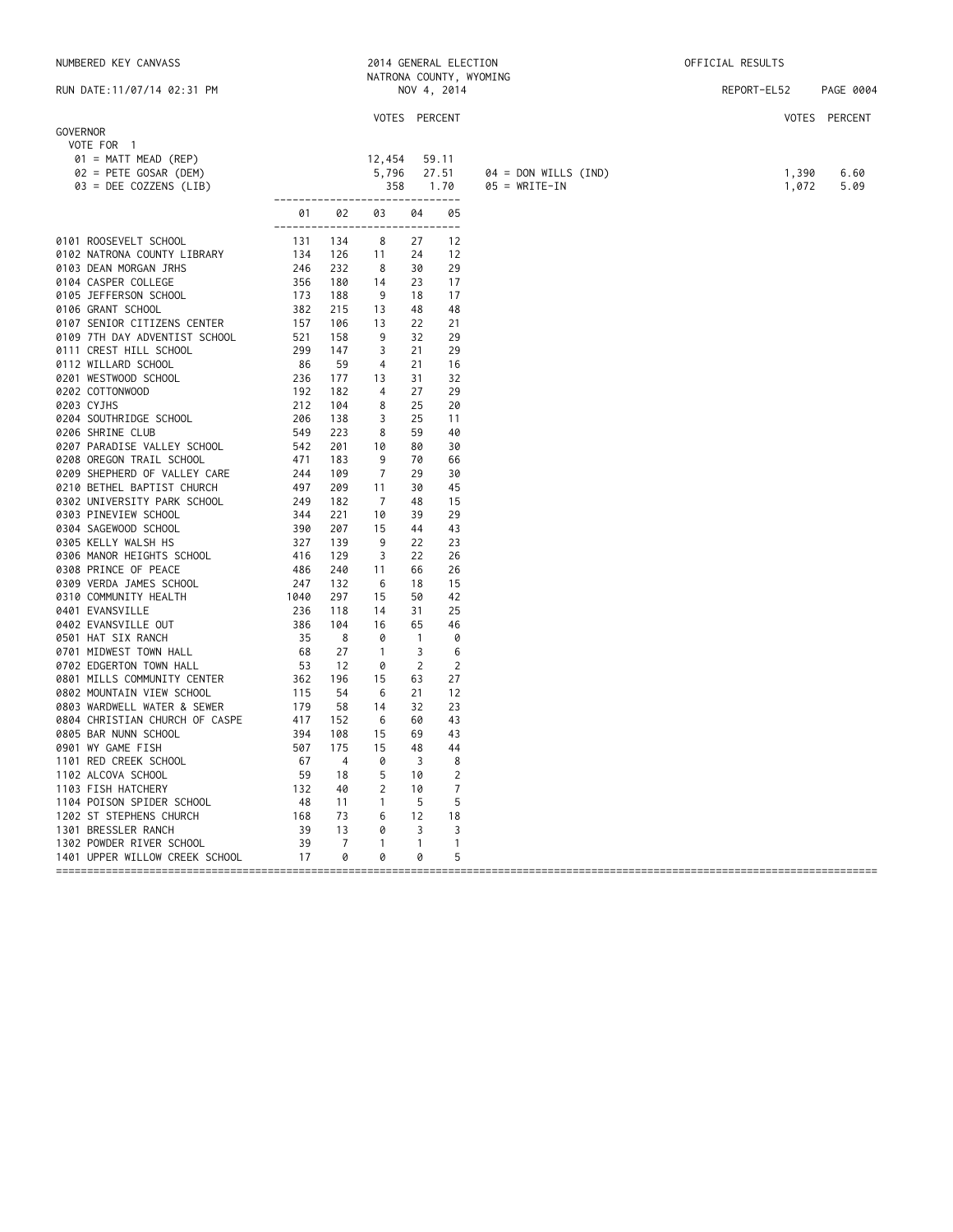NUMBERED KEY CANVASS — 2014 GENERAL ELECTION — NATRONA COUNTY, WYOMING — OFFICIAL RESULTS

RUN DATE:11/07/14 02:31 PM — NOV 4, 2014 — REPORT-EL52

## GOVERNOR

VOTE FOR 1

| Candidate | VOTES | PERCENT |
|---|---|---|
| 01 = MATT MEAD (REP) | 12,454 | 59.11 |
| 02 = PETE GOSAR (DEM) | 5,796 | 27.51 |
| 03 = DEE COZZENS (LIB) | 358 | 1.70 |
| 04 = DON WILLS (IND) | 1,390 | 6.60 |
| 05 = WRITE-IN | 1,072 | 5.09 |

| Precinct | 01 | 02 | 03 | 04 | 05 |
|---|---|---|---|---|---|
| 0101 ROOSEVELT SCHOOL | 131 | 134 | 8 | 27 | 12 |
| 0102 NATRONA COUNTY LIBRARY | 134 | 126 | 11 | 24 | 12 |
| 0103 DEAN MORGAN JRHS | 246 | 232 | 8 | 30 | 29 |
| 0104 CASPER COLLEGE | 356 | 180 | 14 | 23 | 17 |
| 0105 JEFFERSON SCHOOL | 173 | 188 | 9 | 18 | 17 |
| 0106 GRANT SCHOOL | 382 | 215 | 13 | 48 | 48 |
| 0107 SENIOR CITIZENS CENTER | 157 | 106 | 13 | 22 | 21 |
| 0109 7TH DAY ADVENTIST SCHOOL | 521 | 158 | 9 | 32 | 29 |
| 0111 CREST HILL SCHOOL | 299 | 147 | 3 | 21 | 29 |
| 0112 WILLARD SCHOOL | 86 | 59 | 4 | 21 | 16 |
| 0201 WESTWOOD SCHOOL | 236 | 177 | 13 | 31 | 32 |
| 0202 COTTONWOOD | 192 | 182 | 4 | 27 | 29 |
| 0203 CYJHS | 212 | 104 | 8 | 25 | 20 |
| 0204 SOUTHRIDGE SCHOOL | 206 | 138 | 3 | 25 | 11 |
| 0206 SHRINE CLUB | 549 | 223 | 8 | 59 | 40 |
| 0207 PARADISE VALLEY SCHOOL | 542 | 201 | 10 | 80 | 30 |
| 0208 OREGON TRAIL SCHOOL | 471 | 183 | 9 | 70 | 66 |
| 0209 SHEPHERD OF VALLEY CARE | 244 | 109 | 7 | 29 | 30 |
| 0210 BETHEL BAPTIST CHURCH | 497 | 209 | 11 | 30 | 45 |
| 0302 UNIVERSITY PARK SCHOOL | 249 | 182 | 7 | 48 | 15 |
| 0303 PINEVIEW SCHOOL | 344 | 221 | 10 | 39 | 29 |
| 0304 SAGEWOOD SCHOOL | 390 | 207 | 15 | 44 | 43 |
| 0305 KELLY WALSH HS | 327 | 139 | 9 | 22 | 23 |
| 0306 MANOR HEIGHTS SCHOOL | 416 | 129 | 3 | 22 | 26 |
| 0308 PRINCE OF PEACE | 486 | 240 | 11 | 66 | 26 |
| 0309 VERDA JAMES SCHOOL | 247 | 132 | 6 | 18 | 15 |
| 0310 COMMUNITY HEALTH | 1040 | 297 | 15 | 50 | 42 |
| 0401 EVANSVILLE | 236 | 118 | 14 | 31 | 25 |
| 0402 EVANSVILLE OUT | 386 | 104 | 16 | 65 | 46 |
| 0501 HAT SIX RANCH | 35 | 8 | 0 | 1 | 0 |
| 0701 MIDWEST TOWN HALL | 68 | 27 | 1 | 3 | 6 |
| 0702 EDGERTON TOWN HALL | 53 | 12 | 0 | 2 | 2 |
| 0801 MILLS COMMUNITY CENTER | 362 | 196 | 15 | 63 | 27 |
| 0802 MOUNTAIN VIEW SCHOOL | 115 | 54 | 6 | 21 | 12 |
| 0803 WARDWELL WATER & SEWER | 179 | 58 | 14 | 32 | 23 |
| 0804 CHRISTIAN CHURCH OF CASPE | 417 | 152 | 6 | 60 | 43 |
| 0805 BAR NUNN SCHOOL | 394 | 108 | 15 | 69 | 43 |
| 0901 WY GAME FISH | 507 | 175 | 15 | 48 | 44 |
| 1101 RED CREEK SCHOOL | 67 | 4 | 0 | 3 | 8 |
| 1102 ALCOVA SCHOOL | 59 | 18 | 5 | 10 | 2 |
| 1103 FISH HATCHERY | 132 | 40 | 2 | 10 | 7 |
| 1104 POISON SPIDER SCHOOL | 48 | 11 | 1 | 5 | 5 |
| 1202 ST STEPHENS CHURCH | 168 | 73 | 6 | 12 | 18 |
| 1301 BRESSLER RANCH | 39 | 13 | 0 | 3 | 3 |
| 1302 POWDER RIVER SCHOOL | 39 | 7 | 1 | 1 | 1 |
| 1401 UPPER WILLOW CREEK SCHOOL | 17 | 0 | 0 | 0 | 5 |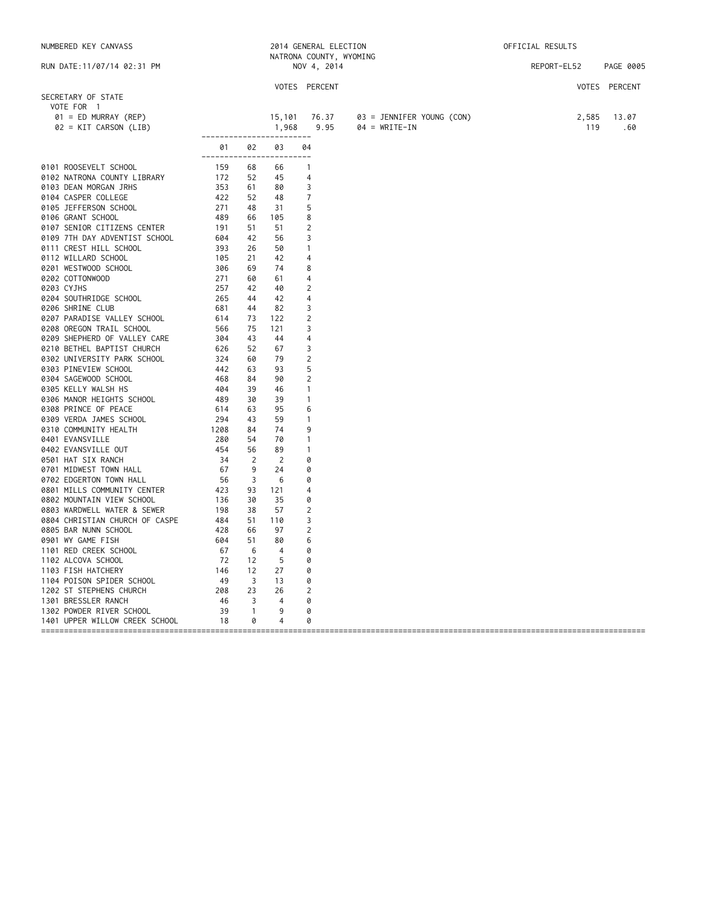NUMBERED KEY CANVASS — 2014 GENERAL ELECTION — NATRONA COUNTY, WYOMING — NOV 4, 2014 — OFFICIAL RESULTS

RUN DATE:11/07/14 02:31 PM — REPORT-EL52

## SECRETARY OF STATE

VOTE FOR 1

| | VOTES | PERCENT |
|---|---|---|
| 01 = ED MURRAY (REP) | 15,101 | 76.37 |
| 02 = KIT CARSON (LIB) | 1,968 | 9.95 |
| 03 = JENNIFER YOUNG (CON) | 2,585 | 13.07 |
| 04 = WRITE-IN | 119 | .60 |

| Precinct | 01 | 02 | 03 | 04 |
|---|---|---|---|---|
| 0101 ROOSEVELT SCHOOL | 159 | 68 | 66 | 1 |
| 0102 NATRONA COUNTY LIBRARY | 172 | 52 | 45 | 4 |
| 0103 DEAN MORGAN JRHS | 353 | 61 | 80 | 3 |
| 0104 CASPER COLLEGE | 422 | 52 | 48 | 7 |
| 0105 JEFFERSON SCHOOL | 271 | 48 | 31 | 5 |
| 0106 GRANT SCHOOL | 489 | 66 | 105 | 8 |
| 0107 SENIOR CITIZENS CENTER | 191 | 51 | 51 | 2 |
| 0109 7TH DAY ADVENTIST SCHOOL | 604 | 42 | 56 | 3 |
| 0111 CREST HILL SCHOOL | 393 | 26 | 50 | 1 |
| 0112 WILLARD SCHOOL | 105 | 21 | 42 | 4 |
| 0201 WESTWOOD SCHOOL | 306 | 69 | 74 | 8 |
| 0202 COTTONWOOD | 271 | 60 | 61 | 4 |
| 0203 CYJHS | 257 | 42 | 40 | 2 |
| 0204 SOUTHRIDGE SCHOOL | 265 | 44 | 42 | 4 |
| 0206 SHRINE CLUB | 681 | 44 | 82 | 3 |
| 0207 PARADISE VALLEY SCHOOL | 614 | 73 | 122 | 2 |
| 0208 OREGON TRAIL SCHOOL | 566 | 75 | 121 | 3 |
| 0209 SHEPHERD OF VALLEY CARE | 304 | 43 | 44 | 4 |
| 0210 BETHEL BAPTIST CHURCH | 626 | 52 | 67 | 3 |
| 0302 UNIVERSITY PARK SCHOOL | 324 | 60 | 79 | 2 |
| 0303 PINEVIEW SCHOOL | 442 | 63 | 93 | 5 |
| 0304 SAGEWOOD SCHOOL | 468 | 84 | 90 | 2 |
| 0305 KELLY WALSH HS | 404 | 39 | 46 | 1 |
| 0306 MANOR HEIGHTS SCHOOL | 489 | 30 | 39 | 1 |
| 0308 PRINCE OF PEACE | 614 | 63 | 95 | 6 |
| 0309 VERDA JAMES SCHOOL | 294 | 43 | 59 | 1 |
| 0310 COMMUNITY HEALTH | 1208 | 84 | 74 | 9 |
| 0401 EVANSVILLE | 280 | 54 | 70 | 1 |
| 0402 EVANSVILLE OUT | 454 | 56 | 89 | 1 |
| 0501 HAT SIX RANCH | 34 | 2 | 2 | 0 |
| 0701 MIDWEST TOWN HALL | 67 | 9 | 24 | 0 |
| 0702 EDGERTON TOWN HALL | 56 | 3 | 6 | 0 |
| 0801 MILLS COMMUNITY CENTER | 423 | 93 | 121 | 4 |
| 0802 MOUNTAIN VIEW SCHOOL | 136 | 30 | 35 | 0 |
| 0803 WARDWELL WATER & SEWER | 198 | 38 | 57 | 2 |
| 0804 CHRISTIAN CHURCH OF CASPE | 484 | 51 | 110 | 3 |
| 0805 BAR NUNN SCHOOL | 428 | 66 | 97 | 2 |
| 0901 WY GAME FISH | 604 | 51 | 80 | 6 |
| 1101 RED CREEK SCHOOL | 67 | 6 | 4 | 0 |
| 1102 ALCOVA SCHOOL | 72 | 12 | 5 | 0 |
| 1103 FISH HATCHERY | 146 | 12 | 27 | 0 |
| 1104 POISON SPIDER SCHOOL | 49 | 3 | 13 | 0 |
| 1202 ST STEPHENS CHURCH | 208 | 23 | 26 | 2 |
| 1301 BRESSLER RANCH | 46 | 3 | 4 | 0 |
| 1302 POWDER RIVER SCHOOL | 39 | 1 | 9 | 0 |
| 1401 UPPER WILLOW CREEK SCHOOL | 18 | 0 | 4 | 0 |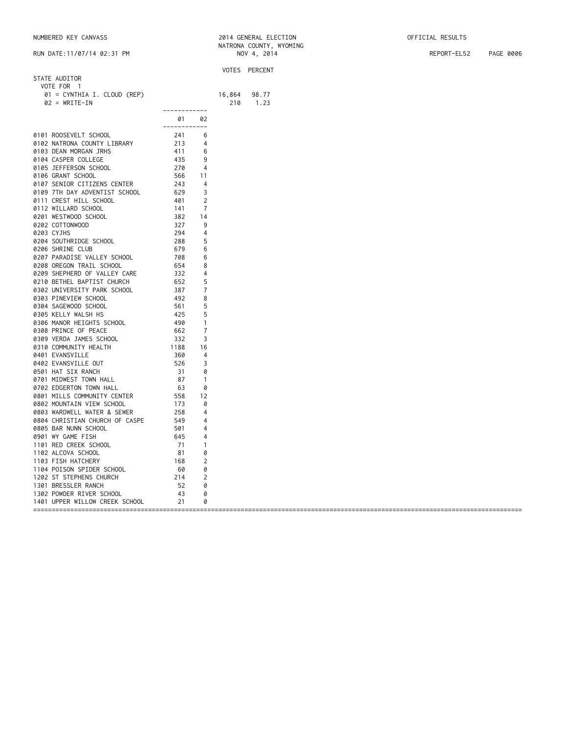NUMBERED KEY CANVASS

RUN DATE:11/07/14 02:31 PM

2014 GENERAL ELECTION
NATRONA COUNTY, WYOMING
NOV 4, 2014

OFFICIAL RESULTS

REPORT-EL52

## STATE AUDITOR

VOTE FOR 1

| | VOTES | PERCENT |
|---|---|---|
| 01 = CYNTHIA I. CLOUD (REP) | 16,864 | 98.77 |
| 02 = WRITE-IN | 210 | 1.23 |

| | 01 | 02 |
|---|---|---|
| 0101 ROOSEVELT SCHOOL | 241 | 6 |
| 0102 NATRONA COUNTY LIBRARY | 213 | 4 |
| 0103 DEAN MORGAN JRHS | 411 | 6 |
| 0104 CASPER COLLEGE | 435 | 9 |
| 0105 JEFFERSON SCHOOL | 270 | 4 |
| 0106 GRANT SCHOOL | 566 | 11 |
| 0107 SENIOR CITIZENS CENTER | 243 | 4 |
| 0109 7TH DAY ADVENTIST SCHOOL | 629 | 3 |
| 0111 CREST HILL SCHOOL | 401 | 2 |
| 0112 WILLARD SCHOOL | 141 | 7 |
| 0201 WESTWOOD SCHOOL | 382 | 14 |
| 0202 COTTONWOOD | 327 | 9 |
| 0203 CYJHS | 294 | 4 |
| 0204 SOUTHRIDGE SCHOOL | 288 | 5 |
| 0206 SHRINE CLUB | 679 | 6 |
| 0207 PARADISE VALLEY SCHOOL | 708 | 6 |
| 0208 OREGON TRAIL SCHOOL | 654 | 8 |
| 0209 SHEPHERD OF VALLEY CARE | 332 | 4 |
| 0210 BETHEL BAPTIST CHURCH | 652 | 5 |
| 0302 UNIVERSITY PARK SCHOOL | 387 | 7 |
| 0303 PINEVIEW SCHOOL | 492 | 8 |
| 0304 SAGEWOOD SCHOOL | 561 | 5 |
| 0305 KELLY WALSH HS | 425 | 5 |
| 0306 MANOR HEIGHTS SCHOOL | 490 | 1 |
| 0308 PRINCE OF PEACE | 662 | 7 |
| 0309 VERDA JAMES SCHOOL | 332 | 3 |
| 0310 COMMUNITY HEALTH | 1188 | 16 |
| 0401 EVANSVILLE | 360 | 4 |
| 0402 EVANSVILLE OUT | 526 | 3 |
| 0501 HAT SIX RANCH | 31 | 0 |
| 0701 MIDWEST TOWN HALL | 87 | 1 |
| 0702 EDGERTON TOWN HALL | 63 | 0 |
| 0801 MILLS COMMUNITY CENTER | 558 | 12 |
| 0802 MOUNTAIN VIEW SCHOOL | 173 | 0 |
| 0803 WARDWELL WATER & SEWER | 258 | 4 |
| 0804 CHRISTIAN CHURCH OF CASPE | 549 | 4 |
| 0805 BAR NUNN SCHOOL | 501 | 4 |
| 0901 WY GAME FISH | 645 | 4 |
| 1101 RED CREEK SCHOOL | 71 | 1 |
| 1102 ALCOVA SCHOOL | 81 | 0 |
| 1103 FISH HATCHERY | 168 | 2 |
| 1104 POISON SPIDER SCHOOL | 60 | 0 |
| 1202 ST STEPHENS CHURCH | 214 | 2 |
| 1301 BRESSLER RANCH | 52 | 0 |
| 1302 POWDER RIVER SCHOOL | 43 | 0 |
| 1401 UPPER WILLOW CREEK SCHOOL | 21 | 0 |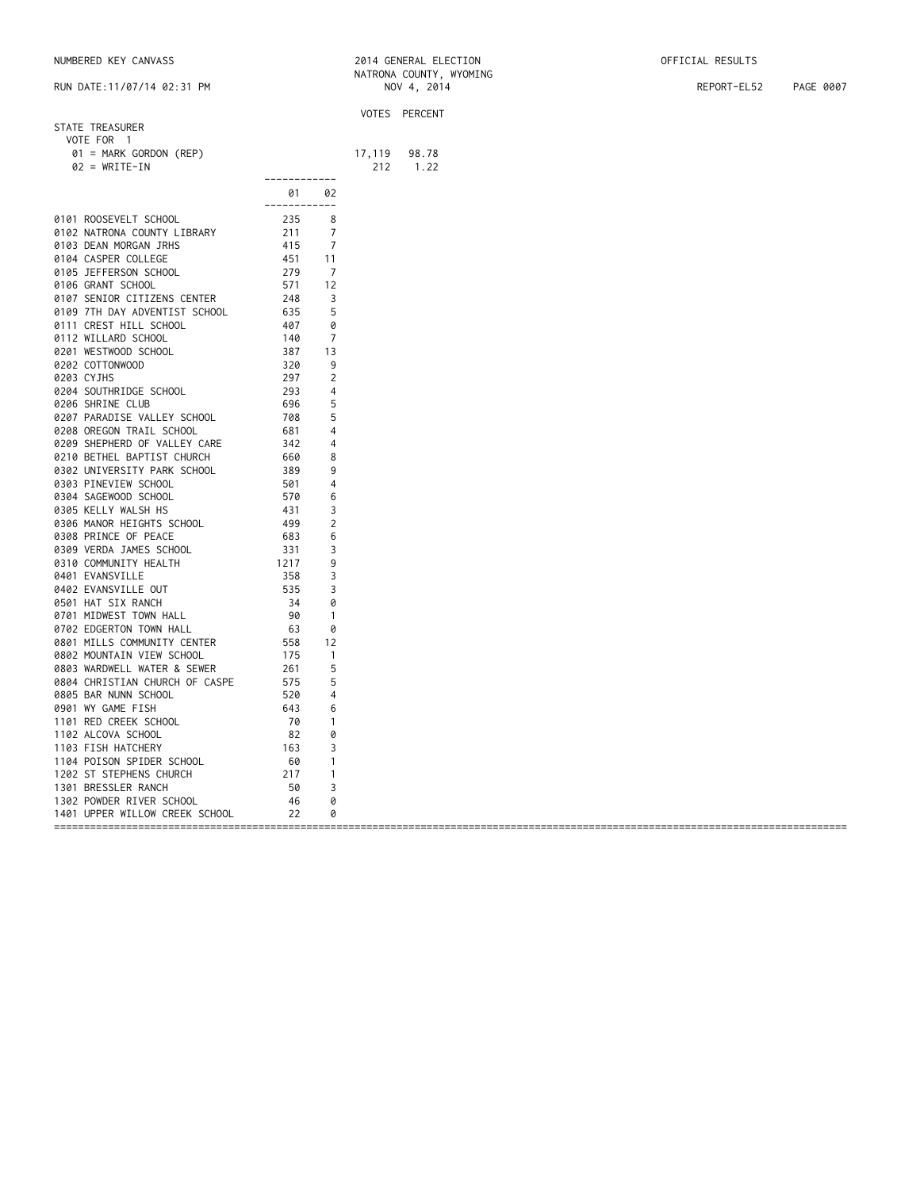NUMBERED KEY CANVASS

2014 GENERAL ELECTION
NATRONA COUNTY, WYOMING
NOV 4, 2014

OFFICIAL RESULTS

RUN DATE:11/07/14 02:31 PM

## STATE TREASURER

VOTE FOR 1

| | VOTES | PERCENT |
|---|---|---|
| 01 = MARK GORDON (REP) | 17,119 | 98.78 |
| 02 = WRITE-IN | 212 | 1.22 |

| | 01 | 02 |
|---|---|---|
| 0101 ROOSEVELT SCHOOL | 235 | 8 |
| 0102 NATRONA COUNTY LIBRARY | 211 | 7 |
| 0103 DEAN MORGAN JRHS | 415 | 7 |
| 0104 CASPER COLLEGE | 451 | 11 |
| 0105 JEFFERSON SCHOOL | 279 | 7 |
| 0106 GRANT SCHOOL | 571 | 12 |
| 0107 SENIOR CITIZENS CENTER | 248 | 3 |
| 0109 7TH DAY ADVENTIST SCHOOL | 635 | 5 |
| 0111 CREST HILL SCHOOL | 407 | 0 |
| 0112 WILLARD SCHOOL | 140 | 7 |
| 0201 WESTWOOD SCHOOL | 387 | 13 |
| 0202 COTTONWOOD | 320 | 9 |
| 0203 CYJHS | 297 | 2 |
| 0204 SOUTHRIDGE SCHOOL | 293 | 4 |
| 0206 SHRINE CLUB | 696 | 5 |
| 0207 PARADISE VALLEY SCHOOL | 708 | 5 |
| 0208 OREGON TRAIL SCHOOL | 681 | 4 |
| 0209 SHEPHERD OF VALLEY CARE | 342 | 4 |
| 0210 BETHEL BAPTIST CHURCH | 660 | 8 |
| 0302 UNIVERSITY PARK SCHOOL | 389 | 9 |
| 0303 PINEVIEW SCHOOL | 501 | 4 |
| 0304 SAGEWOOD SCHOOL | 570 | 6 |
| 0305 KELLY WALSH HS | 431 | 3 |
| 0306 MANOR HEIGHTS SCHOOL | 499 | 2 |
| 0308 PRINCE OF PEACE | 683 | 6 |
| 0309 VERDA JAMES SCHOOL | 331 | 3 |
| 0310 COMMUNITY HEALTH | 1217 | 9 |
| 0401 EVANSVILLE | 358 | 3 |
| 0402 EVANSVILLE OUT | 535 | 3 |
| 0501 HAT SIX RANCH | 34 | 0 |
| 0701 MIDWEST TOWN HALL | 90 | 1 |
| 0702 EDGERTON TOWN HALL | 63 | 0 |
| 0801 MILLS COMMUNITY CENTER | 558 | 12 |
| 0802 MOUNTAIN VIEW SCHOOL | 175 | 1 |
| 0803 WARDWELL WATER & SEWER | 261 | 5 |
| 0804 CHRISTIAN CHURCH OF CASPE | 575 | 5 |
| 0805 BAR NUNN SCHOOL | 520 | 4 |
| 0901 WY GAME FISH | 643 | 6 |
| 1101 RED CREEK SCHOOL | 70 | 1 |
| 1102 ALCOVA SCHOOL | 82 | 0 |
| 1103 FISH HATCHERY | 163 | 3 |
| 1104 POISON SPIDER SCHOOL | 60 | 1 |
| 1202 ST STEPHENS CHURCH | 217 | 1 |
| 1301 BRESSLER RANCH | 50 | 3 |
| 1302 POWDER RIVER SCHOOL | 46 | 0 |
| 1401 UPPER WILLOW CREEK SCHOOL | 22 | 0 |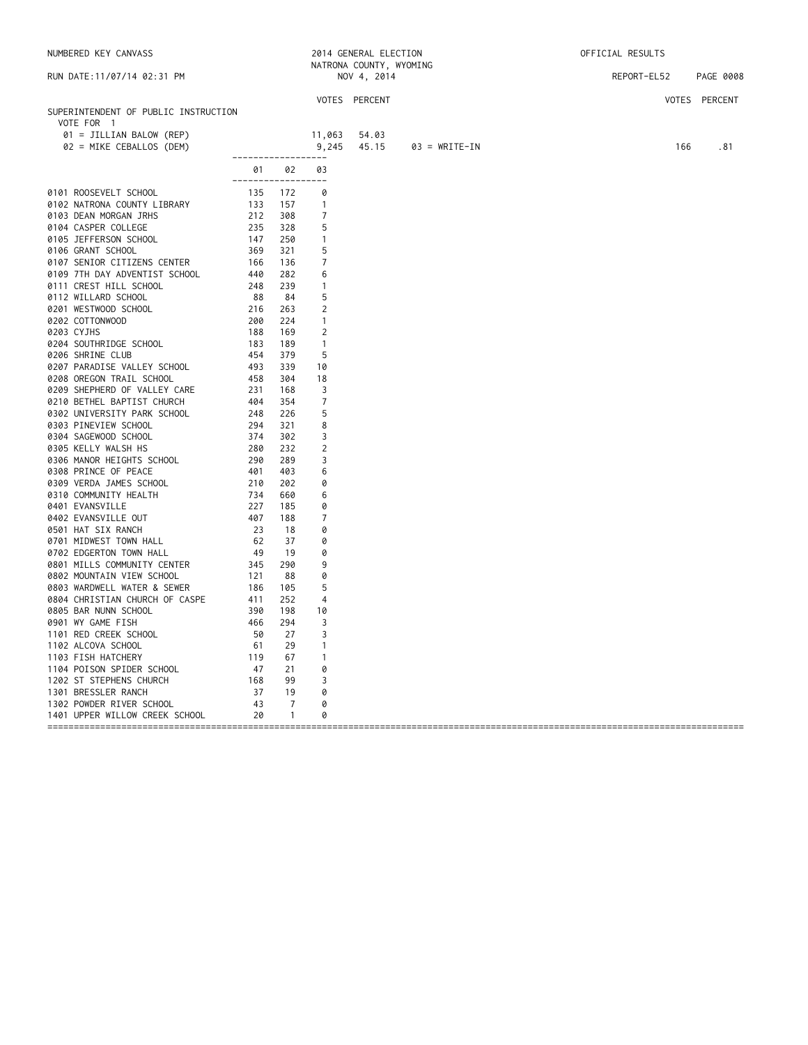NUMBERED KEY CANVASS — 2014 GENERAL ELECTION — NATRONA COUNTY, WYOMING — NOV 4, 2014 — OFFICIAL RESULTS

RUN DATE:11/07/14 02:31 PM — REPORT-EL52

## SUPERINTENDENT OF PUBLIC INSTRUCTION

VOTE FOR 1

| Candidate | VOTES | PERCENT |
|---|---|---|
| 01 = JILLIAN BALOW (REP) | 11,063 | 54.03 |
| 02 = MIKE CEBALLOS (DEM) | 9,245 | 45.15 |
| 03 = WRITE-IN | 166 | .81 |

| Precinct | 01 | 02 | 03 |
|---|---|---|---|
| 0101 ROOSEVELT SCHOOL | 135 | 172 | 0 |
| 0102 NATRONA COUNTY LIBRARY | 133 | 157 | 1 |
| 0103 DEAN MORGAN JRHS | 212 | 308 | 7 |
| 0104 CASPER COLLEGE | 235 | 328 | 5 |
| 0105 JEFFERSON SCHOOL | 147 | 250 | 1 |
| 0106 GRANT SCHOOL | 369 | 321 | 5 |
| 0107 SENIOR CITIZENS CENTER | 166 | 136 | 7 |
| 0109 7TH DAY ADVENTIST SCHOOL | 440 | 282 | 6 |
| 0111 CREST HILL SCHOOL | 248 | 239 | 1 |
| 0112 WILLARD SCHOOL | 88 | 84 | 5 |
| 0201 WESTWOOD SCHOOL | 216 | 263 | 2 |
| 0202 COTTONWOOD | 200 | 224 | 1 |
| 0203 CYJHS | 188 | 169 | 2 |
| 0204 SOUTHRIDGE SCHOOL | 183 | 189 | 1 |
| 0206 SHRINE CLUB | 454 | 379 | 5 |
| 0207 PARADISE VALLEY SCHOOL | 493 | 339 | 10 |
| 0208 OREGON TRAIL SCHOOL | 458 | 304 | 18 |
| 0209 SHEPHERD OF VALLEY CARE | 231 | 168 | 3 |
| 0210 BETHEL BAPTIST CHURCH | 404 | 354 | 7 |
| 0302 UNIVERSITY PARK SCHOOL | 248 | 226 | 5 |
| 0303 PINEVIEW SCHOOL | 294 | 321 | 8 |
| 0304 SAGEWOOD SCHOOL | 374 | 302 | 3 |
| 0305 KELLY WALSH HS | 280 | 232 | 2 |
| 0306 MANOR HEIGHTS SCHOOL | 290 | 289 | 3 |
| 0308 PRINCE OF PEACE | 401 | 403 | 6 |
| 0309 VERDA JAMES SCHOOL | 210 | 202 | 0 |
| 0310 COMMUNITY HEALTH | 734 | 660 | 6 |
| 0401 EVANSVILLE | 227 | 185 | 0 |
| 0402 EVANSVILLE OUT | 407 | 188 | 7 |
| 0501 HAT SIX RANCH | 23 | 18 | 0 |
| 0701 MIDWEST TOWN HALL | 62 | 37 | 0 |
| 0702 EDGERTON TOWN HALL | 49 | 19 | 0 |
| 0801 MILLS COMMUNITY CENTER | 345 | 290 | 9 |
| 0802 MOUNTAIN VIEW SCHOOL | 121 | 88 | 0 |
| 0803 WARDWELL WATER & SEWER | 186 | 105 | 5 |
| 0804 CHRISTIAN CHURCH OF CASPE | 411 | 252 | 4 |
| 0805 BAR NUNN SCHOOL | 390 | 198 | 10 |
| 0901 WY GAME FISH | 466 | 294 | 3 |
| 1101 RED CREEK SCHOOL | 50 | 27 | 3 |
| 1102 ALCOVA SCHOOL | 61 | 29 | 1 |
| 1103 FISH HATCHERY | 119 | 67 | 1 |
| 1104 POISON SPIDER SCHOOL | 47 | 21 | 0 |
| 1202 ST STEPHENS CHURCH | 168 | 99 | 3 |
| 1301 BRESSLER RANCH | 37 | 19 | 0 |
| 1302 POWDER RIVER SCHOOL | 43 | 7 | 0 |
| 1401 UPPER WILLOW CREEK SCHOOL | 20 | 1 | 0 |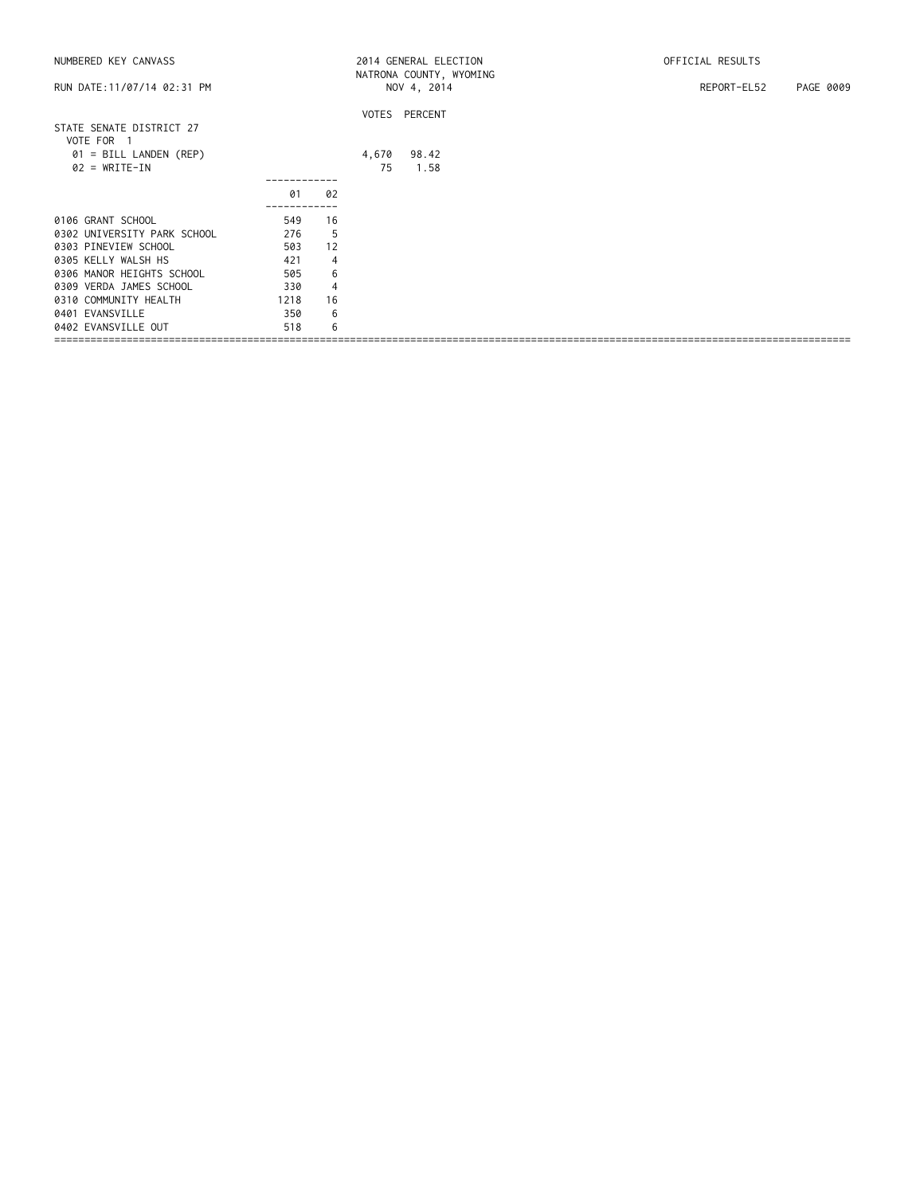STATE SENATE DISTRICT 27
VOTE FOR 1

| | VOTES | PERCENT |
|---|---|---|
| 01 = BILL LANDEN (REP) | 4,670 | 98.42 |
| 02 = WRITE-IN | 75 | 1.58 |

| | 01 | 02 |
|---|---|---|
| 0106 GRANT SCHOOL | 549 | 16 |
| 0302 UNIVERSITY PARK SCHOOL | 276 | 5 |
| 0303 PINEVIEW SCHOOL | 503 | 12 |
| 0305 KELLY WALSH HS | 421 | 4 |
| 0306 MANOR HEIGHTS SCHOOL | 505 | 6 |
| 0309 VERDA JAMES SCHOOL | 330 | 4 |
| 0310 COMMUNITY HEALTH | 1218 | 16 |
| 0401 EVANSVILLE | 350 | 6 |
| 0402 EVANSVILLE OUT | 518 | 6 |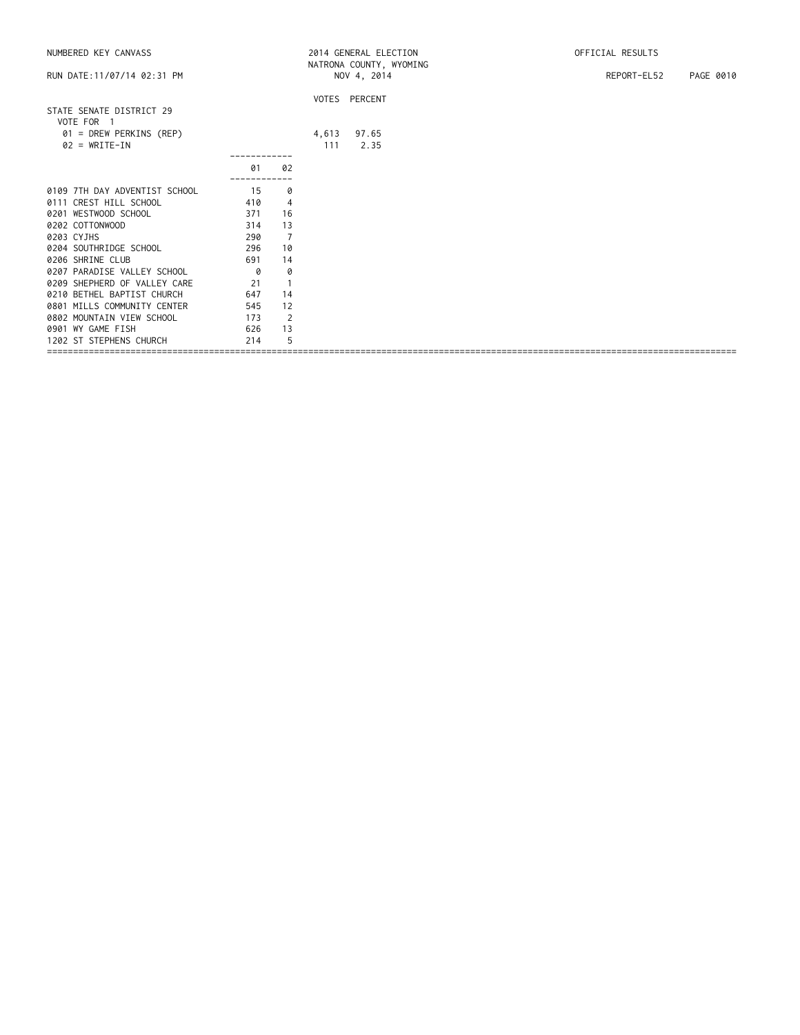NUMBERED KEY CANVASS

RUN DATE:11/07/14 02:31 PM

2014 GENERAL ELECTION
NATRONA COUNTY, WYOMING
NOV 4, 2014

OFFICIAL RESULTS

REPORT-EL52

## STATE SENATE DISTRICT 29

VOTE FOR 1

| | VOTES | PERCENT |
|---|---|---|
| 01 = DREW PERKINS (REP) | 4,613 | 97.65 |
| 02 = WRITE-IN | 111 | 2.35 |

| | 01 | 02 |
|---|---|---|
| 0109 7TH DAY ADVENTIST SCHOOL | 15 | 0 |
| 0111 CREST HILL SCHOOL | 410 | 4 |
| 0201 WESTWOOD SCHOOL | 371 | 16 |
| 0202 COTTONWOOD | 314 | 13 |
| 0203 CYJHS | 290 | 7 |
| 0204 SOUTHRIDGE SCHOOL | 296 | 10 |
| 0206 SHRINE CLUB | 691 | 14 |
| 0207 PARADISE VALLEY SCHOOL | 0 | 0 |
| 0209 SHEPHERD OF VALLEY CARE | 21 | 1 |
| 0210 BETHEL BAPTIST CHURCH | 647 | 14 |
| 0801 MILLS COMMUNITY CENTER | 545 | 12 |
| 0802 MOUNTAIN VIEW SCHOOL | 173 | 2 |
| 0901 WY GAME FISH | 626 | 13 |
| 1202 ST STEPHENS CHURCH | 214 | 5 |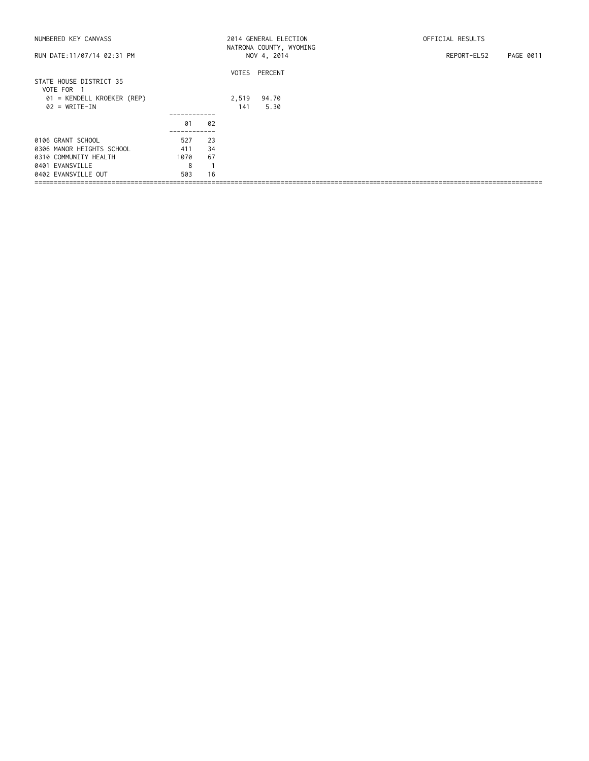NUMBERED KEY CANVASS

2014 GENERAL ELECTION
NATRONA COUNTY, WYOMING
NOV 4, 2014

OFFICIAL RESULTS

RUN DATE:11/07/14 02:31 PM

REPORT-EL52

## STATE HOUSE DISTRICT 35

VOTE FOR 1

| | VOTES | PERCENT |
|---|---|---|
| 01 = KENDELL KROEKER (REP) | 2,519 | 94.70 |
| 02 = WRITE-IN | 141 | 5.30 |

| | 01 | 02 |
|---|---|---|
| 0106 GRANT SCHOOL | 527 | 23 |
| 0306 MANOR HEIGHTS SCHOOL | 411 | 34 |
| 0310 COMMUNITY HEALTH | 1070 | 67 |
| 0401 EVANSVILLE | 8 | 1 |
| 0402 EVANSVILLE OUT | 503 | 16 |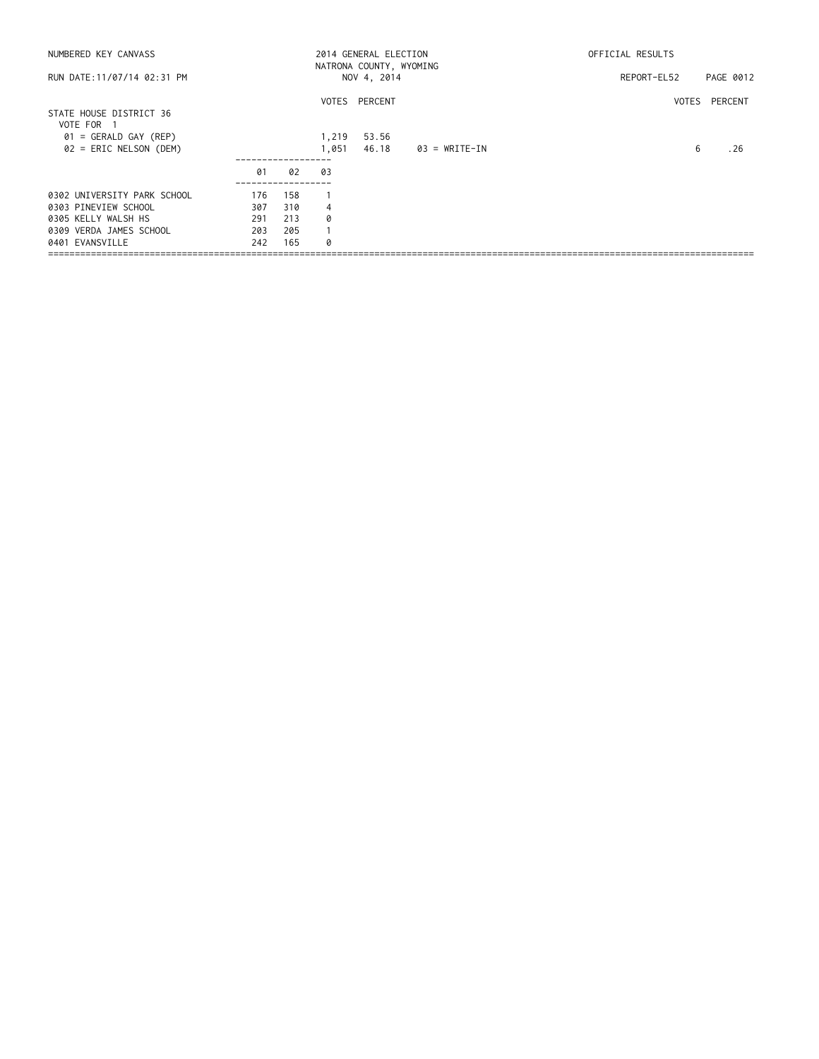NUMBERED KEY CANVASS — 2014 GENERAL ELECTION — NATRONA COUNTY, WYOMING — NOV 4, 2014 — OFFICIAL RESULTS

RUN DATE:11/07/14 02:31 PM — REPORT-EL52

## STATE HOUSE DISTRICT 36

VOTE FOR 1

| | VOTES | PERCENT |
|---|---|---|
| 01 = GERALD GAY (REP) | 1,219 | 53.56 |
| 02 = ERIC NELSON (DEM) | 1,051 | 46.18 |
| 03 = WRITE-IN | 6 | .26 |

| | 01 | 02 | 03 |
|---|---|---|---|
| 0302 UNIVERSITY PARK SCHOOL | 176 | 158 | 1 |
| 0303 PINEVIEW SCHOOL | 307 | 310 | 4 |
| 0305 KELLY WALSH HS | 291 | 213 | 0 |
| 0309 VERDA JAMES SCHOOL | 203 | 205 | 1 |
| 0401 EVANSVILLE | 242 | 165 | 0 |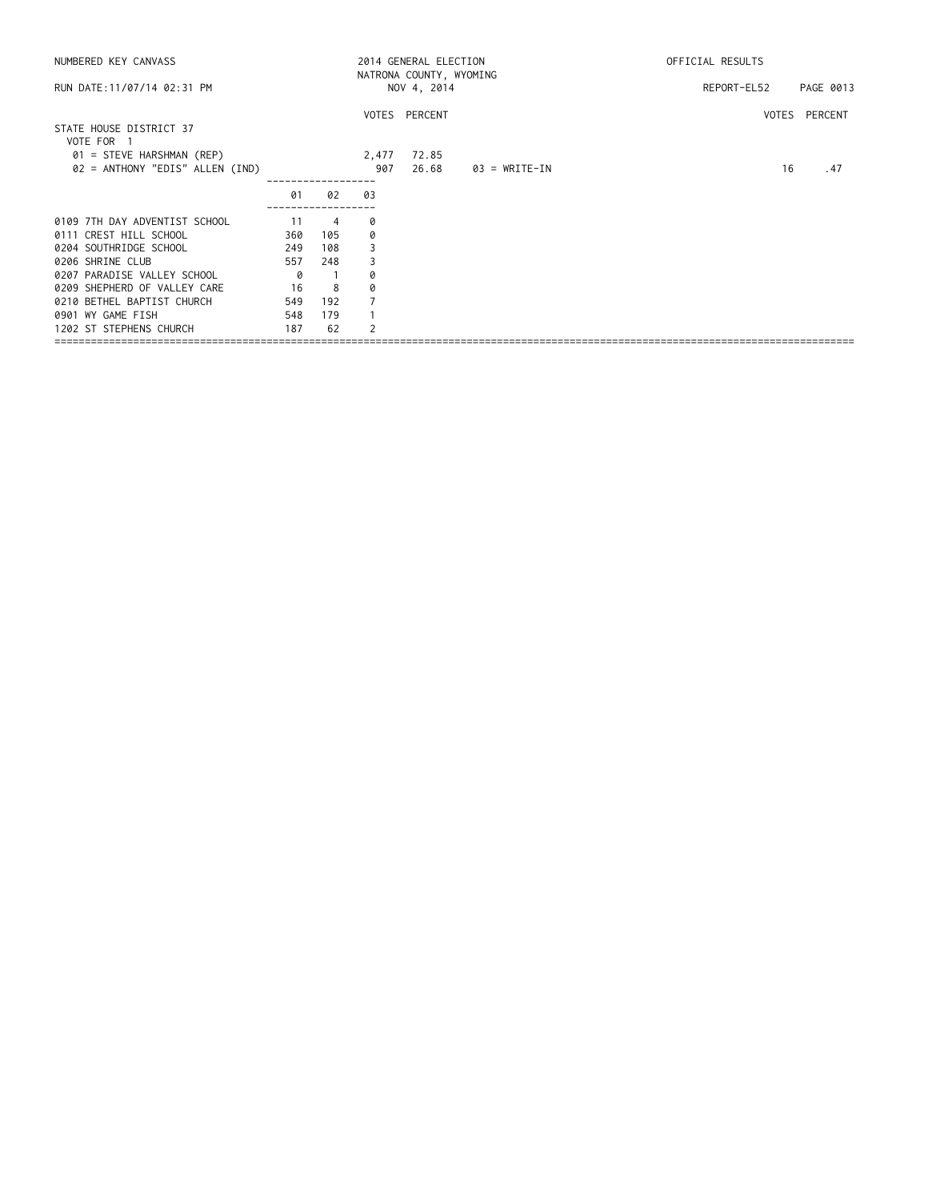NUMBERED KEY CANVASS — 2014 GENERAL ELECTION — NATRONA COUNTY, WYOMING — NOV 4, 2014 — OFFICIAL RESULTS

RUN DATE:11/07/14 02:31 PM — REPORT-EL52

## STATE HOUSE DISTRICT 37

VOTE FOR 1

| Candidate | VOTES | PERCENT |
|---|---|---|
| 01 = STEVE HARSHMAN (REP) | 2,477 | 72.85 |
| 02 = ANTHONY "EDIS" ALLEN (IND) | 907 | 26.68 |
| 03 = WRITE-IN | 16 | .47 |

| Precinct | 01 | 02 | 03 |
|---|---|---|---|
| 0109 7TH DAY ADVENTIST SCHOOL | 11 | 4 | 0 |
| 0111 CREST HILL SCHOOL | 360 | 105 | 0 |
| 0204 SOUTHRIDGE SCHOOL | 249 | 108 | 3 |
| 0206 SHRINE CLUB | 557 | 248 | 3 |
| 0207 PARADISE VALLEY SCHOOL | 0 | 1 | 0 |
| 0209 SHEPHERD OF VALLEY CARE | 16 | 8 | 0 |
| 0210 BETHEL BAPTIST CHURCH | 549 | 192 | 7 |
| 0901 WY GAME FISH | 548 | 179 | 1 |
| 1202 ST STEPHENS CHURCH | 187 | 62 | 2 |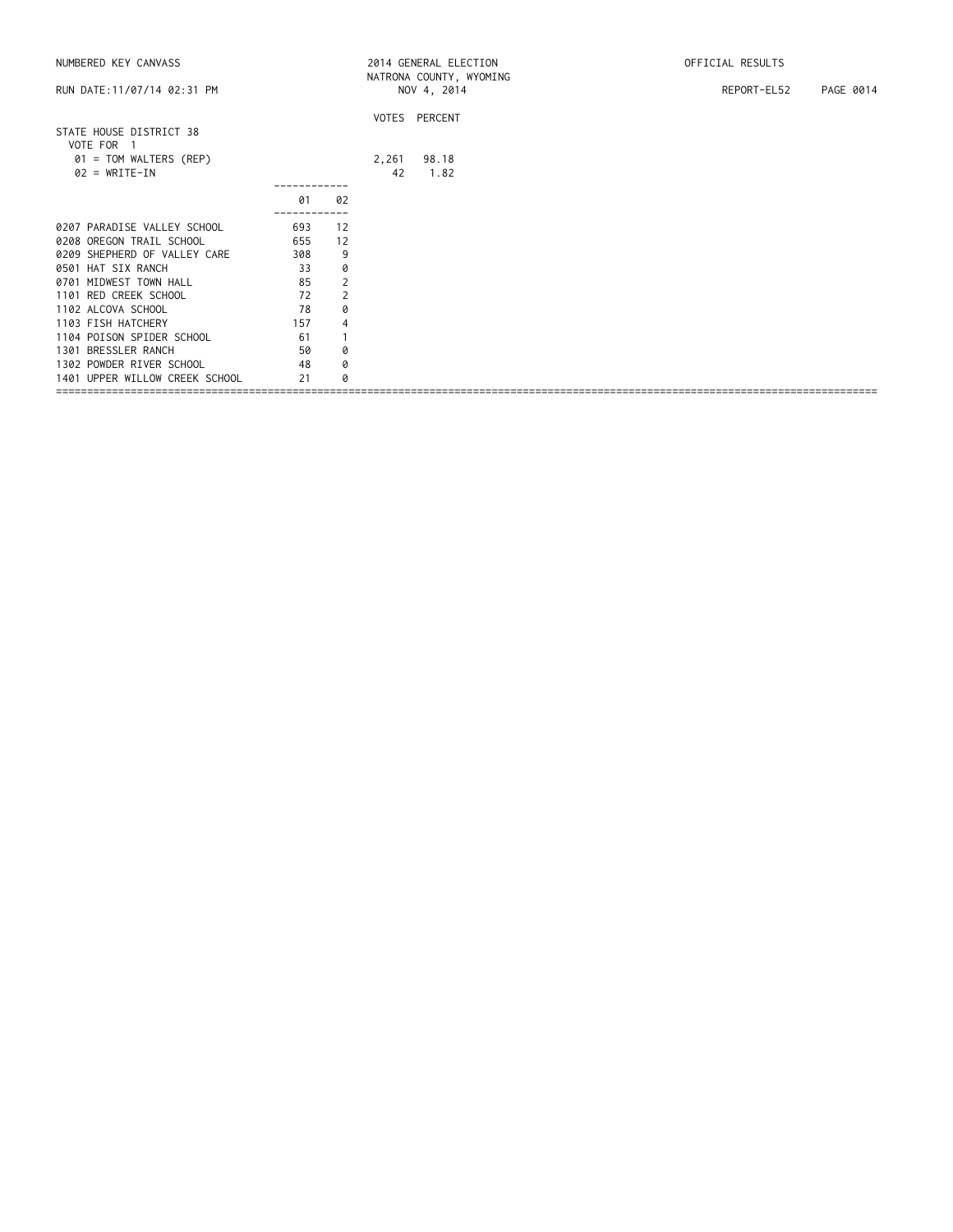## STATE HOUSE DISTRICT 38

VOTE FOR 1

| | VOTES | PERCENT |
|---|---|---|
| 01 = TOM WALTERS (REP) | 2,261 | 98.18 |
| 02 = WRITE-IN | 42 | 1.82 |

| | 01 | 02 |
|---|---|---|
| 0207 PARADISE VALLEY SCHOOL | 693 | 12 |
| 0208 OREGON TRAIL SCHOOL | 655 | 12 |
| 0209 SHEPHERD OF VALLEY CARE | 308 | 9 |
| 0501 HAT SIX RANCH | 33 | 0 |
| 0701 MIDWEST TOWN HALL | 85 | 2 |
| 1101 RED CREEK SCHOOL | 72 | 2 |
| 1102 ALCOVA SCHOOL | 78 | 0 |
| 1103 FISH HATCHERY | 157 | 4 |
| 1104 POISON SPIDER SCHOOL | 61 | 1 |
| 1301 BRESSLER RANCH | 50 | 0 |
| 1302 POWDER RIVER SCHOOL | 48 | 0 |
| 1401 UPPER WILLOW CREEK SCHOOL | 21 | 0 |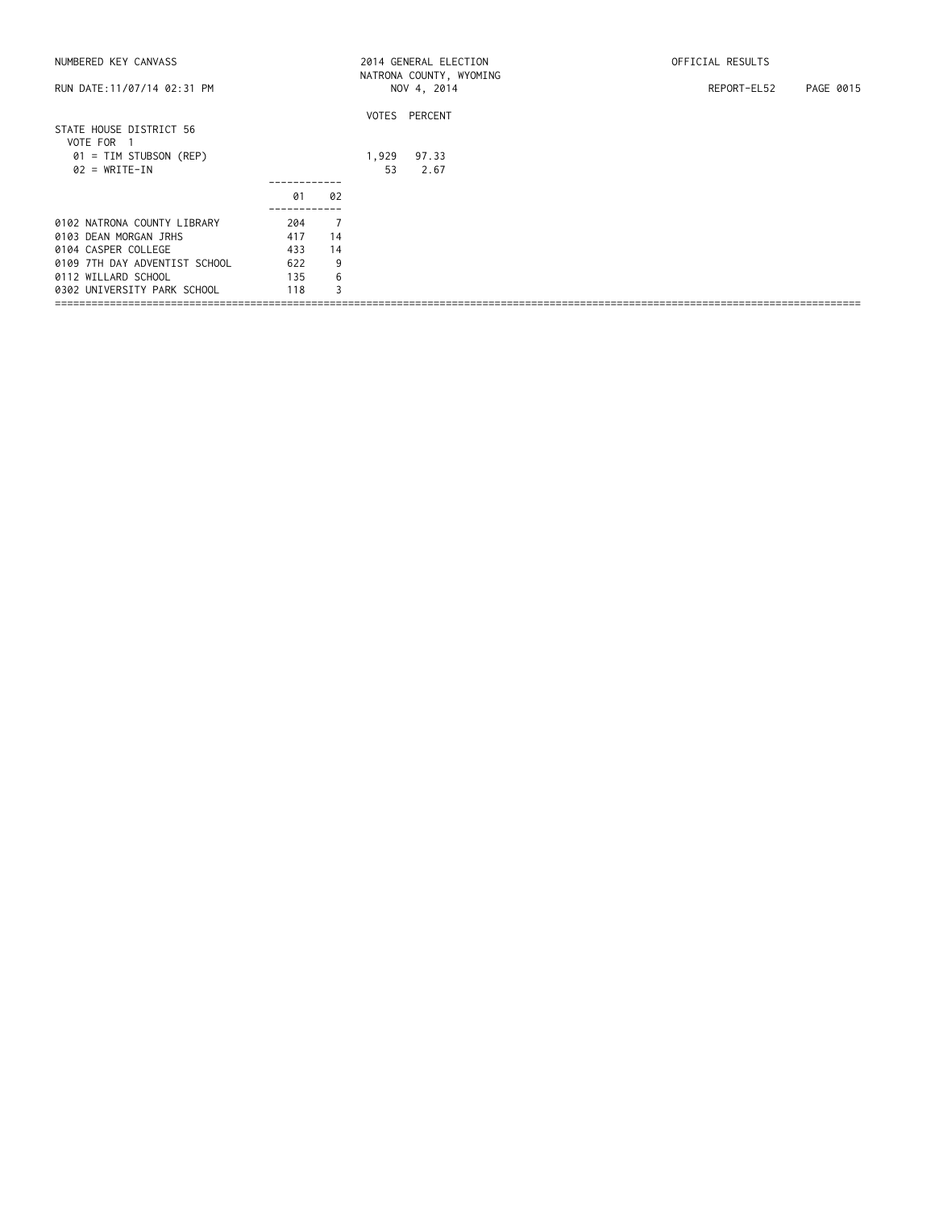NUMBERED KEY CANVASS — 2014 GENERAL ELECTION — NATRONA COUNTY, WYOMING — NOV 4, 2014 — OFFICIAL RESULTS

RUN DATE:11/07/14 02:31 PM — REPORT-EL52

## STATE HOUSE DISTRICT 56

VOTE FOR 1

| | VOTES | PERCENT |
|---|---|---|
| 01 = TIM STUBSON (REP) | 1,929 | 97.33 |
| 02 = WRITE-IN | 53 | 2.67 |

| | 01 | 02 |
|---|---|---|
| 0102 NATRONA COUNTY LIBRARY | 204 | 7 |
| 0103 DEAN MORGAN JRHS | 417 | 14 |
| 0104 CASPER COLLEGE | 433 | 14 |
| 0109 7TH DAY ADVENTIST SCHOOL | 622 | 9 |
| 0112 WILLARD SCHOOL | 135 | 6 |
| 0302 UNIVERSITY PARK SCHOOL | 118 | 3 |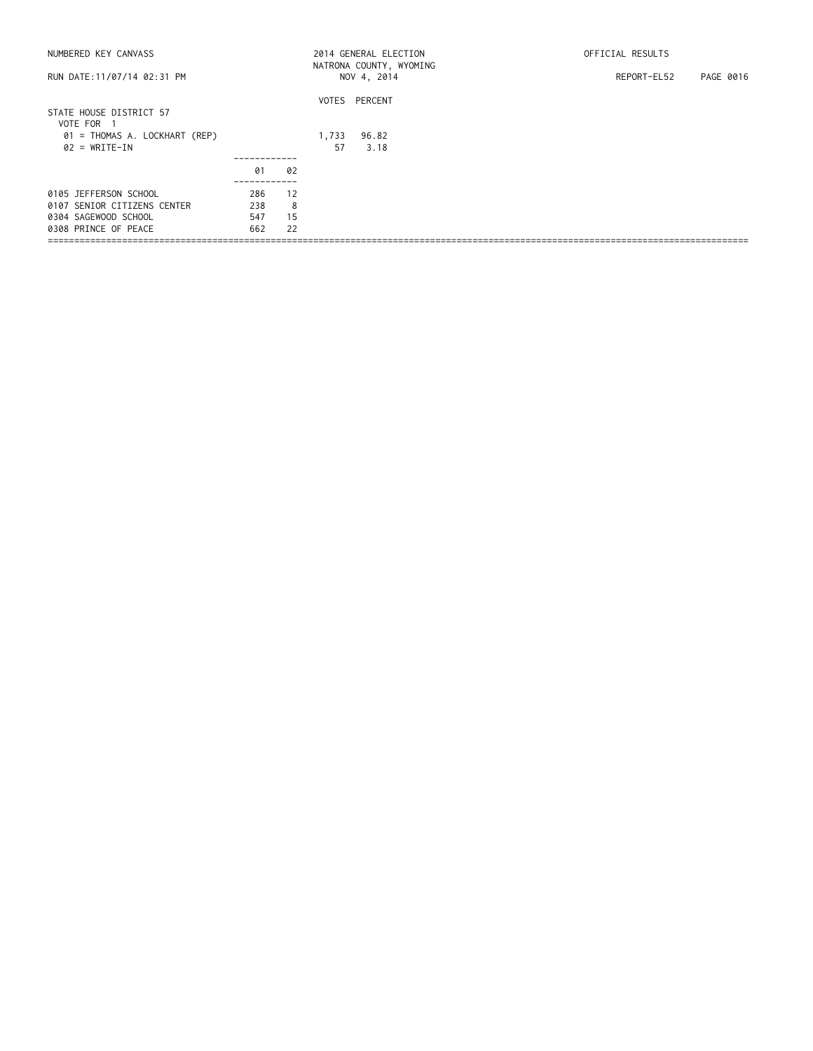## STATE HOUSE DISTRICT 57

VOTE FOR 1

| Candidate | VOTES | PERCENT |
|---|---|---|
| 01 = THOMAS A. LOCKHART (REP) | 1,733 | 96.82 |
| 02 = WRITE-IN | 57 | 3.18 |

| Precinct | 01 | 02 |
|---|---|---|
| 0105 JEFFERSON SCHOOL | 286 | 12 |
| 0107 SENIOR CITIZENS CENTER | 238 | 8 |
| 0304 SAGEWOOD SCHOOL | 547 | 15 |
| 0308 PRINCE OF PEACE | 662 | 22 |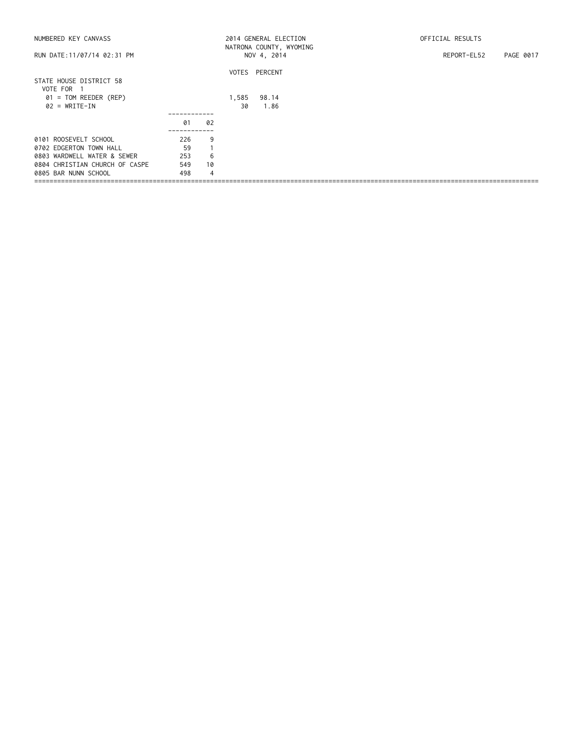NUMBERED KEY CANVASS — 2014 GENERAL ELECTION — NATRONA COUNTY, WYOMING — NOV 4, 2014 — OFFICIAL RESULTS

RUN DATE:11/07/14 02:31 PM — REPORT-EL52

## STATE HOUSE DISTRICT 58

VOTE FOR 1

| Candidate | VOTES | PERCENT |
|---|---|---|
| 01 = TOM REEDER (REP) | 1,585 | 98.14 |
| 02 = WRITE-IN | 30 | 1.86 |

| Precinct | 01 | 02 |
|---|---|---|
| 0101 ROOSEVELT SCHOOL | 226 | 9 |
| 0702 EDGERTON TOWN HALL | 59 | 1 |
| 0803 WARDWELL WATER & SEWER | 253 | 6 |
| 0804 CHRISTIAN CHURCH OF CASPE | 549 | 10 |
| 0805 BAR NUNN SCHOOL | 498 | 4 |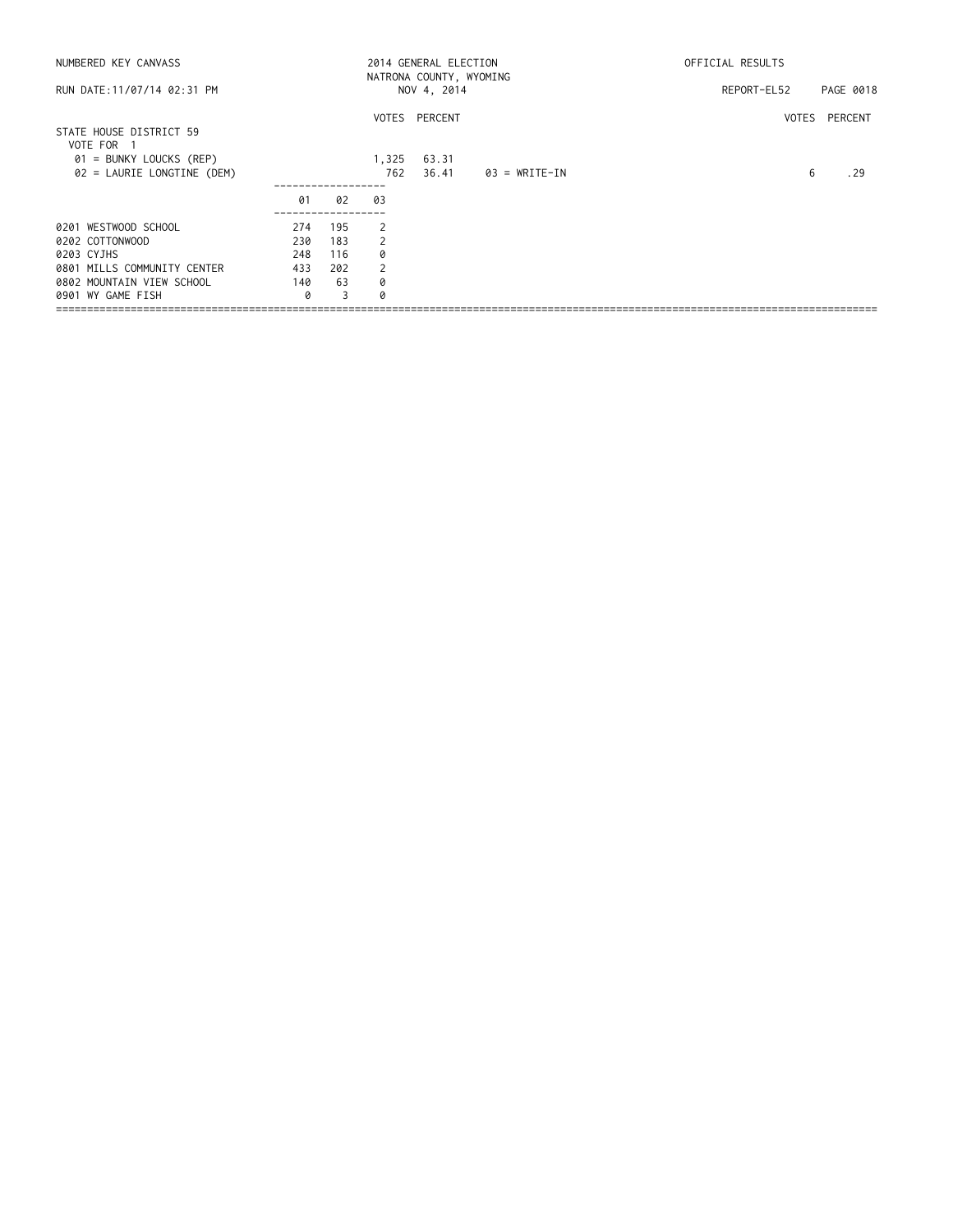NUMBERED KEY CANVASS

RUN DATE:11/07/14 02:31 PM

2014 GENERAL ELECTION
NATRONA COUNTY, WYOMING
NOV 4, 2014

OFFICIAL RESULTS

REPORT-EL52

## STATE HOUSE DISTRICT 59

VOTE FOR 1

| | VOTES | PERCENT |
|---|---|---|
| 01 = BUNKY LOUCKS (REP) | 1,325 | 63.31 |
| 02 = LAURIE LONGTINE (DEM) | 762 | 36.41 |
| 03 = WRITE-IN | 6 | .29 |

| | 01 | 02 | 03 |
|---|---|---|---|
| 0201 WESTWOOD SCHOOL | 274 | 195 | 2 |
| 0202 COTTONWOOD | 230 | 183 | 2 |
| 0203 CYJHS | 248 | 116 | 0 |
| 0801 MILLS COMMUNITY CENTER | 433 | 202 | 2 |
| 0802 MOUNTAIN VIEW SCHOOL | 140 | 63 | 0 |
| 0901 WY GAME FISH | 0 | 3 | 0 |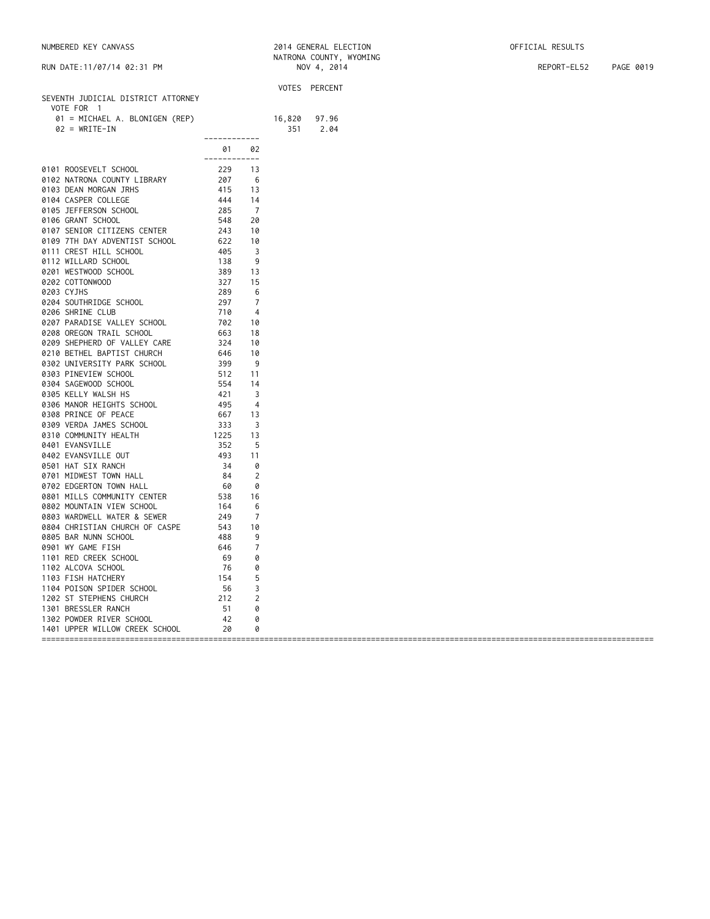## SEVENTH JUDICIAL DISTRICT ATTORNEY

VOTE FOR 1

| | VOTES | PERCENT |
|---|---|---|
| 01 = MICHAEL A. BLONIGEN (REP) | 16,820 | 97.96 |
| 02 = WRITE-IN | 351 | 2.04 |

| | 01 | 02 |
|---|---|---|
| 0101 ROOSEVELT SCHOOL | 229 | 13 |
| 0102 NATRONA COUNTY LIBRARY | 207 | 6 |
| 0103 DEAN MORGAN JRHS | 415 | 13 |
| 0104 CASPER COLLEGE | 444 | 14 |
| 0105 JEFFERSON SCHOOL | 285 | 7 |
| 0106 GRANT SCHOOL | 548 | 20 |
| 0107 SENIOR CITIZENS CENTER | 243 | 10 |
| 0109 7TH DAY ADVENTIST SCHOOL | 622 | 10 |
| 0111 CREST HILL SCHOOL | 405 | 3 |
| 0112 WILLARD SCHOOL | 138 | 9 |
| 0201 WESTWOOD SCHOOL | 389 | 13 |
| 0202 COTTONWOOD | 327 | 15 |
| 0203 CYJHS | 289 | 6 |
| 0204 SOUTHRIDGE SCHOOL | 297 | 7 |
| 0206 SHRINE CLUB | 710 | 4 |
| 0207 PARADISE VALLEY SCHOOL | 702 | 10 |
| 0208 OREGON TRAIL SCHOOL | 663 | 18 |
| 0209 SHEPHERD OF VALLEY CARE | 324 | 10 |
| 0210 BETHEL BAPTIST CHURCH | 646 | 10 |
| 0302 UNIVERSITY PARK SCHOOL | 399 | 9 |
| 0303 PINEVIEW SCHOOL | 512 | 11 |
| 0304 SAGEWOOD SCHOOL | 554 | 14 |
| 0305 KELLY WALSH HS | 421 | 3 |
| 0306 MANOR HEIGHTS SCHOOL | 495 | 4 |
| 0308 PRINCE OF PEACE | 667 | 13 |
| 0309 VERDA JAMES SCHOOL | 333 | 3 |
| 0310 COMMUNITY HEALTH | 1225 | 13 |
| 0401 EVANSVILLE | 352 | 5 |
| 0402 EVANSVILLE OUT | 493 | 11 |
| 0501 HAT SIX RANCH | 34 | 0 |
| 0701 MIDWEST TOWN HALL | 84 | 2 |
| 0702 EDGERTON TOWN HALL | 60 | 0 |
| 0801 MILLS COMMUNITY CENTER | 538 | 16 |
| 0802 MOUNTAIN VIEW SCHOOL | 164 | 6 |
| 0803 WARDWELL WATER & SEWER | 249 | 7 |
| 0804 CHRISTIAN CHURCH OF CASPE | 543 | 10 |
| 0805 BAR NUNN SCHOOL | 488 | 9 |
| 0901 WY GAME FISH | 646 | 7 |
| 1101 RED CREEK SCHOOL | 69 | 0 |
| 1102 ALCOVA SCHOOL | 76 | 0 |
| 1103 FISH HATCHERY | 154 | 5 |
| 1104 POISON SPIDER SCHOOL | 56 | 3 |
| 1202 ST STEPHENS CHURCH | 212 | 2 |
| 1301 BRESSLER RANCH | 51 | 0 |
| 1302 POWDER RIVER SCHOOL | 42 | 0 |
| 1401 UPPER WILLOW CREEK SCHOOL | 20 | 0 |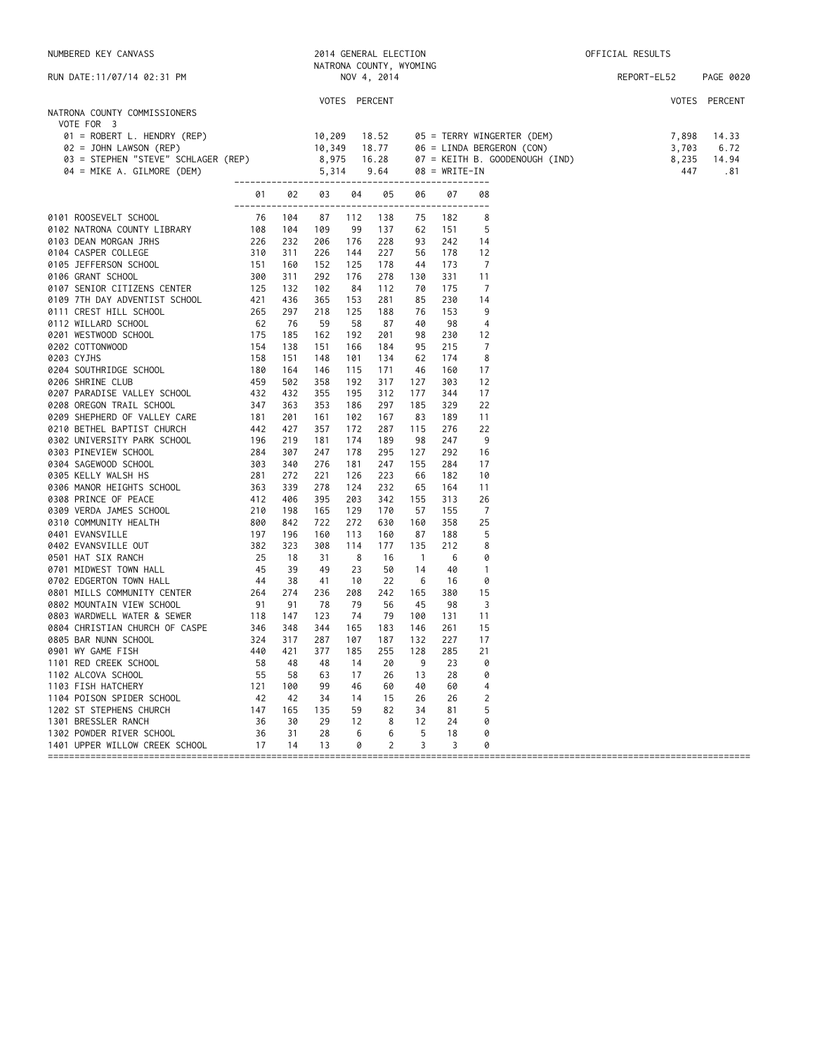NUMBERED KEY CANVASS

2014 GENERAL ELECTION
NATRONA COUNTY, WYOMING
NOV 4, 2014

OFFICIAL RESULTS

RUN DATE:11/07/14 02:31 PM

REPORT-EL52

## NATRONA COUNTY COMMISSIONERS

VOTE FOR 3

| Candidate | VOTES | PERCENT |
|---|---|---|
| 01 = ROBERT L. HENDRY (REP) | 10,209 | 18.52 |
| 02 = JOHN LAWSON (REP) | 10,349 | 18.77 |
| 03 = STEPHEN "STEVE" SCHLAGER (REP) | 8,975 | 16.28 |
| 04 = MIKE A. GILMORE (DEM) | 5,314 | 9.64 |
| 05 = TERRY WINGERTER (DEM) | 7,898 | 14.33 |
| 06 = LINDA BERGERON (CON) | 3,703 | 6.72 |
| 07 = KEITH B. GOODENOUGH (IND) | 8,235 | 14.94 |
| 08 = WRITE-IN | 447 | .81 |

| Precinct | 01 | 02 | 03 | 04 | 05 | 06 | 07 | 08 |
|---|---|---|---|---|---|---|---|---|
| 0101 ROOSEVELT SCHOOL | 76 | 104 | 87 | 112 | 138 | 75 | 182 | 8 |
| 0102 NATRONA COUNTY LIBRARY | 108 | 104 | 109 | 99 | 137 | 62 | 151 | 5 |
| 0103 DEAN MORGAN JRHS | 226 | 232 | 206 | 176 | 228 | 93 | 242 | 14 |
| 0104 CASPER COLLEGE | 310 | 311 | 226 | 144 | 227 | 56 | 178 | 12 |
| 0105 JEFFERSON SCHOOL | 151 | 160 | 152 | 125 | 178 | 44 | 173 | 7 |
| 0106 GRANT SCHOOL | 300 | 311 | 292 | 176 | 278 | 130 | 331 | 11 |
| 0107 SENIOR CITIZENS CENTER | 125 | 132 | 102 | 84 | 112 | 70 | 175 | 7 |
| 0109 7TH DAY ADVENTIST SCHOOL | 421 | 436 | 365 | 153 | 281 | 85 | 230 | 14 |
| 0111 CREST HILL SCHOOL | 265 | 297 | 218 | 125 | 188 | 76 | 153 | 9 |
| 0112 WILLARD SCHOOL | 62 | 76 | 59 | 58 | 87 | 40 | 98 | 4 |
| 0201 WESTWOOD SCHOOL | 175 | 185 | 162 | 192 | 201 | 98 | 230 | 12 |
| 0202 COTTONWOOD | 154 | 138 | 151 | 166 | 184 | 95 | 215 | 7 |
| 0203 CYJHS | 158 | 151 | 148 | 101 | 134 | 62 | 174 | 8 |
| 0204 SOUTHRIDGE SCHOOL | 180 | 164 | 146 | 115 | 171 | 46 | 160 | 17 |
| 0206 SHRINE CLUB | 459 | 502 | 358 | 192 | 317 | 127 | 303 | 12 |
| 0207 PARADISE VALLEY SCHOOL | 432 | 432 | 355 | 195 | 312 | 177 | 344 | 17 |
| 0208 OREGON TRAIL SCHOOL | 347 | 363 | 353 | 186 | 297 | 185 | 329 | 22 |
| 0209 SHEPHERD OF VALLEY CARE | 181 | 201 | 161 | 102 | 167 | 83 | 189 | 11 |
| 0210 BETHEL BAPTIST CHURCH | 442 | 427 | 357 | 172 | 287 | 115 | 276 | 22 |
| 0302 UNIVERSITY PARK SCHOOL | 196 | 219 | 181 | 174 | 189 | 98 | 247 | 9 |
| 0303 PINEVIEW SCHOOL | 284 | 307 | 247 | 178 | 295 | 127 | 292 | 16 |
| 0304 SAGEWOOD SCHOOL | 303 | 340 | 276 | 181 | 247 | 155 | 284 | 17 |
| 0305 KELLY WALSH HS | 281 | 272 | 221 | 126 | 223 | 66 | 182 | 10 |
| 0306 MANOR HEIGHTS SCHOOL | 363 | 339 | 278 | 124 | 232 | 65 | 164 | 11 |
| 0308 PRINCE OF PEACE | 412 | 406 | 395 | 203 | 342 | 155 | 313 | 26 |
| 0309 VERDA JAMES SCHOOL | 210 | 198 | 165 | 129 | 170 | 57 | 155 | 7 |
| 0310 COMMUNITY HEALTH | 800 | 842 | 722 | 272 | 630 | 160 | 358 | 25 |
| 0401 EVANSVILLE | 197 | 196 | 160 | 113 | 160 | 87 | 188 | 5 |
| 0402 EVANSVILLE OUT | 382 | 323 | 308 | 114 | 177 | 135 | 212 | 8 |
| 0501 HAT SIX RANCH | 25 | 18 | 31 | 8 | 16 | 1 | 6 | 0 |
| 0701 MIDWEST TOWN HALL | 45 | 39 | 49 | 23 | 50 | 14 | 40 | 1 |
| 0702 EDGERTON TOWN HALL | 44 | 38 | 41 | 10 | 22 | 6 | 16 | 0 |
| 0801 MILLS COMMUNITY CENTER | 264 | 274 | 236 | 208 | 242 | 165 | 380 | 15 |
| 0802 MOUNTAIN VIEW SCHOOL | 91 | 91 | 78 | 79 | 56 | 45 | 98 | 3 |
| 0803 WARDWELL WATER & SEWER | 118 | 147 | 123 | 74 | 79 | 100 | 131 | 11 |
| 0804 CHRISTIAN CHURCH OF CASPE | 346 | 348 | 344 | 165 | 183 | 146 | 261 | 15 |
| 0805 BAR NUNN SCHOOL | 324 | 317 | 287 | 107 | 187 | 132 | 227 | 17 |
| 0901 WY GAME FISH | 440 | 421 | 377 | 185 | 255 | 128 | 285 | 21 |
| 1101 RED CREEK SCHOOL | 58 | 48 | 48 | 14 | 20 | 9 | 23 | 0 |
| 1102 ALCOVA SCHOOL | 55 | 58 | 63 | 17 | 26 | 13 | 28 | 0 |
| 1103 FISH HATCHERY | 121 | 100 | 99 | 46 | 60 | 40 | 60 | 4 |
| 1104 POISON SPIDER SCHOOL | 42 | 42 | 34 | 14 | 15 | 26 | 26 | 2 |
| 1202 ST STEPHENS CHURCH | 147 | 165 | 135 | 59 | 82 | 34 | 81 | 5 |
| 1301 BRESSLER RANCH | 36 | 30 | 29 | 12 | 8 | 12 | 24 | 0 |
| 1302 POWDER RIVER SCHOOL | 36 | 31 | 28 | 6 | 6 | 5 | 18 | 0 |
| 1401 UPPER WILLOW CREEK SCHOOL | 17 | 14 | 13 | 0 | 2 | 3 | 3 | 0 |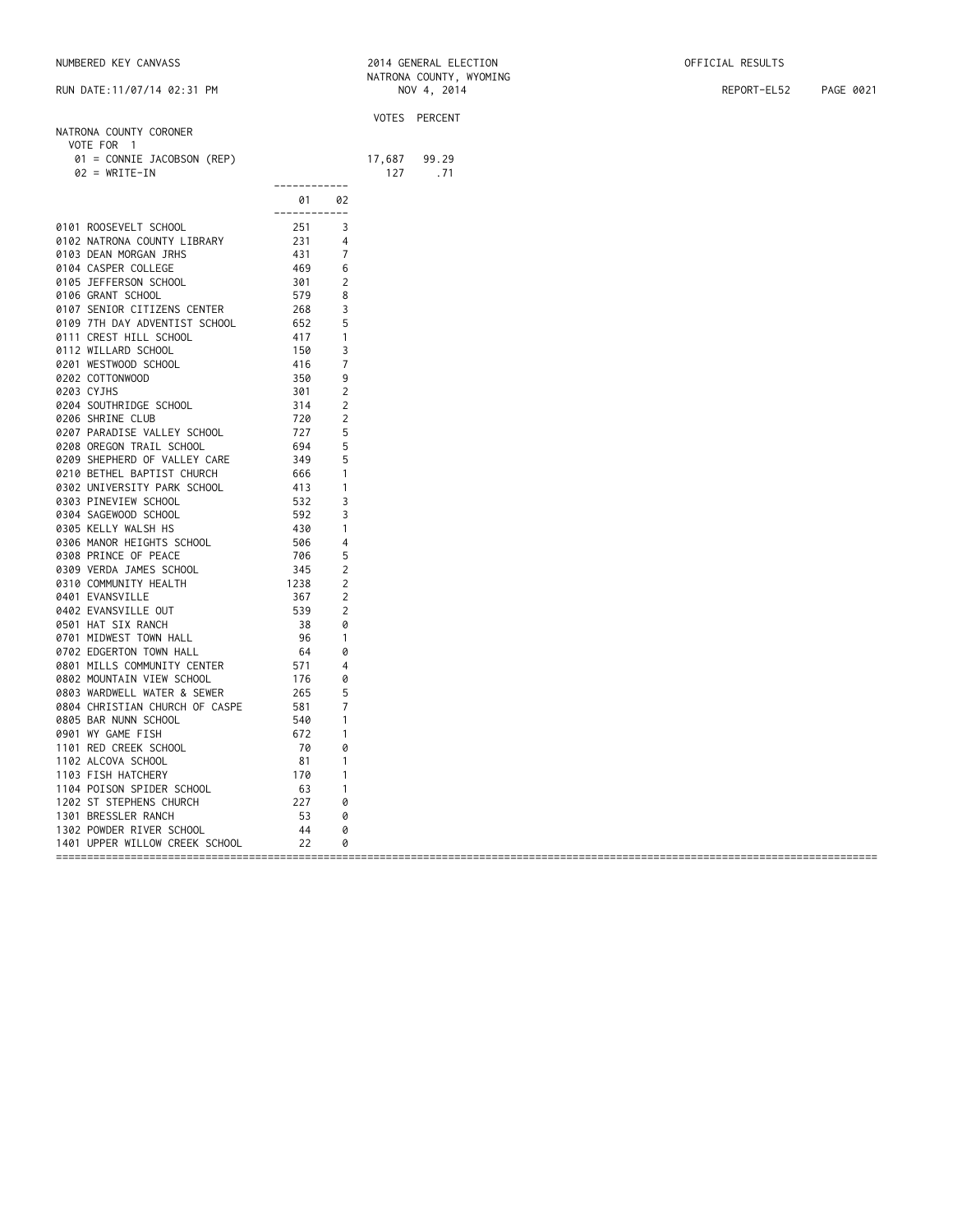NUMBERED KEY CANVASS

RUN DATE:11/07/14 02:31 PM

2014 GENERAL ELECTION
NATRONA COUNTY, WYOMING
NOV 4, 2014

OFFICIAL RESULTS

REPORT-EL52

## NATRONA COUNTY CORONER

VOTE FOR 1

| | VOTES | PERCENT |
|---|---|---|
| 01 = CONNIE JACOBSON (REP) | 17,687 | 99.29 |
| 02 = WRITE-IN | 127 | .71 |

| | 01 | 02 |
|---|---|---|
| 0101 ROOSEVELT SCHOOL | 251 | 3 |
| 0102 NATRONA COUNTY LIBRARY | 231 | 4 |
| 0103 DEAN MORGAN JRHS | 431 | 7 |
| 0104 CASPER COLLEGE | 469 | 6 |
| 0105 JEFFERSON SCHOOL | 301 | 2 |
| 0106 GRANT SCHOOL | 579 | 8 |
| 0107 SENIOR CITIZENS CENTER | 268 | 3 |
| 0109 7TH DAY ADVENTIST SCHOOL | 652 | 5 |
| 0111 CREST HILL SCHOOL | 417 | 1 |
| 0112 WILLARD SCHOOL | 150 | 3 |
| 0201 WESTWOOD SCHOOL | 416 | 7 |
| 0202 COTTONWOOD | 350 | 9 |
| 0203 CYJHS | 301 | 2 |
| 0204 SOUTHRIDGE SCHOOL | 314 | 2 |
| 0206 SHRINE CLUB | 720 | 2 |
| 0207 PARADISE VALLEY SCHOOL | 727 | 5 |
| 0208 OREGON TRAIL SCHOOL | 694 | 5 |
| 0209 SHEPHERD OF VALLEY CARE | 349 | 5 |
| 0210 BETHEL BAPTIST CHURCH | 666 | 1 |
| 0302 UNIVERSITY PARK SCHOOL | 413 | 1 |
| 0303 PINEVIEW SCHOOL | 532 | 3 |
| 0304 SAGEWOOD SCHOOL | 592 | 3 |
| 0305 KELLY WALSH HS | 430 | 1 |
| 0306 MANOR HEIGHTS SCHOOL | 506 | 4 |
| 0308 PRINCE OF PEACE | 706 | 5 |
| 0309 VERDA JAMES SCHOOL | 345 | 2 |
| 0310 COMMUNITY HEALTH | 1238 | 2 |
| 0401 EVANSVILLE | 367 | 2 |
| 0402 EVANSVILLE OUT | 539 | 2 |
| 0501 HAT SIX RANCH | 38 | 0 |
| 0701 MIDWEST TOWN HALL | 96 | 1 |
| 0702 EDGERTON TOWN HALL | 64 | 0 |
| 0801 MILLS COMMUNITY CENTER | 571 | 4 |
| 0802 MOUNTAIN VIEW SCHOOL | 176 | 0 |
| 0803 WARDWELL WATER & SEWER | 265 | 5 |
| 0804 CHRISTIAN CHURCH OF CASPE | 581 | 7 |
| 0805 BAR NUNN SCHOOL | 540 | 1 |
| 0901 WY GAME FISH | 672 | 1 |
| 1101 RED CREEK SCHOOL | 70 | 0 |
| 1102 ALCOVA SCHOOL | 81 | 1 |
| 1103 FISH HATCHERY | 170 | 1 |
| 1104 POISON SPIDER SCHOOL | 63 | 1 |
| 1202 ST STEPHENS CHURCH | 227 | 0 |
| 1301 BRESSLER RANCH | 53 | 0 |
| 1302 POWDER RIVER SCHOOL | 44 | 0 |
| 1401 UPPER WILLOW CREEK SCHOOL | 22 | 0 |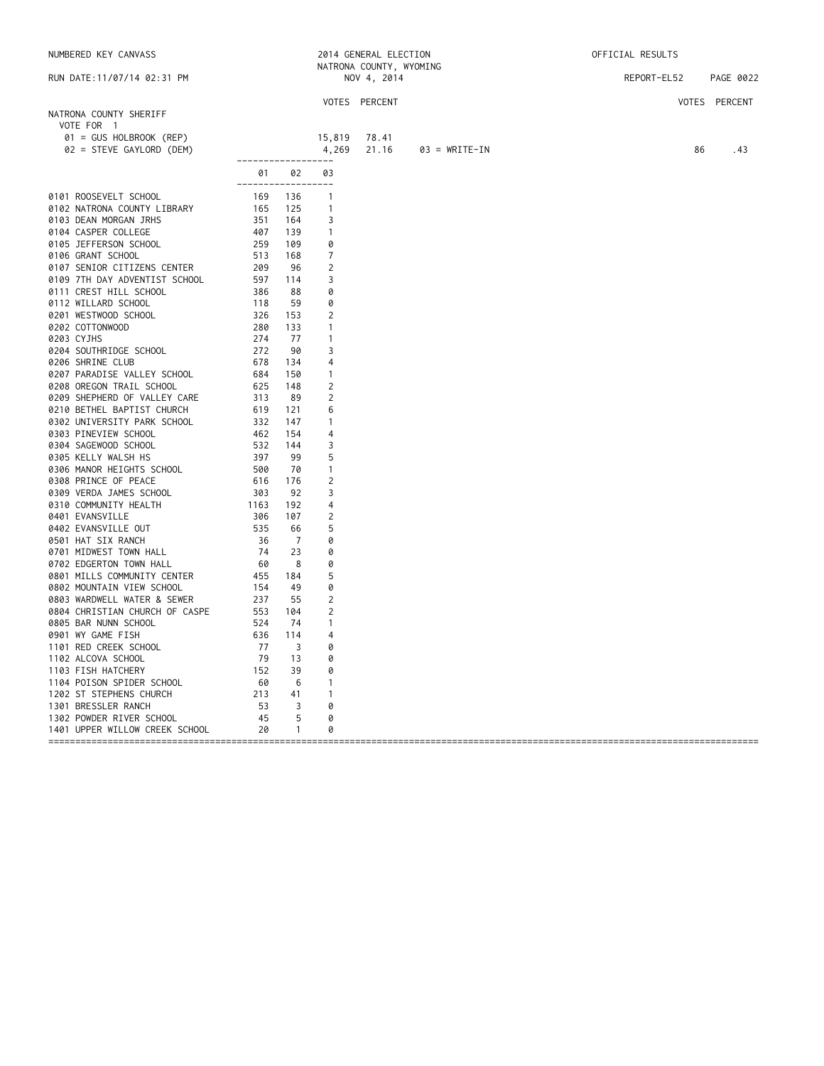NUMBERED KEY CANVASS

RUN DATE:11/07/14 02:31 PM

2014 GENERAL ELECTION
NATRONA COUNTY, WYOMING
NOV 4, 2014

OFFICIAL RESULTS

REPORT-EL52 PAGE 0022

## NATRONA COUNTY SHERIFF

VOTE FOR 1

| Candidate | VOTES | PERCENT |
|---|---|---|
| 01 = GUS HOLBROOK (REP) | 15,819 | 78.41 |
| 02 = STEVE GAYLORD (DEM) | 4,269 | 21.16 |
| 03 = WRITE-IN | 86 | .43 |

| Precinct | 01 | 02 | 03 |
|---|---|---|---|
| 0101 ROOSEVELT SCHOOL | 169 | 136 | 1 |
| 0102 NATRONA COUNTY LIBRARY | 165 | 125 | 1 |
| 0103 DEAN MORGAN JRHS | 351 | 164 | 3 |
| 0104 CASPER COLLEGE | 407 | 139 | 1 |
| 0105 JEFFERSON SCHOOL | 259 | 109 | 0 |
| 0106 GRANT SCHOOL | 513 | 168 | 7 |
| 0107 SENIOR CITIZENS CENTER | 209 | 96 | 2 |
| 0109 7TH DAY ADVENTIST SCHOOL | 597 | 114 | 3 |
| 0111 CREST HILL SCHOOL | 386 | 88 | 0 |
| 0112 WILLARD SCHOOL | 118 | 59 | 0 |
| 0201 WESTWOOD SCHOOL | 326 | 153 | 2 |
| 0202 COTTONWOOD | 280 | 133 | 1 |
| 0203 CYJHS | 274 | 77 | 1 |
| 0204 SOUTHRIDGE SCHOOL | 272 | 90 | 3 |
| 0206 SHRINE CLUB | 678 | 134 | 4 |
| 0207 PARADISE VALLEY SCHOOL | 684 | 150 | 1 |
| 0208 OREGON TRAIL SCHOOL | 625 | 148 | 2 |
| 0209 SHEPHERD OF VALLEY CARE | 313 | 89 | 2 |
| 0210 BETHEL BAPTIST CHURCH | 619 | 121 | 6 |
| 0302 UNIVERSITY PARK SCHOOL | 332 | 147 | 1 |
| 0303 PINEVIEW SCHOOL | 462 | 154 | 4 |
| 0304 SAGEWOOD SCHOOL | 532 | 144 | 3 |
| 0305 KELLY WALSH HS | 397 | 99 | 5 |
| 0306 MANOR HEIGHTS SCHOOL | 500 | 70 | 1 |
| 0308 PRINCE OF PEACE | 616 | 176 | 2 |
| 0309 VERDA JAMES SCHOOL | 303 | 92 | 3 |
| 0310 COMMUNITY HEALTH | 1163 | 192 | 4 |
| 0401 EVANSVILLE | 306 | 107 | 2 |
| 0402 EVANSVILLE OUT | 535 | 66 | 5 |
| 0501 HAT SIX RANCH | 36 | 7 | 0 |
| 0701 MIDWEST TOWN HALL | 74 | 23 | 0 |
| 0702 EDGERTON TOWN HALL | 60 | 8 | 0 |
| 0801 MILLS COMMUNITY CENTER | 455 | 184 | 5 |
| 0802 MOUNTAIN VIEW SCHOOL | 154 | 49 | 0 |
| 0803 WARDWELL WATER & SEWER | 237 | 55 | 2 |
| 0804 CHRISTIAN CHURCH OF CASPE | 553 | 104 | 2 |
| 0805 BAR NUNN SCHOOL | 524 | 74 | 1 |
| 0901 WY GAME FISH | 636 | 114 | 4 |
| 1101 RED CREEK SCHOOL | 77 | 3 | 0 |
| 1102 ALCOVA SCHOOL | 79 | 13 | 0 |
| 1103 FISH HATCHERY | 152 | 39 | 0 |
| 1104 POISON SPIDER SCHOOL | 60 | 6 | 1 |
| 1202 ST STEPHENS CHURCH | 213 | 41 | 1 |
| 1301 BRESSLER RANCH | 53 | 3 | 0 |
| 1302 POWDER RIVER SCHOOL | 45 | 5 | 0 |
| 1401 UPPER WILLOW CREEK SCHOOL | 20 | 1 | 0 |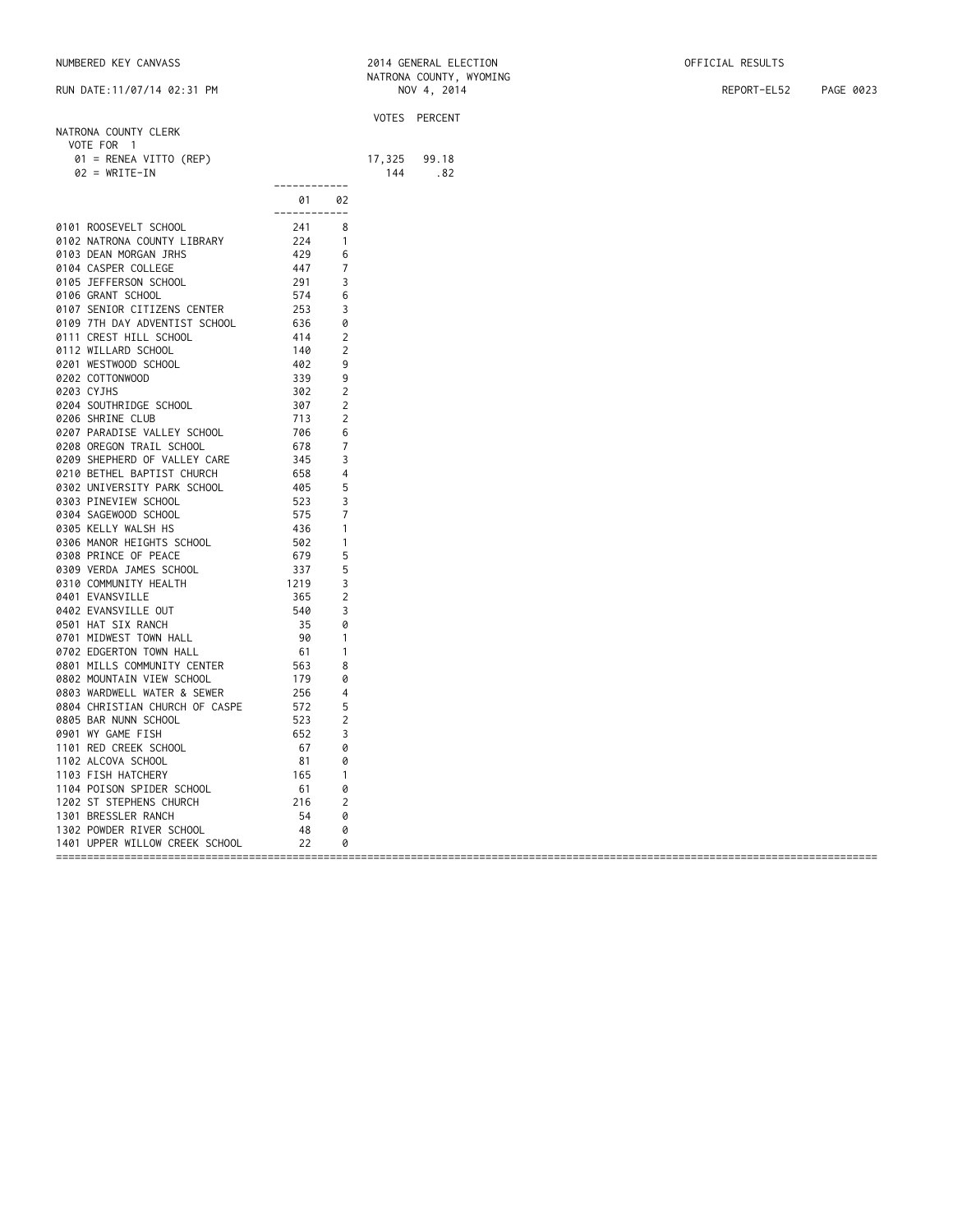NUMBERED KEY CANVASS

2014 GENERAL ELECTION
NATRONA COUNTY, WYOMING
NOV 4, 2014

OFFICIAL RESULTS

RUN DATE:11/07/14 02:31 PM

REPORT-EL52

## NATRONA COUNTY CLERK

VOTE FOR 1

| | VOTES | PERCENT |
|---|---|---|
| 01 = RENEA VITTO (REP) | 17,325 | 99.18 |
| 02 = WRITE-IN | 144 | .82 |

| | 01 | 02 |
|---|---|---|
| 0101 ROOSEVELT SCHOOL | 241 | 8 |
| 0102 NATRONA COUNTY LIBRARY | 224 | 1 |
| 0103 DEAN MORGAN JRHS | 429 | 6 |
| 0104 CASPER COLLEGE | 447 | 7 |
| 0105 JEFFERSON SCHOOL | 291 | 3 |
| 0106 GRANT SCHOOL | 574 | 6 |
| 0107 SENIOR CITIZENS CENTER | 253 | 3 |
| 0109 7TH DAY ADVENTIST SCHOOL | 636 | 0 |
| 0111 CREST HILL SCHOOL | 414 | 2 |
| 0112 WILLARD SCHOOL | 140 | 2 |
| 0201 WESTWOOD SCHOOL | 402 | 9 |
| 0202 COTTONWOOD | 339 | 9 |
| 0203 CYJHS | 302 | 2 |
| 0204 SOUTHRIDGE SCHOOL | 307 | 2 |
| 0206 SHRINE CLUB | 713 | 2 |
| 0207 PARADISE VALLEY SCHOOL | 706 | 6 |
| 0208 OREGON TRAIL SCHOOL | 678 | 7 |
| 0209 SHEPHERD OF VALLEY CARE | 345 | 3 |
| 0210 BETHEL BAPTIST CHURCH | 658 | 4 |
| 0302 UNIVERSITY PARK SCHOOL | 405 | 5 |
| 0303 PINEVIEW SCHOOL | 523 | 3 |
| 0304 SAGEWOOD SCHOOL | 575 | 7 |
| 0305 KELLY WALSH HS | 436 | 1 |
| 0306 MANOR HEIGHTS SCHOOL | 502 | 1 |
| 0308 PRINCE OF PEACE | 679 | 5 |
| 0309 VERDA JAMES SCHOOL | 337 | 5 |
| 0310 COMMUNITY HEALTH | 1219 | 3 |
| 0401 EVANSVILLE | 365 | 2 |
| 0402 EVANSVILLE OUT | 540 | 3 |
| 0501 HAT SIX RANCH | 35 | 0 |
| 0701 MIDWEST TOWN HALL | 90 | 1 |
| 0702 EDGERTON TOWN HALL | 61 | 1 |
| 0801 MILLS COMMUNITY CENTER | 563 | 8 |
| 0802 MOUNTAIN VIEW SCHOOL | 179 | 0 |
| 0803 WARDWELL WATER & SEWER | 256 | 4 |
| 0804 CHRISTIAN CHURCH OF CASPE | 572 | 5 |
| 0805 BAR NUNN SCHOOL | 523 | 2 |
| 0901 WY GAME FISH | 652 | 3 |
| 1101 RED CREEK SCHOOL | 67 | 0 |
| 1102 ALCOVA SCHOOL | 81 | 0 |
| 1103 FISH HATCHERY | 165 | 1 |
| 1104 POISON SPIDER SCHOOL | 61 | 0 |
| 1202 ST STEPHENS CHURCH | 216 | 2 |
| 1301 BRESSLER RANCH | 54 | 0 |
| 1302 POWDER RIVER SCHOOL | 48 | 0 |
| 1401 UPPER WILLOW CREEK SCHOOL | 22 | 0 |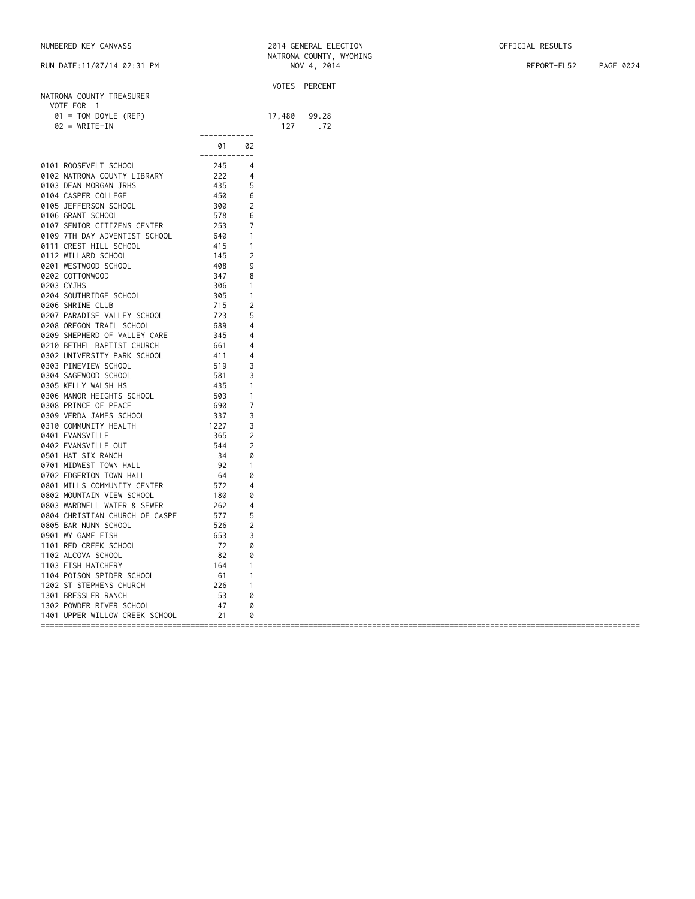NUMBERED KEY CANVASS — 2014 GENERAL ELECTION — NATRONA COUNTY, WYOMING — NOV 4, 2014 — OFFICIAL RESULTS

RUN DATE:11/07/14 02:31 PM — REPORT-EL52

## NATRONA COUNTY TREASURER

VOTE FOR 1

| Candidate | VOTES | PERCENT |
|---|---|---|
| 01 = TOM DOYLE (REP) | 17,480 | 99.28 |
| 02 = WRITE-IN | 127 | .72 |

| Precinct | 01 | 02 |
|---|---|---|
| 0101 ROOSEVELT SCHOOL | 245 | 4 |
| 0102 NATRONA COUNTY LIBRARY | 222 | 4 |
| 0103 DEAN MORGAN JRHS | 435 | 5 |
| 0104 CASPER COLLEGE | 450 | 6 |
| 0105 JEFFERSON SCHOOL | 300 | 2 |
| 0106 GRANT SCHOOL | 578 | 6 |
| 0107 SENIOR CITIZENS CENTER | 253 | 7 |
| 0109 7TH DAY ADVENTIST SCHOOL | 640 | 1 |
| 0111 CREST HILL SCHOOL | 415 | 1 |
| 0112 WILLARD SCHOOL | 145 | 2 |
| 0201 WESTWOOD SCHOOL | 408 | 9 |
| 0202 COTTONWOOD | 347 | 8 |
| 0203 CYJHS | 306 | 1 |
| 0204 SOUTHRIDGE SCHOOL | 305 | 1 |
| 0206 SHRINE CLUB | 715 | 2 |
| 0207 PARADISE VALLEY SCHOOL | 723 | 5 |
| 0208 OREGON TRAIL SCHOOL | 689 | 4 |
| 0209 SHEPHERD OF VALLEY CARE | 345 | 4 |
| 0210 BETHEL BAPTIST CHURCH | 661 | 4 |
| 0302 UNIVERSITY PARK SCHOOL | 411 | 4 |
| 0303 PINEVIEW SCHOOL | 519 | 3 |
| 0304 SAGEWOOD SCHOOL | 581 | 3 |
| 0305 KELLY WALSH HS | 435 | 1 |
| 0306 MANOR HEIGHTS SCHOOL | 503 | 1 |
| 0308 PRINCE OF PEACE | 690 | 7 |
| 0309 VERDA JAMES SCHOOL | 337 | 3 |
| 0310 COMMUNITY HEALTH | 1227 | 3 |
| 0401 EVANSVILLE | 365 | 2 |
| 0402 EVANSVILLE OUT | 544 | 2 |
| 0501 HAT SIX RANCH | 34 | 0 |
| 0701 MIDWEST TOWN HALL | 92 | 1 |
| 0702 EDGERTON TOWN HALL | 64 | 0 |
| 0801 MILLS COMMUNITY CENTER | 572 | 4 |
| 0802 MOUNTAIN VIEW SCHOOL | 180 | 0 |
| 0803 WARDWELL WATER & SEWER | 262 | 4 |
| 0804 CHRISTIAN CHURCH OF CASPE | 577 | 5 |
| 0805 BAR NUNN SCHOOL | 526 | 2 |
| 0901 WY GAME FISH | 653 | 3 |
| 1101 RED CREEK SCHOOL | 72 | 0 |
| 1102 ALCOVA SCHOOL | 82 | 0 |
| 1103 FISH HATCHERY | 164 | 1 |
| 1104 POISON SPIDER SCHOOL | 61 | 1 |
| 1202 ST STEPHENS CHURCH | 226 | 1 |
| 1301 BRESSLER RANCH | 53 | 0 |
| 1302 POWDER RIVER SCHOOL | 47 | 0 |
| 1401 UPPER WILLOW CREEK SCHOOL | 21 | 0 |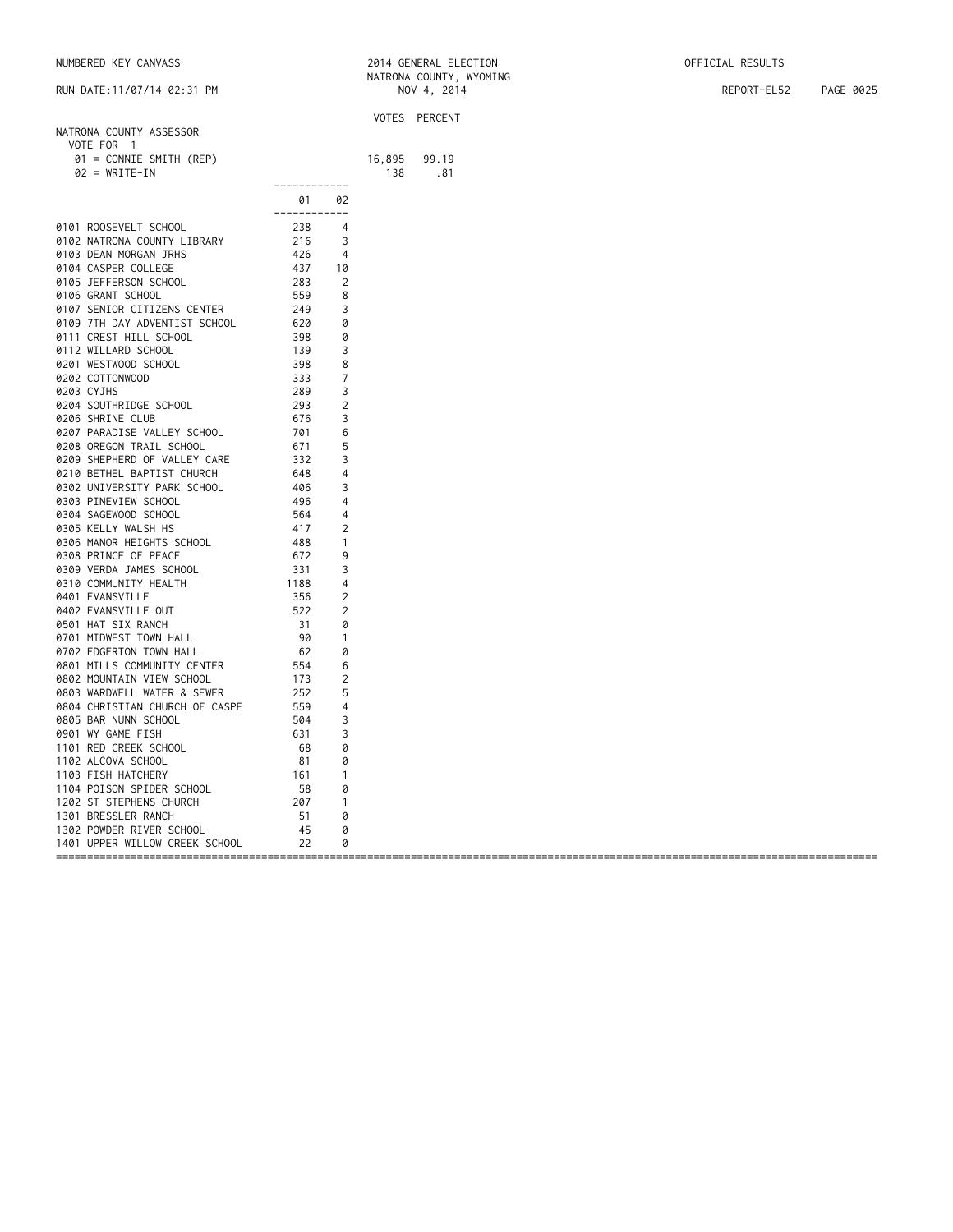NUMBERED KEY CANVASS

2014 GENERAL ELECTION
NATRONA COUNTY, WYOMING
NOV 4, 2014

OFFICIAL RESULTS

RUN DATE:11/07/14 02:31 PM

## NATRONA COUNTY ASSESSOR

VOTE FOR 1

| | VOTES | PERCENT |
|---|---|---|
| 01 = CONNIE SMITH (REP) | 16,895 | 99.19 |
| 02 = WRITE-IN | 138 | .81 |

| Precinct | 01 | 02 |
|---|---|---|
| 0101 ROOSEVELT SCHOOL | 238 | 4 |
| 0102 NATRONA COUNTY LIBRARY | 216 | 3 |
| 0103 DEAN MORGAN JRHS | 426 | 4 |
| 0104 CASPER COLLEGE | 437 | 10 |
| 0105 JEFFERSON SCHOOL | 283 | 2 |
| 0106 GRANT SCHOOL | 559 | 8 |
| 0107 SENIOR CITIZENS CENTER | 249 | 3 |
| 0109 7TH DAY ADVENTIST SCHOOL | 620 | 0 |
| 0111 CREST HILL SCHOOL | 398 | 0 |
| 0112 WILLARD SCHOOL | 139 | 3 |
| 0201 WESTWOOD SCHOOL | 398 | 8 |
| 0202 COTTONWOOD | 333 | 7 |
| 0203 CYJHS | 289 | 3 |
| 0204 SOUTHRIDGE SCHOOL | 293 | 2 |
| 0206 SHRINE CLUB | 676 | 3 |
| 0207 PARADISE VALLEY SCHOOL | 701 | 6 |
| 0208 OREGON TRAIL SCHOOL | 671 | 5 |
| 0209 SHEPHERD OF VALLEY CARE | 332 | 3 |
| 0210 BETHEL BAPTIST CHURCH | 648 | 4 |
| 0302 UNIVERSITY PARK SCHOOL | 406 | 3 |
| 0303 PINEVIEW SCHOOL | 496 | 4 |
| 0304 SAGEWOOD SCHOOL | 564 | 4 |
| 0305 KELLY WALSH HS | 417 | 2 |
| 0306 MANOR HEIGHTS SCHOOL | 488 | 1 |
| 0308 PRINCE OF PEACE | 672 | 9 |
| 0309 VERDA JAMES SCHOOL | 331 | 3 |
| 0310 COMMUNITY HEALTH | 1188 | 4 |
| 0401 EVANSVILLE | 356 | 2 |
| 0402 EVANSVILLE OUT | 522 | 2 |
| 0501 HAT SIX RANCH | 31 | 0 |
| 0701 MIDWEST TOWN HALL | 90 | 1 |
| 0702 EDGERTON TOWN HALL | 62 | 0 |
| 0801 MILLS COMMUNITY CENTER | 554 | 6 |
| 0802 MOUNTAIN VIEW SCHOOL | 173 | 2 |
| 0803 WARDWELL WATER & SEWER | 252 | 5 |
| 0804 CHRISTIAN CHURCH OF CASPE | 559 | 4 |
| 0805 BAR NUNN SCHOOL | 504 | 3 |
| 0901 WY GAME FISH | 631 | 3 |
| 1101 RED CREEK SCHOOL | 68 | 0 |
| 1102 ALCOVA SCHOOL | 81 | 0 |
| 1103 FISH HATCHERY | 161 | 1 |
| 1104 POISON SPIDER SCHOOL | 58 | 0 |
| 1202 ST STEPHENS CHURCH | 207 | 1 |
| 1301 BRESSLER RANCH | 51 | 0 |
| 1302 POWDER RIVER SCHOOL | 45 | 0 |
| 1401 UPPER WILLOW CREEK SCHOOL | 22 | 0 |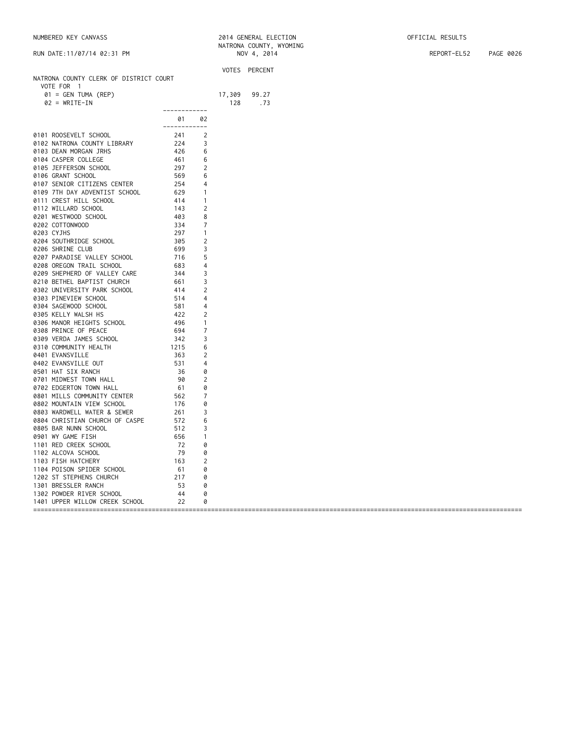NUMBERED KEY CANVASS — 2014 GENERAL ELECTION — NATRONA COUNTY, WYOMING — NOV 4, 2014 — OFFICIAL RESULTS

RUN DATE:11/07/14 02:31 PM — REPORT-EL52

## NATRONA COUNTY CLERK OF DISTRICT COURT

VOTE FOR 1

| | VOTES | PERCENT |
|---|---|---|
| 01 = GEN TUMA (REP) | 17,309 | 99.27 |
| 02 = WRITE-IN | 128 | .73 |

| | 01 | 02 |
|---|---|---|
| 0101 ROOSEVELT SCHOOL | 241 | 2 |
| 0102 NATRONA COUNTY LIBRARY | 224 | 3 |
| 0103 DEAN MORGAN JRHS | 426 | 6 |
| 0104 CASPER COLLEGE | 461 | 6 |
| 0105 JEFFERSON SCHOOL | 297 | 2 |
| 0106 GRANT SCHOOL | 569 | 6 |
| 0107 SENIOR CITIZENS CENTER | 254 | 4 |
| 0109 7TH DAY ADVENTIST SCHOOL | 629 | 1 |
| 0111 CREST HILL SCHOOL | 414 | 1 |
| 0112 WILLARD SCHOOL | 143 | 2 |
| 0201 WESTWOOD SCHOOL | 403 | 8 |
| 0202 COTTONWOOD | 334 | 7 |
| 0203 CYJHS | 297 | 1 |
| 0204 SOUTHRIDGE SCHOOL | 305 | 2 |
| 0206 SHRINE CLUB | 699 | 3 |
| 0207 PARADISE VALLEY SCHOOL | 716 | 5 |
| 0208 OREGON TRAIL SCHOOL | 683 | 4 |
| 0209 SHEPHERD OF VALLEY CARE | 344 | 3 |
| 0210 BETHEL BAPTIST CHURCH | 661 | 3 |
| 0302 UNIVERSITY PARK SCHOOL | 414 | 2 |
| 0303 PINEVIEW SCHOOL | 514 | 4 |
| 0304 SAGEWOOD SCHOOL | 581 | 4 |
| 0305 KELLY WALSH HS | 422 | 2 |
| 0306 MANOR HEIGHTS SCHOOL | 496 | 1 |
| 0308 PRINCE OF PEACE | 694 | 7 |
| 0309 VERDA JAMES SCHOOL | 342 | 3 |
| 0310 COMMUNITY HEALTH | 1215 | 6 |
| 0401 EVANSVILLE | 363 | 2 |
| 0402 EVANSVILLE OUT | 531 | 4 |
| 0501 HAT SIX RANCH | 36 | 0 |
| 0701 MIDWEST TOWN HALL | 90 | 2 |
| 0702 EDGERTON TOWN HALL | 61 | 0 |
| 0801 MILLS COMMUNITY CENTER | 562 | 7 |
| 0802 MOUNTAIN VIEW SCHOOL | 176 | 0 |
| 0803 WARDWELL WATER & SEWER | 261 | 3 |
| 0804 CHRISTIAN CHURCH OF CASPE | 572 | 6 |
| 0805 BAR NUNN SCHOOL | 512 | 3 |
| 0901 WY GAME FISH | 656 | 1 |
| 1101 RED CREEK SCHOOL | 72 | 0 |
| 1102 ALCOVA SCHOOL | 79 | 0 |
| 1103 FISH HATCHERY | 163 | 2 |
| 1104 POISON SPIDER SCHOOL | 61 | 0 |
| 1202 ST STEPHENS CHURCH | 217 | 0 |
| 1301 BRESSLER RANCH | 53 | 0 |
| 1302 POWDER RIVER SCHOOL | 44 | 0 |
| 1401 UPPER WILLOW CREEK SCHOOL | 22 | 0 |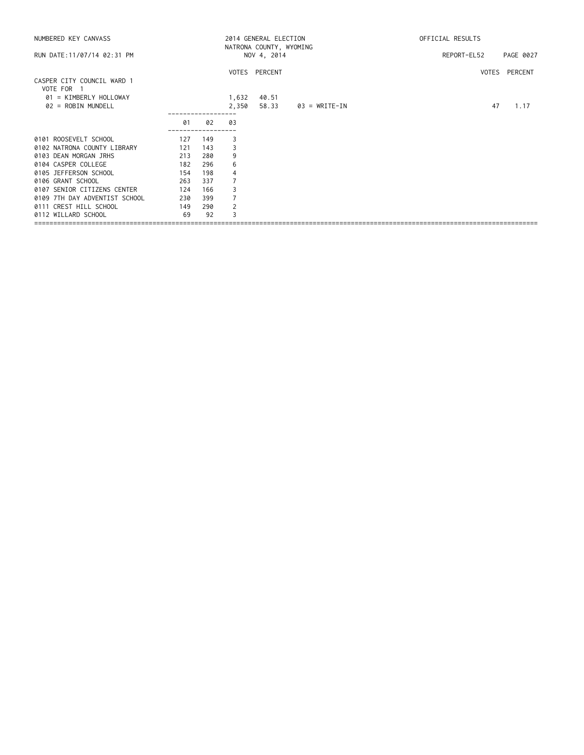NUMBERED KEY CANVASS — 2014 GENERAL ELECTION — NATRONA COUNTY, WYOMING — NOV 4, 2014 — OFFICIAL RESULTS

RUN DATE:11/07/14 02:31 PM — REPORT-EL52

## CASPER CITY COUNCIL WARD 1

VOTE FOR 1

| | VOTES | PERCENT |
|---|---|---|
| 01 = KIMBERLY HOLLOWAY | 1,632 | 40.51 |
| 02 = ROBIN MUNDELL | 2,350 | 58.33 |
| 03 = WRITE-IN | 47 | 1.17 |

| Precinct | 01 | 02 | 03 |
|---|---|---|---|
| 0101 ROOSEVELT SCHOOL | 127 | 149 | 3 |
| 0102 NATRONA COUNTY LIBRARY | 121 | 143 | 3 |
| 0103 DEAN MORGAN JRHS | 213 | 280 | 9 |
| 0104 CASPER COLLEGE | 182 | 296 | 6 |
| 0105 JEFFERSON SCHOOL | 154 | 198 | 4 |
| 0106 GRANT SCHOOL | 263 | 337 | 7 |
| 0107 SENIOR CITIZENS CENTER | 124 | 166 | 3 |
| 0109 7TH DAY ADVENTIST SCHOOL | 230 | 399 | 7 |
| 0111 CREST HILL SCHOOL | 149 | 290 | 2 |
| 0112 WILLARD SCHOOL | 69 | 92 | 3 |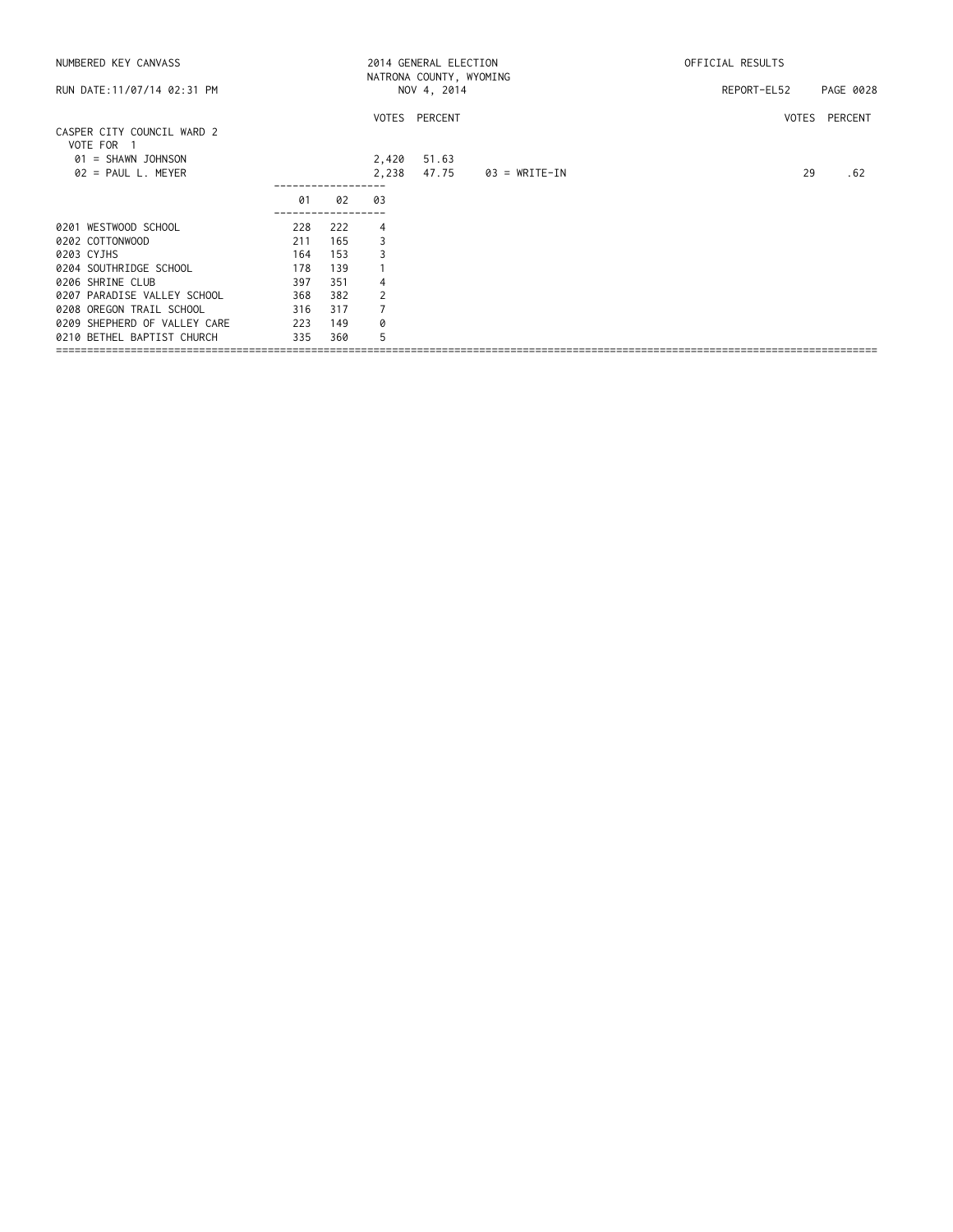NUMBERED KEY CANVASS — 2014 GENERAL ELECTION — NATRONA COUNTY, WYOMING — OFFICIAL RESULTS

RUN DATE:11/07/14 02:31 PM — NOV 4, 2014 — REPORT-EL52

## CASPER CITY COUNCIL WARD 2

VOTE FOR 1

| | VOTES | PERCENT |
|---|---|---|
| 01 = SHAWN JOHNSON | 2,420 | 51.63 |
| 02 = PAUL L. MEYER | 2,238 | 47.75 |
| 03 = WRITE-IN | 29 | .62 |

| | 01 | 02 | 03 |
|---|---|---|---|
| 0201 WESTWOOD SCHOOL | 228 | 222 | 4 |
| 0202 COTTONWOOD | 211 | 165 | 3 |
| 0203 CYJHS | 164 | 153 | 3 |
| 0204 SOUTHRIDGE SCHOOL | 178 | 139 | 1 |
| 0206 SHRINE CLUB | 397 | 351 | 4 |
| 0207 PARADISE VALLEY SCHOOL | 368 | 382 | 2 |
| 0208 OREGON TRAIL SCHOOL | 316 | 317 | 7 |
| 0209 SHEPHERD OF VALLEY CARE | 223 | 149 | 0 |
| 0210 BETHEL BAPTIST CHURCH | 335 | 360 | 5 |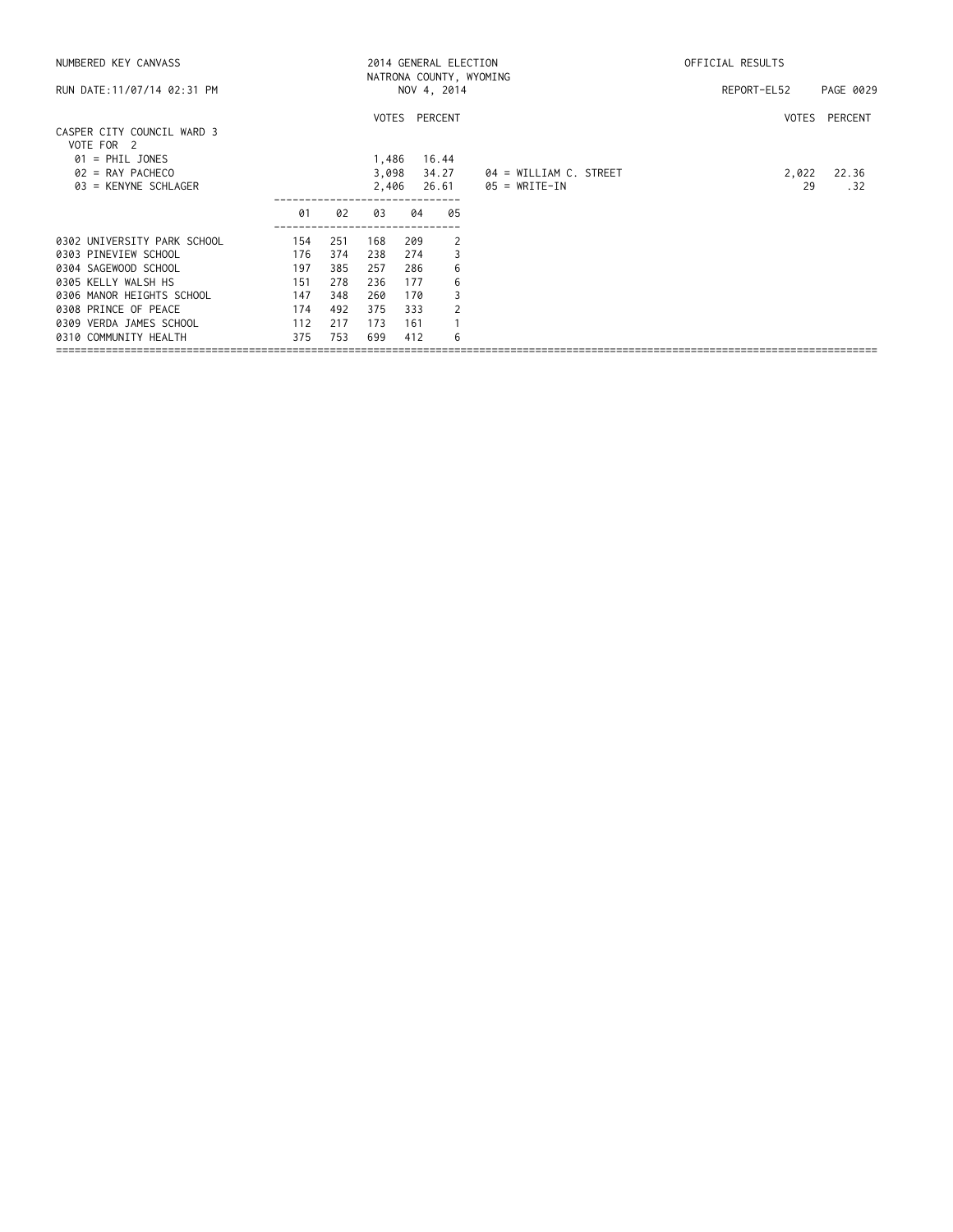NUMBERED KEY CANVASS — 2014 GENERAL ELECTION — NATRONA COUNTY, WYOMING — NOV 4, 2014 — OFFICIAL RESULTS

RUN DATE:11/07/14 02:31 PM — REPORT-EL52

## CASPER CITY COUNCIL WARD 3

VOTE FOR 2

| Candidate | VOTES | PERCENT |
|---|---|---|
| 01 = PHIL JONES | 1,486 | 16.44 |
| 02 = RAY PACHECO | 3,098 | 34.27 |
| 03 = KENYNE SCHLAGER | 2,406 | 26.61 |
| 04 = WILLIAM C. STREET | 2,022 | 22.36 |
| 05 = WRITE-IN | 29 | .32 |

| Precinct | 01 | 02 | 03 | 04 | 05 |
|---|---|---|---|---|---|
| 0302 UNIVERSITY PARK SCHOOL | 154 | 251 | 168 | 209 | 2 |
| 0303 PINEVIEW SCHOOL | 176 | 374 | 238 | 274 | 3 |
| 0304 SAGEWOOD SCHOOL | 197 | 385 | 257 | 286 | 6 |
| 0305 KELLY WALSH HS | 151 | 278 | 236 | 177 | 6 |
| 0306 MANOR HEIGHTS SCHOOL | 147 | 348 | 260 | 170 | 3 |
| 0308 PRINCE OF PEACE | 174 | 492 | 375 | 333 | 2 |
| 0309 VERDA JAMES SCHOOL | 112 | 217 | 173 | 161 | 1 |
| 0310 COMMUNITY HEALTH | 375 | 753 | 699 | 412 | 6 |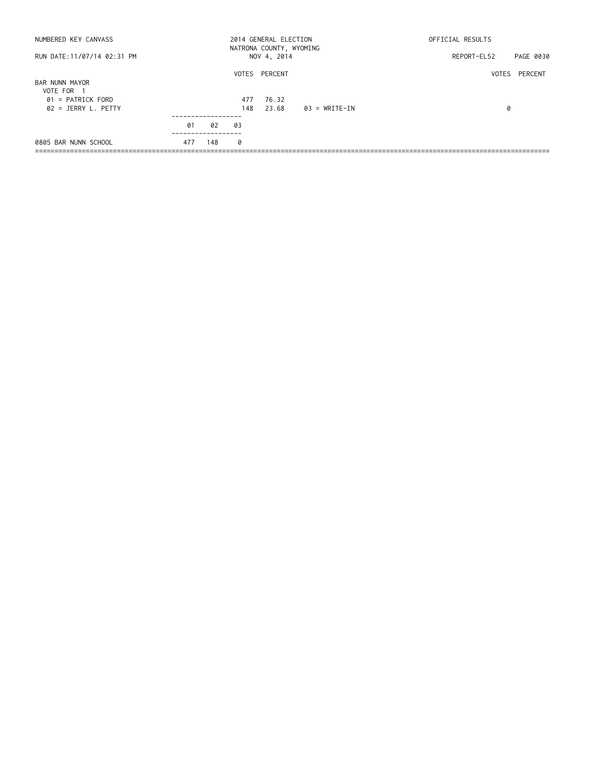## BAR NUNN MAYOR

VOTE FOR 1

| | VOTES | PERCENT |
|---|---|---|
| 01 = PATRICK FORD | 477 | 76.32 |
| 02 = JERRY L. PETTY | 148 | 23.68 |
| 03 = WRITE-IN | 0 | |

| | 01 | 02 | 03 |
|---|---|---|---|
| 0805 BAR NUNN SCHOOL | 477 | 148 | 0 |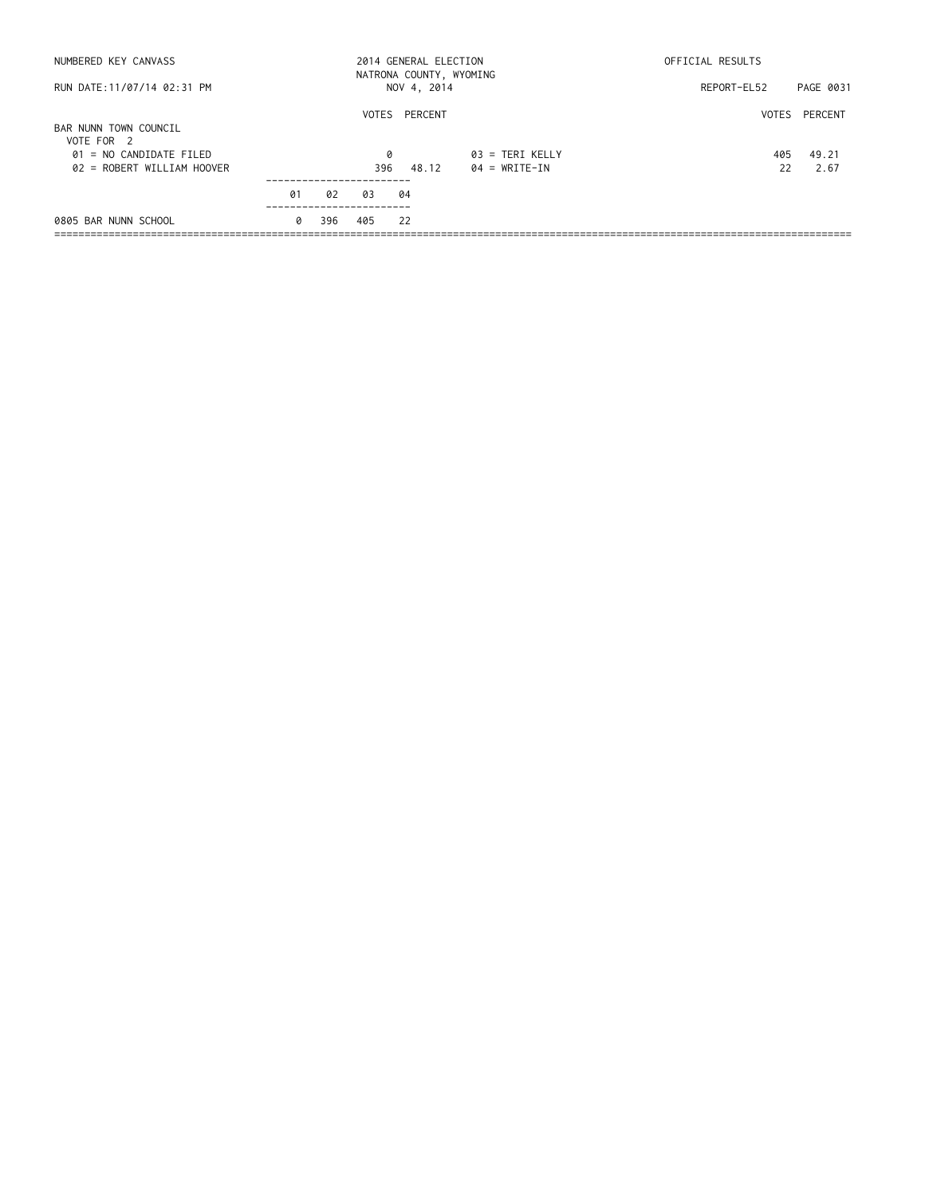NUMBERED KEY CANVASS — 2014 GENERAL ELECTION — NATRONA COUNTY, WYOMING — NOV 4, 2014 — OFFICIAL RESULTS

RUN DATE:11/07/14 02:31 PM — REPORT-EL52

## BAR NUNN TOWN COUNCIL

VOTE FOR 2

| Candidate | VOTES | PERCENT |
|---|---|---|
| 01 = NO CANDIDATE FILED | 0 | |
| 02 = ROBERT WILLIAM HOOVER | 396 | 48.12 |
| 03 = TERI KELLY | 405 | 49.21 |
| 04 = WRITE-IN | 22 | 2.67 |

| Precinct | 01 | 02 | 03 | 04 |
|---|---|---|---|---|
| 0805 BAR NUNN SCHOOL | 0 | 396 | 405 | 22 |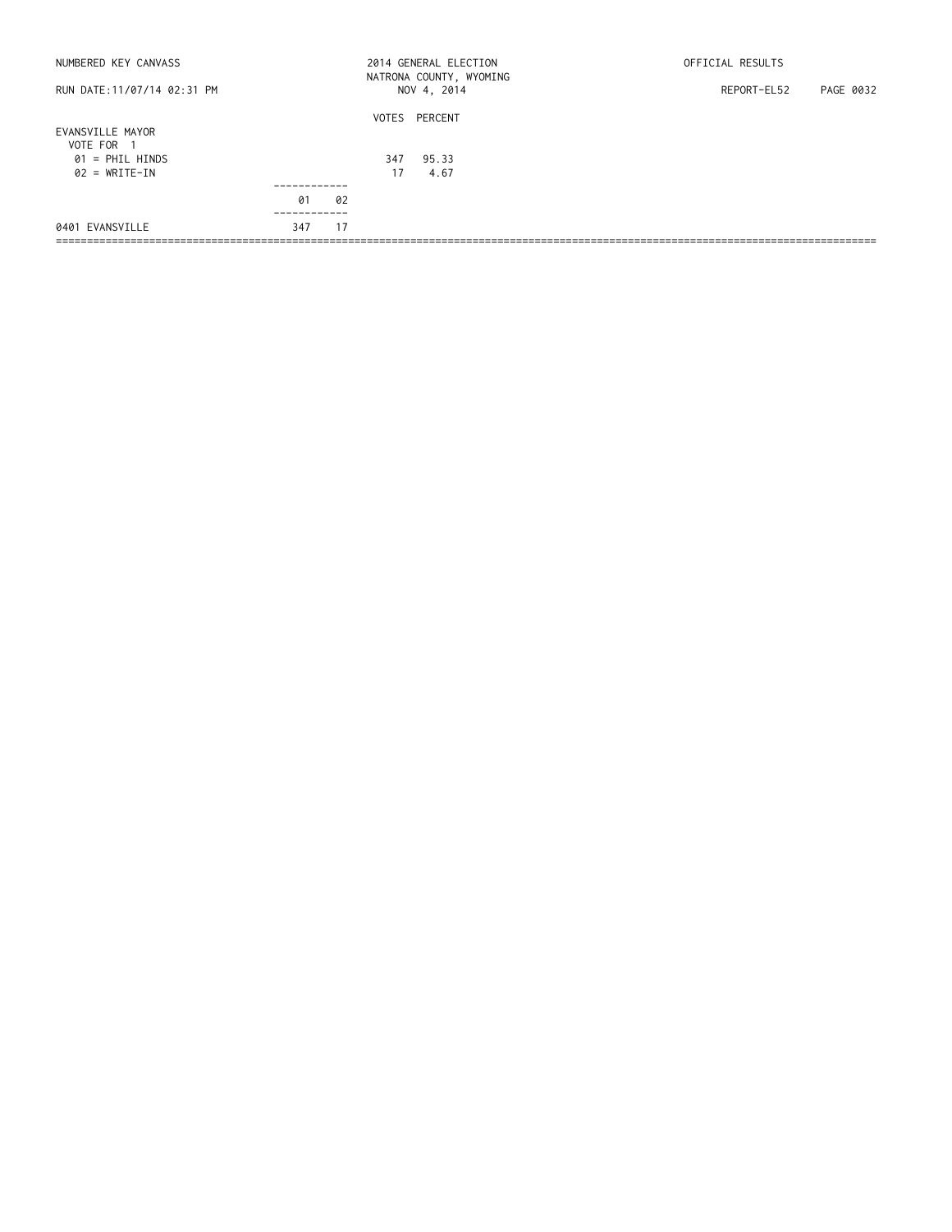## EVANSVILLE MAYOR

VOTE FOR 1

| | VOTES | PERCENT |
|---|---|---|
| 01 = PHIL HINDS | 347 | 95.33 |
| 02 = WRITE-IN | 17 | 4.67 |

| | 01 | 02 |
|---|---|---|
| 0401 EVANSVILLE | 347 | 17 |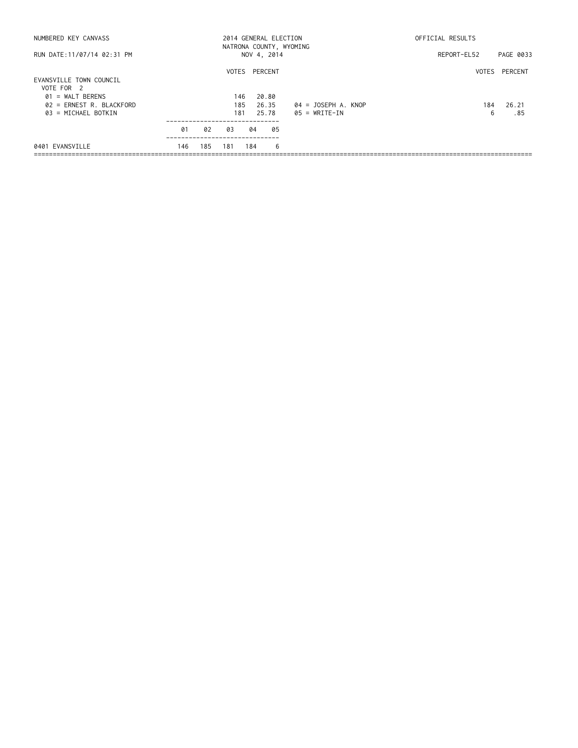NUMBERED KEY CANVASS

RUN DATE:11/07/14 02:31 PM

2014 GENERAL ELECTION
NATRONA COUNTY, WYOMING
NOV 4, 2014

OFFICIAL RESULTS

REPORT-EL52

## EVANSVILLE TOWN COUNCIL

VOTE FOR 2

| Candidate | VOTES | PERCENT |
|---|---|---|
| 01 = WALT BERENS | 146 | 20.80 |
| 02 = ERNEST R. BLACKFORD | 185 | 26.35 |
| 03 = MICHAEL BOTKIN | 181 | 25.78 |
| 04 = JOSEPH A. KNOP | 184 | 26.21 |
| 05 = WRITE-IN | 6 | .85 |

| | 01 | 02 | 03 | 04 | 05 |
|---|---|---|---|---|---|
| 0401 EVANSVILLE | 146 | 185 | 181 | 184 | 6 |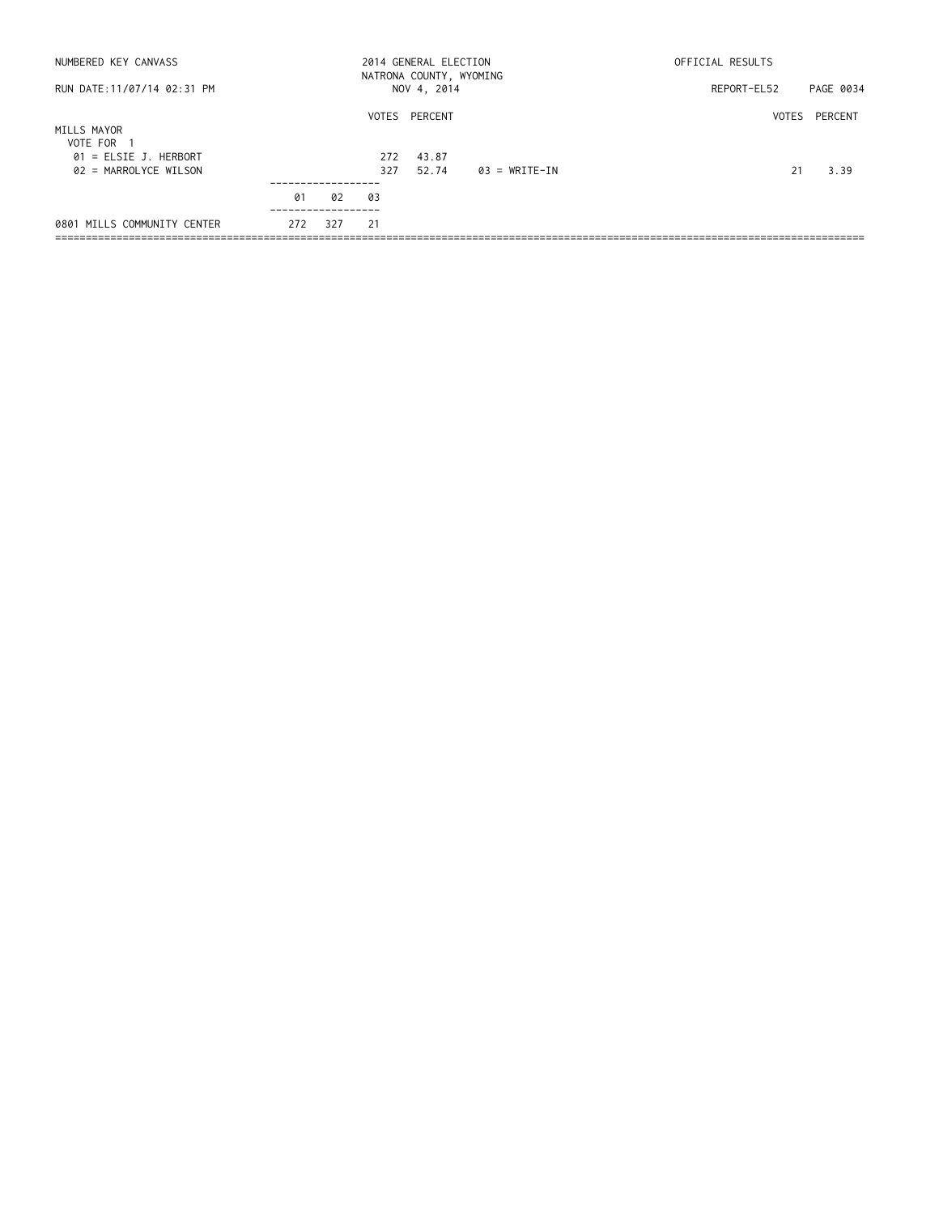## MILLS MAYOR

VOTE FOR 1

| Candidate | VOTES | PERCENT |
| --- | --- | --- |
| 01 = ELSIE J. HERBORT | 272 | 43.87 |
| 02 = MARROLYCE WILSON | 327 | 52.74 |
| 03 = WRITE-IN | 21 | 3.39 |

| Precinct | 01 | 02 | 03 |
| --- | --- | --- | --- |
| 0801 MILLS COMMUNITY CENTER | 272 | 327 | 21 |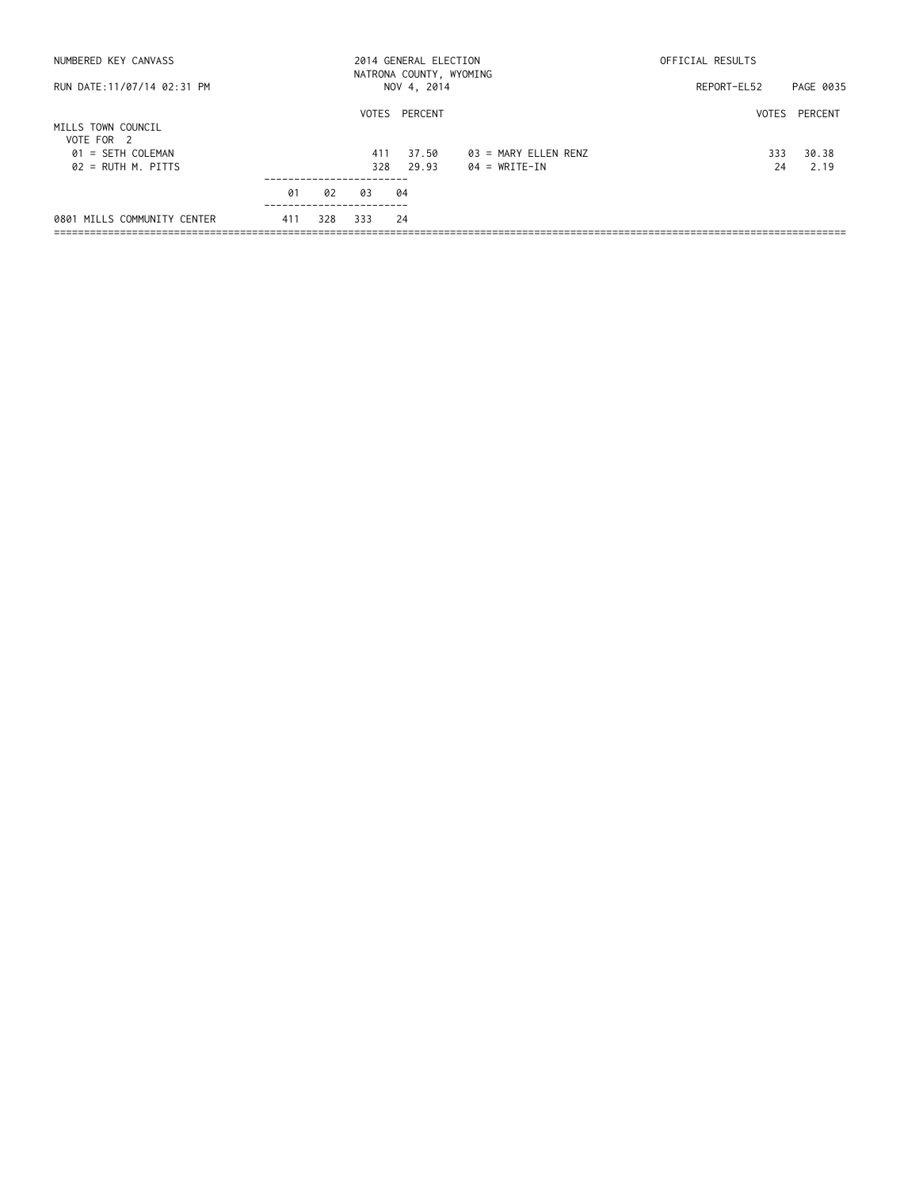## MILLS TOWN COUNCIL

VOTE FOR 2

| Candidate | VOTES | PERCENT |
|---|---|---|
| 01 = SETH COLEMAN | 411 | 37.50 |
| 02 = RUTH M. PITTS | 328 | 29.93 |
| 03 = MARY ELLEN RENZ | 333 | 30.38 |
| 04 = WRITE-IN | 24 | 2.19 |

| Precinct | 01 | 02 | 03 | 04 |
|---|---|---|---|---|
| 0801 MILLS COMMUNITY CENTER | 411 | 328 | 333 | 24 |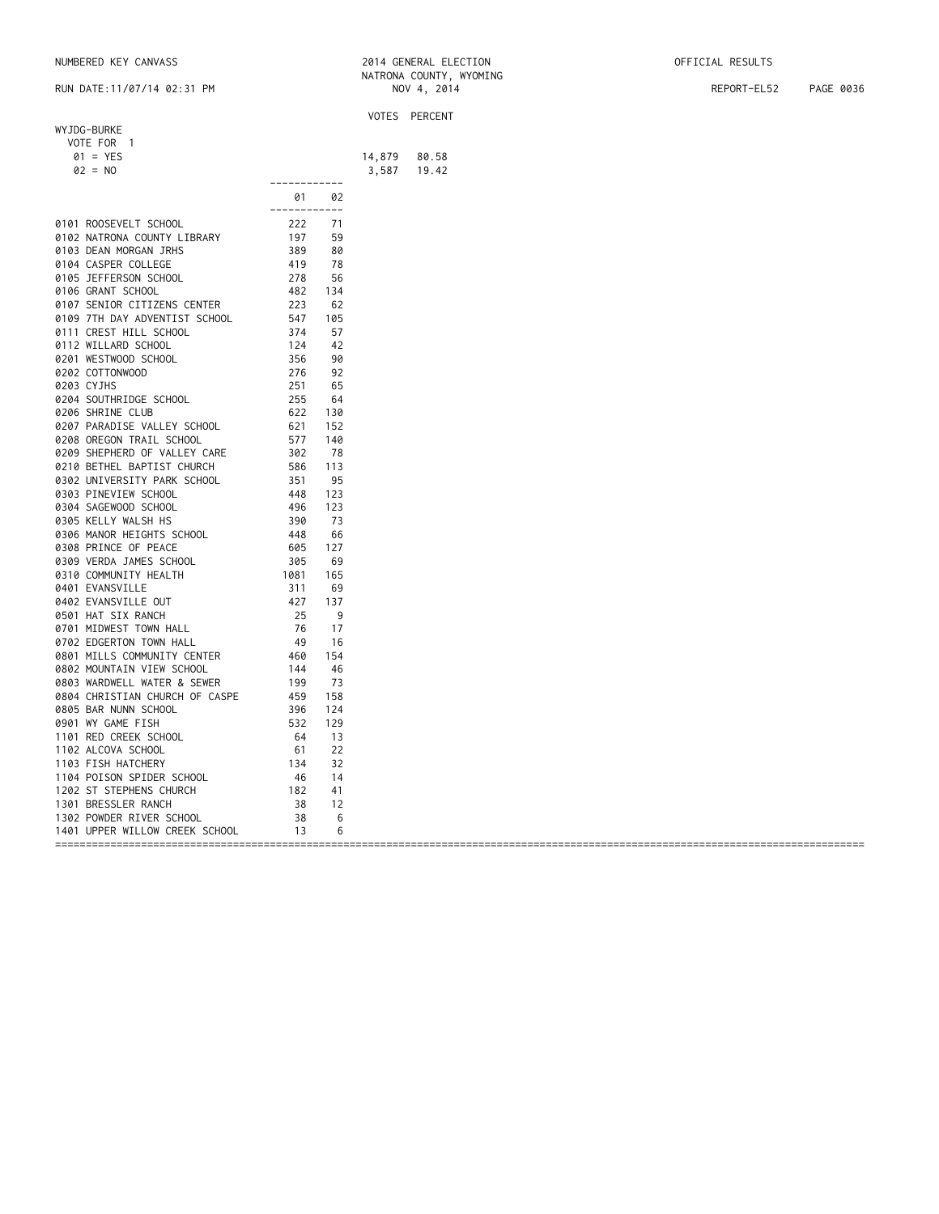## WYJDG-BURKE

VOTE FOR 1

| | VOTES | PERCENT |
|---|---|---|
| 01 = YES | 14,879 | 80.58 |
| 02 = NO | 3,587 | 19.42 |

| | 01 | 02 |
|---|---|---|
| 0101 ROOSEVELT SCHOOL | 222 | 71 |
| 0102 NATRONA COUNTY LIBRARY | 197 | 59 |
| 0103 DEAN MORGAN JRHS | 389 | 80 |
| 0104 CASPER COLLEGE | 419 | 78 |
| 0105 JEFFERSON SCHOOL | 278 | 56 |
| 0106 GRANT SCHOOL | 482 | 134 |
| 0107 SENIOR CITIZENS CENTER | 223 | 62 |
| 0109 7TH DAY ADVENTIST SCHOOL | 547 | 105 |
| 0111 CREST HILL SCHOOL | 374 | 57 |
| 0112 WILLARD SCHOOL | 124 | 42 |
| 0201 WESTWOOD SCHOOL | 356 | 90 |
| 0202 COTTONWOOD | 276 | 92 |
| 0203 CYJHS | 251 | 65 |
| 0204 SOUTHRIDGE SCHOOL | 255 | 64 |
| 0206 SHRINE CLUB | 622 | 130 |
| 0207 PARADISE VALLEY SCHOOL | 621 | 152 |
| 0208 OREGON TRAIL SCHOOL | 577 | 140 |
| 0209 SHEPHERD OF VALLEY CARE | 302 | 78 |
| 0210 BETHEL BAPTIST CHURCH | 586 | 113 |
| 0302 UNIVERSITY PARK SCHOOL | 351 | 95 |
| 0303 PINEVIEW SCHOOL | 448 | 123 |
| 0304 SAGEWOOD SCHOOL | 496 | 123 |
| 0305 KELLY WALSH HS | 390 | 73 |
| 0306 MANOR HEIGHTS SCHOOL | 448 | 66 |
| 0308 PRINCE OF PEACE | 605 | 127 |
| 0309 VERDA JAMES SCHOOL | 305 | 69 |
| 0310 COMMUNITY HEALTH | 1081 | 165 |
| 0401 EVANSVILLE | 311 | 69 |
| 0402 EVANSVILLE OUT | 427 | 137 |
| 0501 HAT SIX RANCH | 25 | 9 |
| 0701 MIDWEST TOWN HALL | 76 | 17 |
| 0702 EDGERTON TOWN HALL | 49 | 16 |
| 0801 MILLS COMMUNITY CENTER | 460 | 154 |
| 0802 MOUNTAIN VIEW SCHOOL | 144 | 46 |
| 0803 WARDWELL WATER & SEWER | 199 | 73 |
| 0804 CHRISTIAN CHURCH OF CASPE | 459 | 158 |
| 0805 BAR NUNN SCHOOL | 396 | 124 |
| 0901 WY GAME FISH | 532 | 129 |
| 1101 RED CREEK SCHOOL | 64 | 13 |
| 1102 ALCOVA SCHOOL | 61 | 22 |
| 1103 FISH HATCHERY | 134 | 32 |
| 1104 POISON SPIDER SCHOOL | 46 | 14 |
| 1202 ST STEPHENS CHURCH | 182 | 41 |
| 1301 BRESSLER RANCH | 38 | 12 |
| 1302 POWDER RIVER SCHOOL | 38 | 6 |
| 1401 UPPER WILLOW CREEK SCHOOL | 13 | 6 |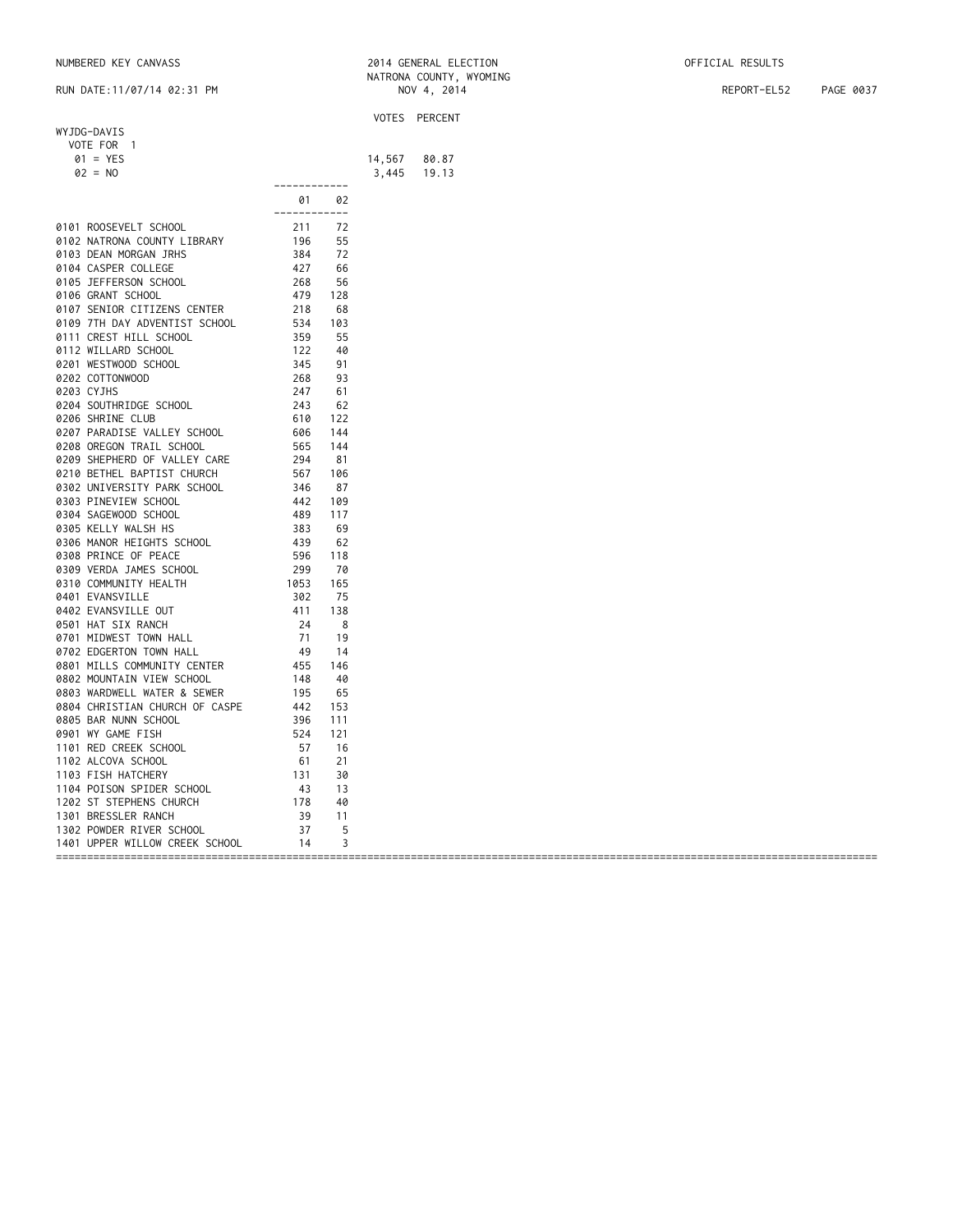## WYJDG-DAVIS

VOTE FOR 1

| | VOTES | PERCENT |
|---|---|---|
| 01 = YES | 14,567 | 80.87 |
| 02 = NO | 3,445 | 19.13 |

| | 01 | 02 |
|---|---|---|
| 0101 ROOSEVELT SCHOOL | 211 | 72 |
| 0102 NATRONA COUNTY LIBRARY | 196 | 55 |
| 0103 DEAN MORGAN JRHS | 384 | 72 |
| 0104 CASPER COLLEGE | 427 | 66 |
| 0105 JEFFERSON SCHOOL | 268 | 56 |
| 0106 GRANT SCHOOL | 479 | 128 |
| 0107 SENIOR CITIZENS CENTER | 218 | 68 |
| 0109 7TH DAY ADVENTIST SCHOOL | 534 | 103 |
| 0111 CREST HILL SCHOOL | 359 | 55 |
| 0112 WILLARD SCHOOL | 122 | 40 |
| 0201 WESTWOOD SCHOOL | 345 | 91 |
| 0202 COTTONWOOD | 268 | 93 |
| 0203 CYJHS | 247 | 61 |
| 0204 SOUTHRIDGE SCHOOL | 243 | 62 |
| 0206 SHRINE CLUB | 610 | 122 |
| 0207 PARADISE VALLEY SCHOOL | 606 | 144 |
| 0208 OREGON TRAIL SCHOOL | 565 | 144 |
| 0209 SHEPHERD OF VALLEY CARE | 294 | 81 |
| 0210 BETHEL BAPTIST CHURCH | 567 | 106 |
| 0302 UNIVERSITY PARK SCHOOL | 346 | 87 |
| 0303 PINEVIEW SCHOOL | 442 | 109 |
| 0304 SAGEWOOD SCHOOL | 489 | 117 |
| 0305 KELLY WALSH HS | 383 | 69 |
| 0306 MANOR HEIGHTS SCHOOL | 439 | 62 |
| 0308 PRINCE OF PEACE | 596 | 118 |
| 0309 VERDA JAMES SCHOOL | 299 | 70 |
| 0310 COMMUNITY HEALTH | 1053 | 165 |
| 0401 EVANSVILLE | 302 | 75 |
| 0402 EVANSVILLE OUT | 411 | 138 |
| 0501 HAT SIX RANCH | 24 | 8 |
| 0701 MIDWEST TOWN HALL | 71 | 19 |
| 0702 EDGERTON TOWN HALL | 49 | 14 |
| 0801 MILLS COMMUNITY CENTER | 455 | 146 |
| 0802 MOUNTAIN VIEW SCHOOL | 148 | 40 |
| 0803 WARDWELL WATER & SEWER | 195 | 65 |
| 0804 CHRISTIAN CHURCH OF CASPE | 442 | 153 |
| 0805 BAR NUNN SCHOOL | 396 | 111 |
| 0901 WY GAME FISH | 524 | 121 |
| 1101 RED CREEK SCHOOL | 57 | 16 |
| 1102 ALCOVA SCHOOL | 61 | 21 |
| 1103 FISH HATCHERY | 131 | 30 |
| 1104 POISON SPIDER SCHOOL | 43 | 13 |
| 1202 ST STEPHENS CHURCH | 178 | 40 |
| 1301 BRESSLER RANCH | 39 | 11 |
| 1302 POWDER RIVER SCHOOL | 37 | 5 |
| 1401 UPPER WILLOW CREEK SCHOOL | 14 | 3 |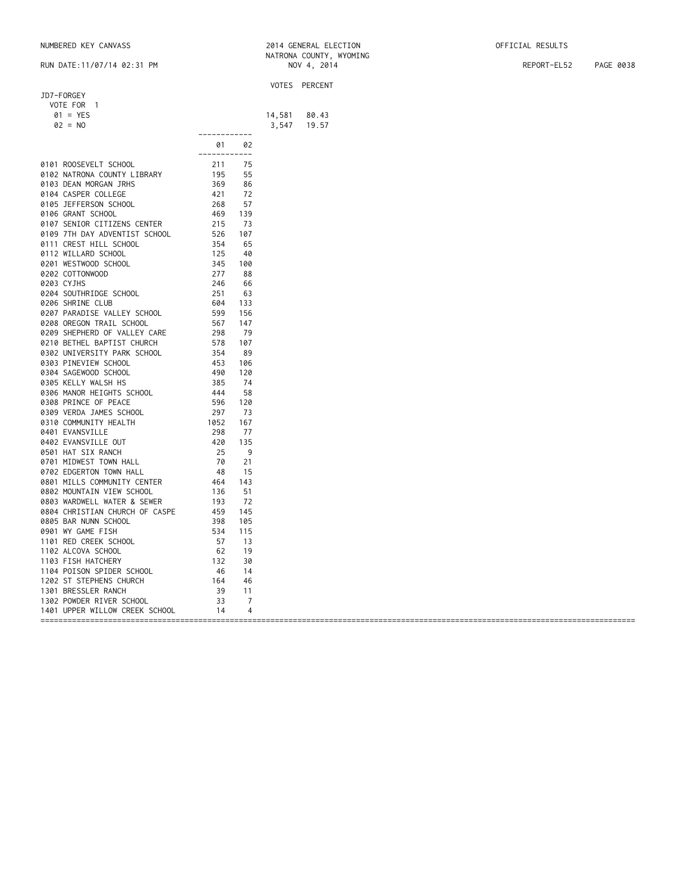NUMBERED KEY CANVASS

RUN DATE:11/07/14 02:31 PM

2014 GENERAL ELECTION
NATRONA COUNTY, WYOMING
NOV 4, 2014

OFFICIAL RESULTS

REPORT-EL52

## JD7-FORGEY

VOTE FOR 1

| | VOTES | PERCENT |
|---|---|---|
| 01 = YES | 14,581 | 80.43 |
| 02 = NO | 3,547 | 19.57 |

| | 01 | 02 |
|---|---|---|
| 0101 ROOSEVELT SCHOOL | 211 | 75 |
| 0102 NATRONA COUNTY LIBRARY | 195 | 55 |
| 0103 DEAN MORGAN JRHS | 369 | 86 |
| 0104 CASPER COLLEGE | 421 | 72 |
| 0105 JEFFERSON SCHOOL | 268 | 57 |
| 0106 GRANT SCHOOL | 469 | 139 |
| 0107 SENIOR CITIZENS CENTER | 215 | 73 |
| 0109 7TH DAY ADVENTIST SCHOOL | 526 | 107 |
| 0111 CREST HILL SCHOOL | 354 | 65 |
| 0112 WILLARD SCHOOL | 125 | 40 |
| 0201 WESTWOOD SCHOOL | 345 | 100 |
| 0202 COTTONWOOD | 277 | 88 |
| 0203 CYJHS | 246 | 66 |
| 0204 SOUTHRIDGE SCHOOL | 251 | 63 |
| 0206 SHRINE CLUB | 604 | 133 |
| 0207 PARADISE VALLEY SCHOOL | 599 | 156 |
| 0208 OREGON TRAIL SCHOOL | 567 | 147 |
| 0209 SHEPHERD OF VALLEY CARE | 298 | 79 |
| 0210 BETHEL BAPTIST CHURCH | 578 | 107 |
| 0302 UNIVERSITY PARK SCHOOL | 354 | 89 |
| 0303 PINEVIEW SCHOOL | 453 | 106 |
| 0304 SAGEWOOD SCHOOL | 490 | 120 |
| 0305 KELLY WALSH HS | 385 | 74 |
| 0306 MANOR HEIGHTS SCHOOL | 444 | 58 |
| 0308 PRINCE OF PEACE | 596 | 120 |
| 0309 VERDA JAMES SCHOOL | 297 | 73 |
| 0310 COMMUNITY HEALTH | 1052 | 167 |
| 0401 EVANSVILLE | 298 | 77 |
| 0402 EVANSVILLE OUT | 420 | 135 |
| 0501 HAT SIX RANCH | 25 | 9 |
| 0701 MIDWEST TOWN HALL | 70 | 21 |
| 0702 EDGERTON TOWN HALL | 48 | 15 |
| 0801 MILLS COMMUNITY CENTER | 464 | 143 |
| 0802 MOUNTAIN VIEW SCHOOL | 136 | 51 |
| 0803 WARDWELL WATER & SEWER | 193 | 72 |
| 0804 CHRISTIAN CHURCH OF CASPE | 459 | 145 |
| 0805 BAR NUNN SCHOOL | 398 | 105 |
| 0901 WY GAME FISH | 534 | 115 |
| 1101 RED CREEK SCHOOL | 57 | 13 |
| 1102 ALCOVA SCHOOL | 62 | 19 |
| 1103 FISH HATCHERY | 132 | 30 |
| 1104 POISON SPIDER SCHOOL | 46 | 14 |
| 1202 ST STEPHENS CHURCH | 164 | 46 |
| 1301 BRESSLER RANCH | 39 | 11 |
| 1302 POWDER RIVER SCHOOL | 33 | 7 |
| 1401 UPPER WILLOW CREEK SCHOOL | 14 | 4 |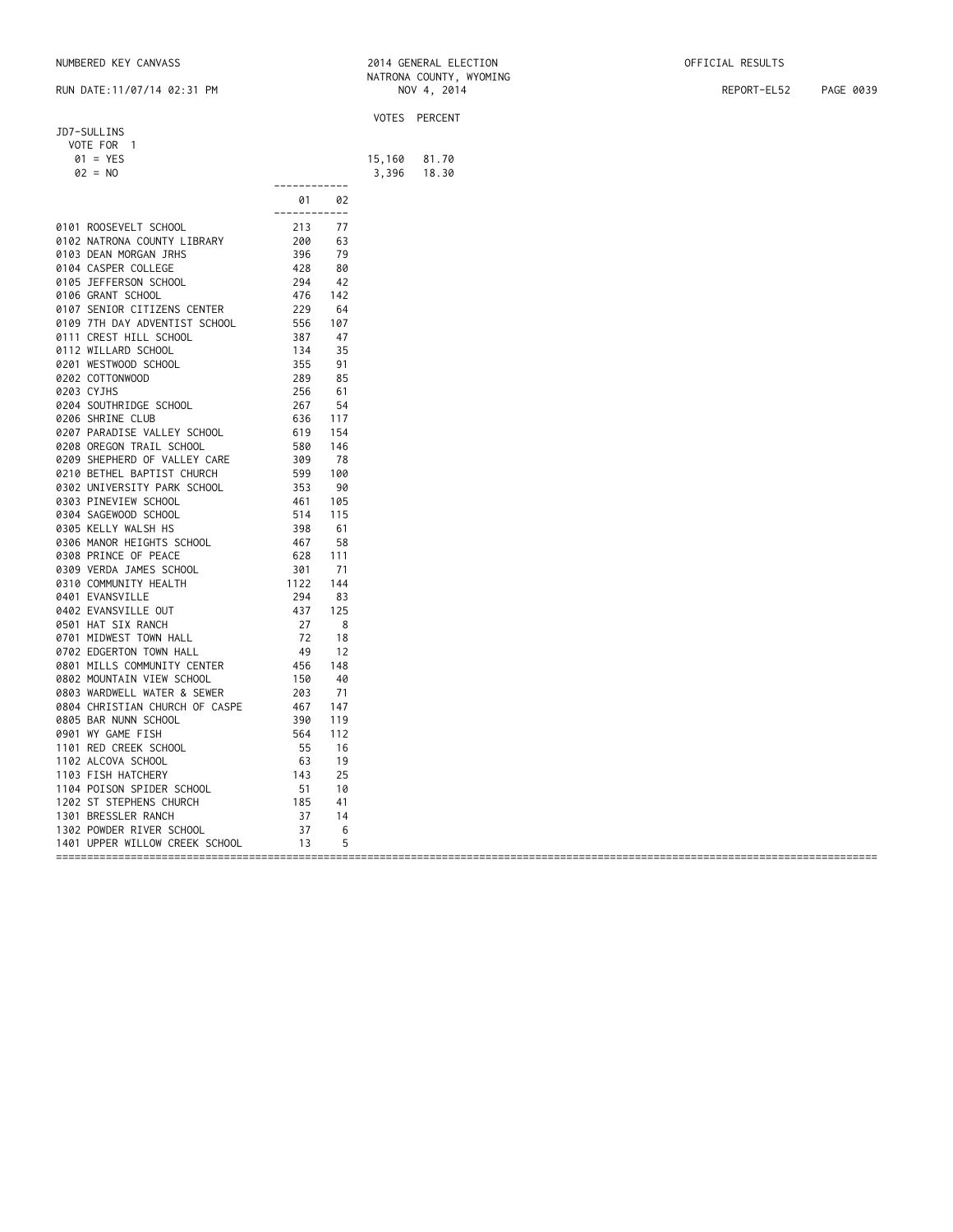## JD7-SULLINS

VOTE FOR 1

| | VOTES | PERCENT |
|---|---|---|
| 01 = YES | 15,160 | 81.70 |
| 02 = NO | 3,396 | 18.30 |

| Precinct | 01 | 02 |
|---|---|---|
| 0101 ROOSEVELT SCHOOL | 213 | 77 |
| 0102 NATRONA COUNTY LIBRARY | 200 | 63 |
| 0103 DEAN MORGAN JRHS | 396 | 79 |
| 0104 CASPER COLLEGE | 428 | 80 |
| 0105 JEFFERSON SCHOOL | 294 | 42 |
| 0106 GRANT SCHOOL | 476 | 142 |
| 0107 SENIOR CITIZENS CENTER | 229 | 64 |
| 0109 7TH DAY ADVENTIST SCHOOL | 556 | 107 |
| 0111 CREST HILL SCHOOL | 387 | 47 |
| 0112 WILLARD SCHOOL | 134 | 35 |
| 0201 WESTWOOD SCHOOL | 355 | 91 |
| 0202 COTTONWOOD | 289 | 85 |
| 0203 CYJHS | 256 | 61 |
| 0204 SOUTHRIDGE SCHOOL | 267 | 54 |
| 0206 SHRINE CLUB | 636 | 117 |
| 0207 PARADISE VALLEY SCHOOL | 619 | 154 |
| 0208 OREGON TRAIL SCHOOL | 580 | 146 |
| 0209 SHEPHERD OF VALLEY CARE | 309 | 78 |
| 0210 BETHEL BAPTIST CHURCH | 599 | 100 |
| 0302 UNIVERSITY PARK SCHOOL | 353 | 90 |
| 0303 PINEVIEW SCHOOL | 461 | 105 |
| 0304 SAGEWOOD SCHOOL | 514 | 115 |
| 0305 KELLY WALSH HS | 398 | 61 |
| 0306 MANOR HEIGHTS SCHOOL | 467 | 58 |
| 0308 PRINCE OF PEACE | 628 | 111 |
| 0309 VERDA JAMES SCHOOL | 301 | 71 |
| 0310 COMMUNITY HEALTH | 1122 | 144 |
| 0401 EVANSVILLE | 294 | 83 |
| 0402 EVANSVILLE OUT | 437 | 125 |
| 0501 HAT SIX RANCH | 27 | 8 |
| 0701 MIDWEST TOWN HALL | 72 | 18 |
| 0702 EDGERTON TOWN HALL | 49 | 12 |
| 0801 MILLS COMMUNITY CENTER | 456 | 148 |
| 0802 MOUNTAIN VIEW SCHOOL | 150 | 40 |
| 0803 WARDWELL WATER & SEWER | 203 | 71 |
| 0804 CHRISTIAN CHURCH OF CASPE | 467 | 147 |
| 0805 BAR NUNN SCHOOL | 390 | 119 |
| 0901 WY GAME FISH | 564 | 112 |
| 1101 RED CREEK SCHOOL | 55 | 16 |
| 1102 ALCOVA SCHOOL | 63 | 19 |
| 1103 FISH HATCHERY | 143 | 25 |
| 1104 POISON SPIDER SCHOOL | 51 | 10 |
| 1202 ST STEPHENS CHURCH | 185 | 41 |
| 1301 BRESSLER RANCH | 37 | 14 |
| 1302 POWDER RIVER SCHOOL | 37 | 6 |
| 1401 UPPER WILLOW CREEK SCHOOL | 13 | 5 |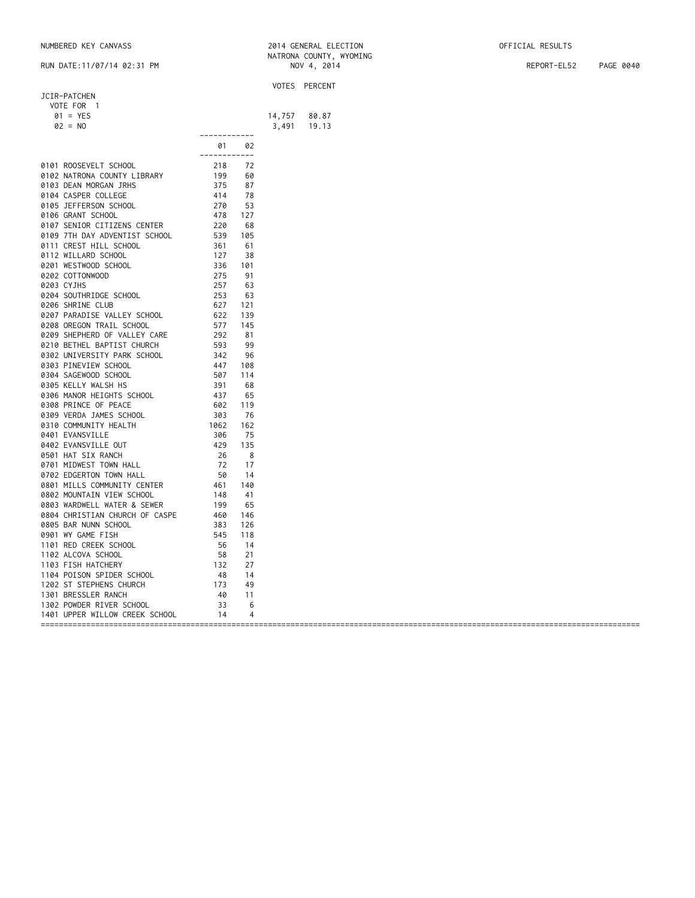NUMBERED KEY CANVASS — 2014 GENERAL ELECTION — NATRONA COUNTY, WYOMING — NOV 4, 2014 — OFFICIAL RESULTS

RUN DATE:11/07/14 02:31 PM — REPORT-EL52

## JCIR-PATCHEN

VOTE FOR 1

| | VOTES | PERCENT |
|---|---|---|
| 01 = YES | 14,757 | 80.87 |
| 02 = NO | 3,491 | 19.13 |

| | 01 | 02 |
|---|---|---|
| 0101 ROOSEVELT SCHOOL | 218 | 72 |
| 0102 NATRONA COUNTY LIBRARY | 199 | 60 |
| 0103 DEAN MORGAN JRHS | 375 | 87 |
| 0104 CASPER COLLEGE | 414 | 78 |
| 0105 JEFFERSON SCHOOL | 270 | 53 |
| 0106 GRANT SCHOOL | 478 | 127 |
| 0107 SENIOR CITIZENS CENTER | 220 | 68 |
| 0109 7TH DAY ADVENTIST SCHOOL | 539 | 105 |
| 0111 CREST HILL SCHOOL | 361 | 61 |
| 0112 WILLARD SCHOOL | 127 | 38 |
| 0201 WESTWOOD SCHOOL | 336 | 101 |
| 0202 COTTONWOOD | 275 | 91 |
| 0203 CYJHS | 257 | 63 |
| 0204 SOUTHRIDGE SCHOOL | 253 | 63 |
| 0206 SHRINE CLUB | 627 | 121 |
| 0207 PARADISE VALLEY SCHOOL | 622 | 139 |
| 0208 OREGON TRAIL SCHOOL | 577 | 145 |
| 0209 SHEPHERD OF VALLEY CARE | 292 | 81 |
| 0210 BETHEL BAPTIST CHURCH | 593 | 99 |
| 0302 UNIVERSITY PARK SCHOOL | 342 | 96 |
| 0303 PINEVIEW SCHOOL | 447 | 108 |
| 0304 SAGEWOOD SCHOOL | 507 | 114 |
| 0305 KELLY WALSH HS | 391 | 68 |
| 0306 MANOR HEIGHTS SCHOOL | 437 | 65 |
| 0308 PRINCE OF PEACE | 602 | 119 |
| 0309 VERDA JAMES SCHOOL | 303 | 76 |
| 0310 COMMUNITY HEALTH | 1062 | 162 |
| 0401 EVANSVILLE | 306 | 75 |
| 0402 EVANSVILLE OUT | 429 | 135 |
| 0501 HAT SIX RANCH | 26 | 8 |
| 0701 MIDWEST TOWN HALL | 72 | 17 |
| 0702 EDGERTON TOWN HALL | 50 | 14 |
| 0801 MILLS COMMUNITY CENTER | 461 | 140 |
| 0802 MOUNTAIN VIEW SCHOOL | 148 | 41 |
| 0803 WARDWELL WATER & SEWER | 199 | 65 |
| 0804 CHRISTIAN CHURCH OF CASPE | 460 | 146 |
| 0805 BAR NUNN SCHOOL | 383 | 126 |
| 0901 WY GAME FISH | 545 | 118 |
| 1101 RED CREEK SCHOOL | 56 | 14 |
| 1102 ALCOVA SCHOOL | 58 | 21 |
| 1103 FISH HATCHERY | 132 | 27 |
| 1104 POISON SPIDER SCHOOL | 48 | 14 |
| 1202 ST STEPHENS CHURCH | 173 | 49 |
| 1301 BRESSLER RANCH | 40 | 11 |
| 1302 POWDER RIVER SCHOOL | 33 | 6 |
| 1401 UPPER WILLOW CREEK SCHOOL | 14 | 4 |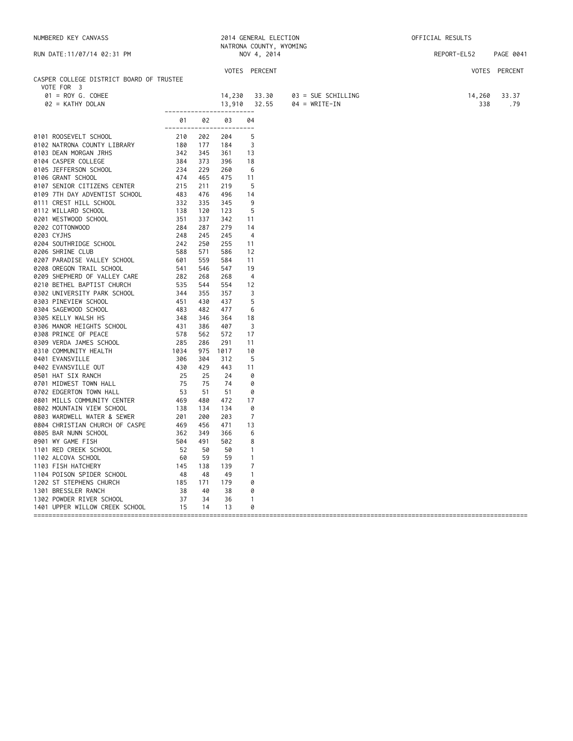NUMBERED KEY CANVASS — 2014 GENERAL ELECTION — NATRONA COUNTY, WYOMING — NOV 4, 2014 — OFFICIAL RESULTS

RUN DATE:11/07/14 02:31 PM — REPORT-EL52

## CASPER COLLEGE DISTRICT BOARD OF TRUSTEE

VOTE FOR 3

| | VOTES | PERCENT |
|---|---|---|
| 01 = ROY G. COHEE | 14,230 | 33.30 |
| 02 = KATHY DOLAN | 13,910 | 32.55 |
| 03 = SUE SCHILLING | 14,260 | 33.37 |
| 04 = WRITE-IN | 338 | .79 |

| | 01 | 02 | 03 | 04 |
|---|---|---|---|---|
| 0101 ROOSEVELT SCHOOL | 210 | 202 | 204 | 5 |
| 0102 NATRONA COUNTY LIBRARY | 180 | 177 | 184 | 3 |
| 0103 DEAN MORGAN JRHS | 342 | 345 | 361 | 13 |
| 0104 CASPER COLLEGE | 384 | 373 | 396 | 18 |
| 0105 JEFFERSON SCHOOL | 234 | 229 | 260 | 6 |
| 0106 GRANT SCHOOL | 474 | 465 | 475 | 11 |
| 0107 SENIOR CITIZENS CENTER | 215 | 211 | 219 | 5 |
| 0109 7TH DAY ADVENTIST SCHOOL | 483 | 476 | 496 | 14 |
| 0111 CREST HILL SCHOOL | 332 | 335 | 345 | 9 |
| 0112 WILLARD SCHOOL | 138 | 120 | 123 | 5 |
| 0201 WESTWOOD SCHOOL | 351 | 337 | 342 | 11 |
| 0202 COTTONWOOD | 284 | 287 | 279 | 14 |
| 0203 CYJHS | 248 | 245 | 245 | 4 |
| 0204 SOUTHRIDGE SCHOOL | 242 | 250 | 255 | 11 |
| 0206 SHRINE CLUB | 588 | 571 | 586 | 12 |
| 0207 PARADISE VALLEY SCHOOL | 601 | 559 | 584 | 11 |
| 0208 OREGON TRAIL SCHOOL | 541 | 546 | 547 | 19 |
| 0209 SHEPHERD OF VALLEY CARE | 282 | 268 | 268 | 4 |
| 0210 BETHEL BAPTIST CHURCH | 535 | 544 | 554 | 12 |
| 0302 UNIVERSITY PARK SCHOOL | 344 | 355 | 357 | 3 |
| 0303 PINEVIEW SCHOOL | 451 | 430 | 437 | 5 |
| 0304 SAGEWOOD SCHOOL | 483 | 482 | 477 | 6 |
| 0305 KELLY WALSH HS | 348 | 346 | 364 | 18 |
| 0306 MANOR HEIGHTS SCHOOL | 431 | 386 | 407 | 3 |
| 0308 PRINCE OF PEACE | 578 | 562 | 572 | 17 |
| 0309 VERDA JAMES SCHOOL | 285 | 286 | 291 | 11 |
| 0310 COMMUNITY HEALTH | 1034 | 975 | 1017 | 10 |
| 0401 EVANSVILLE | 306 | 304 | 312 | 5 |
| 0402 EVANSVILLE OUT | 430 | 429 | 443 | 11 |
| 0501 HAT SIX RANCH | 25 | 25 | 24 | 0 |
| 0701 MIDWEST TOWN HALL | 75 | 75 | 74 | 0 |
| 0702 EDGERTON TOWN HALL | 53 | 51 | 51 | 0 |
| 0801 MILLS COMMUNITY CENTER | 469 | 480 | 472 | 17 |
| 0802 MOUNTAIN VIEW SCHOOL | 138 | 134 | 134 | 0 |
| 0803 WARDWELL WATER & SEWER | 201 | 200 | 203 | 7 |
| 0804 CHRISTIAN CHURCH OF CASPE | 469 | 456 | 471 | 13 |
| 0805 BAR NUNN SCHOOL | 362 | 349 | 366 | 6 |
| 0901 WY GAME FISH | 504 | 491 | 502 | 8 |
| 1101 RED CREEK SCHOOL | 52 | 50 | 50 | 1 |
| 1102 ALCOVA SCHOOL | 60 | 59 | 59 | 1 |
| 1103 FISH HATCHERY | 145 | 138 | 139 | 7 |
| 1104 POISON SPIDER SCHOOL | 48 | 48 | 49 | 1 |
| 1202 ST STEPHENS CHURCH | 185 | 171 | 179 | 0 |
| 1301 BRESSLER RANCH | 38 | 40 | 38 | 0 |
| 1302 POWDER RIVER SCHOOL | 37 | 34 | 36 | 1 |
| 1401 UPPER WILLOW CREEK SCHOOL | 15 | 14 | 13 | 0 |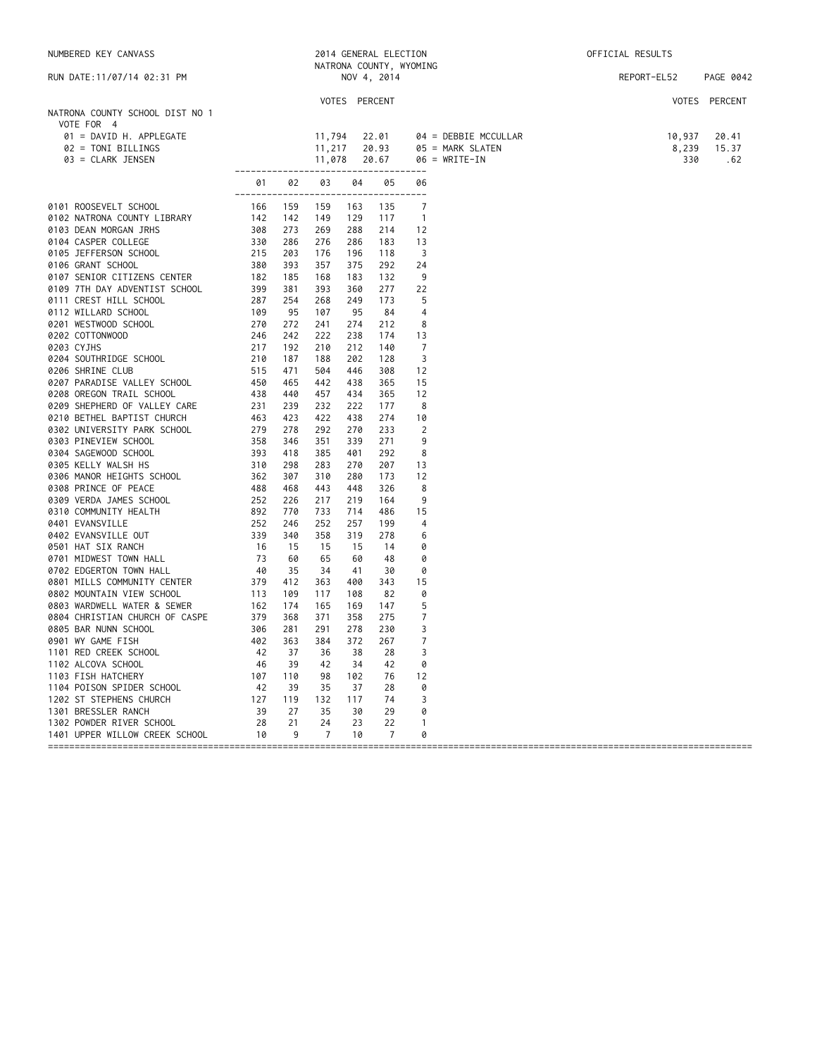NUMBERED KEY CANVASS

2014 GENERAL ELECTION
NATRONA COUNTY, WYOMING
NOV 4, 2014

OFFICIAL RESULTS

RUN DATE:11/07/14 02:31 PM

REPORT-EL52

## NATRONA COUNTY SCHOOL DIST NO 1

VOTE FOR 4

| Candidate | VOTES | PERCENT |
|---|---|---|
| 01 = DAVID H. APPLEGATE | 11,794 | 22.01 |
| 02 = TONI BILLINGS | 11,217 | 20.93 |
| 03 = CLARK JENSEN | 11,078 | 20.67 |
| 04 = DEBBIE MCCULLAR | 10,937 | 20.41 |
| 05 = MARK SLATEN | 8,239 | 15.37 |
| 06 = WRITE-IN | 330 | .62 |

| Precinct | 01 | 02 | 03 | 04 | 05 | 06 |
|---|---|---|---|---|---|---|
| 0101 ROOSEVELT SCHOOL | 166 | 159 | 159 | 163 | 135 | 7 |
| 0102 NATRONA COUNTY LIBRARY | 142 | 142 | 149 | 129 | 117 | 1 |
| 0103 DEAN MORGAN JRHS | 308 | 273 | 269 | 288 | 214 | 12 |
| 0104 CASPER COLLEGE | 330 | 286 | 276 | 286 | 183 | 13 |
| 0105 JEFFERSON SCHOOL | 215 | 203 | 176 | 196 | 118 | 3 |
| 0106 GRANT SCHOOL | 380 | 393 | 357 | 375 | 292 | 24 |
| 0107 SENIOR CITIZENS CENTER | 182 | 185 | 168 | 183 | 132 | 9 |
| 0109 7TH DAY ADVENTIST SCHOOL | 399 | 381 | 393 | 360 | 277 | 22 |
| 0111 CREST HILL SCHOOL | 287 | 254 | 268 | 249 | 173 | 5 |
| 0112 WILLARD SCHOOL | 109 | 95 | 107 | 95 | 84 | 4 |
| 0201 WESTWOOD SCHOOL | 270 | 272 | 241 | 274 | 212 | 8 |
| 0202 COTTONWOOD | 246 | 242 | 222 | 238 | 174 | 13 |
| 0203 CYJHS | 217 | 192 | 210 | 212 | 140 | 7 |
| 0204 SOUTHRIDGE SCHOOL | 210 | 187 | 188 | 202 | 128 | 3 |
| 0206 SHRINE CLUB | 515 | 471 | 504 | 446 | 308 | 12 |
| 0207 PARADISE VALLEY SCHOOL | 450 | 465 | 442 | 438 | 365 | 15 |
| 0208 OREGON TRAIL SCHOOL | 438 | 440 | 457 | 434 | 365 | 12 |
| 0209 SHEPHERD OF VALLEY CARE | 231 | 239 | 232 | 222 | 177 | 8 |
| 0210 BETHEL BAPTIST CHURCH | 463 | 423 | 422 | 438 | 274 | 10 |
| 0302 UNIVERSITY PARK SCHOOL | 279 | 278 | 292 | 270 | 233 | 2 |
| 0303 PINEVIEW SCHOOL | 358 | 346 | 351 | 339 | 271 | 9 |
| 0304 SAGEWOOD SCHOOL | 393 | 418 | 385 | 401 | 292 | 8 |
| 0305 KELLY WALSH HS | 310 | 298 | 283 | 270 | 207 | 13 |
| 0306 MANOR HEIGHTS SCHOOL | 362 | 307 | 310 | 280 | 173 | 12 |
| 0308 PRINCE OF PEACE | 488 | 468 | 443 | 448 | 326 | 8 |
| 0309 VERDA JAMES SCHOOL | 252 | 226 | 217 | 219 | 164 | 9 |
| 0310 COMMUNITY HEALTH | 892 | 770 | 733 | 714 | 486 | 15 |
| 0401 EVANSVILLE | 252 | 246 | 252 | 257 | 199 | 4 |
| 0402 EVANSVILLE OUT | 339 | 340 | 358 | 319 | 278 | 6 |
| 0501 HAT SIX RANCH | 16 | 15 | 15 | 15 | 14 | 0 |
| 0701 MIDWEST TOWN HALL | 73 | 60 | 65 | 60 | 48 | 0 |
| 0702 EDGERTON TOWN HALL | 40 | 35 | 34 | 41 | 30 | 0 |
| 0801 MILLS COMMUNITY CENTER | 379 | 412 | 363 | 400 | 343 | 15 |
| 0802 MOUNTAIN VIEW SCHOOL | 113 | 109 | 117 | 108 | 82 | 0 |
| 0803 WARDWELL WATER & SEWER | 162 | 174 | 165 | 169 | 147 | 5 |
| 0804 CHRISTIAN CHURCH OF CASPE | 379 | 368 | 371 | 358 | 275 | 7 |
| 0805 BAR NUNN SCHOOL | 306 | 281 | 291 | 278 | 230 | 3 |
| 0901 WY GAME FISH | 402 | 363 | 384 | 372 | 267 | 7 |
| 1101 RED CREEK SCHOOL | 42 | 37 | 36 | 38 | 28 | 3 |
| 1102 ALCOVA SCHOOL | 46 | 39 | 42 | 34 | 42 | 0 |
| 1103 FISH HATCHERY | 107 | 110 | 98 | 102 | 76 | 12 |
| 1104 POISON SPIDER SCHOOL | 42 | 39 | 35 | 37 | 28 | 0 |
| 1202 ST STEPHENS CHURCH | 127 | 119 | 132 | 117 | 74 | 3 |
| 1301 BRESSLER RANCH | 39 | 27 | 35 | 30 | 29 | 0 |
| 1302 POWDER RIVER SCHOOL | 28 | 21 | 24 | 23 | 22 | 1 |
| 1401 UPPER WILLOW CREEK SCHOOL | 10 | 9 | 7 | 10 | 7 | 0 |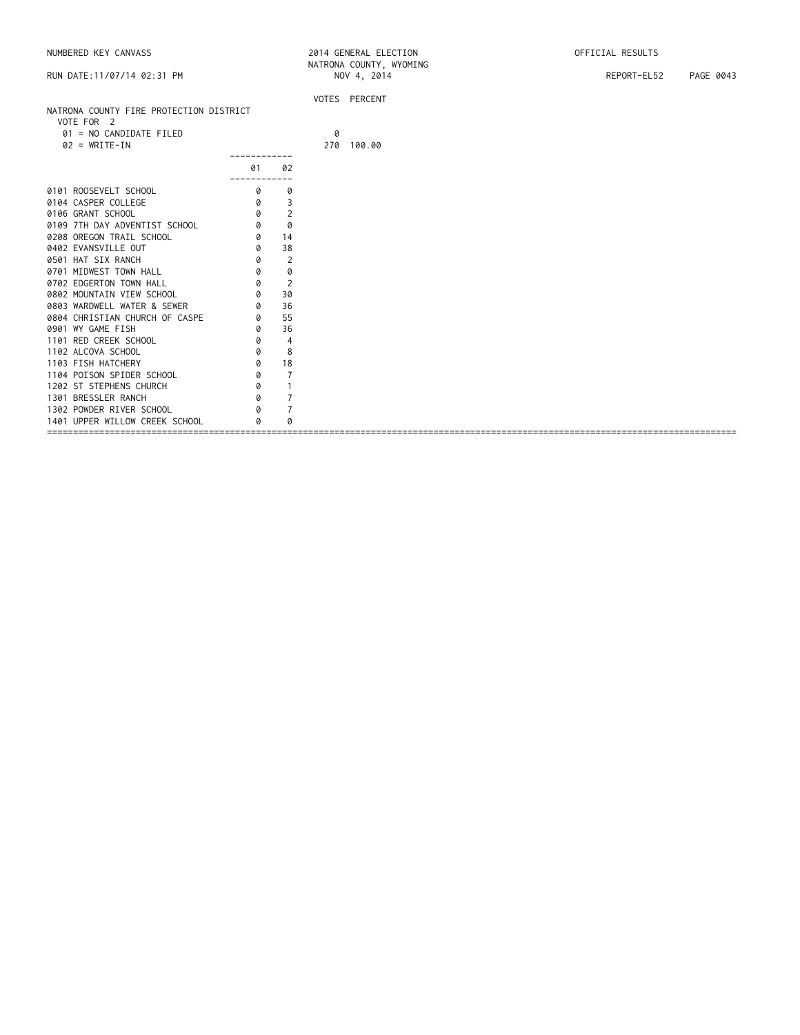NUMBERED KEY CANVASS

RUN DATE:11/07/14 02:31 PM

2014 GENERAL ELECTION
NATRONA COUNTY, WYOMING
NOV 4, 2014

OFFICIAL RESULTS

REPORT-EL52

## NATRONA COUNTY FIRE PROTECTION DISTRICT

VOTE FOR 2

| | VOTES | PERCENT |
|---|---|---|
| 01 = NO CANDIDATE FILED | 0 | |
| 02 = WRITE-IN | 270 | 100.00 |

| | 01 | 02 |
|---|---|---|
| 0101 ROOSEVELT SCHOOL | 0 | 0 |
| 0104 CASPER COLLEGE | 0 | 3 |
| 0106 GRANT SCHOOL | 0 | 2 |
| 0109 7TH DAY ADVENTIST SCHOOL | 0 | 0 |
| 0208 OREGON TRAIL SCHOOL | 0 | 14 |
| 0402 EVANSVILLE OUT | 0 | 38 |
| 0501 HAT SIX RANCH | 0 | 2 |
| 0701 MIDWEST TOWN HALL | 0 | 0 |
| 0702 EDGERTON TOWN HALL | 0 | 2 |
| 0802 MOUNTAIN VIEW SCHOOL | 0 | 30 |
| 0803 WARDWELL WATER & SEWER | 0 | 36 |
| 0804 CHRISTIAN CHURCH OF CASPE | 0 | 55 |
| 0901 WY GAME FISH | 0 | 36 |
| 1101 RED CREEK SCHOOL | 0 | 4 |
| 1102 ALCOVA SCHOOL | 0 | 8 |
| 1103 FISH HATCHERY | 0 | 18 |
| 1104 POISON SPIDER SCHOOL | 0 | 7 |
| 1202 ST STEPHENS CHURCH | 0 | 1 |
| 1301 BRESSLER RANCH | 0 | 7 |
| 1302 POWDER RIVER SCHOOL | 0 | 7 |
| 1401 UPPER WILLOW CREEK SCHOOL | 0 | 0 |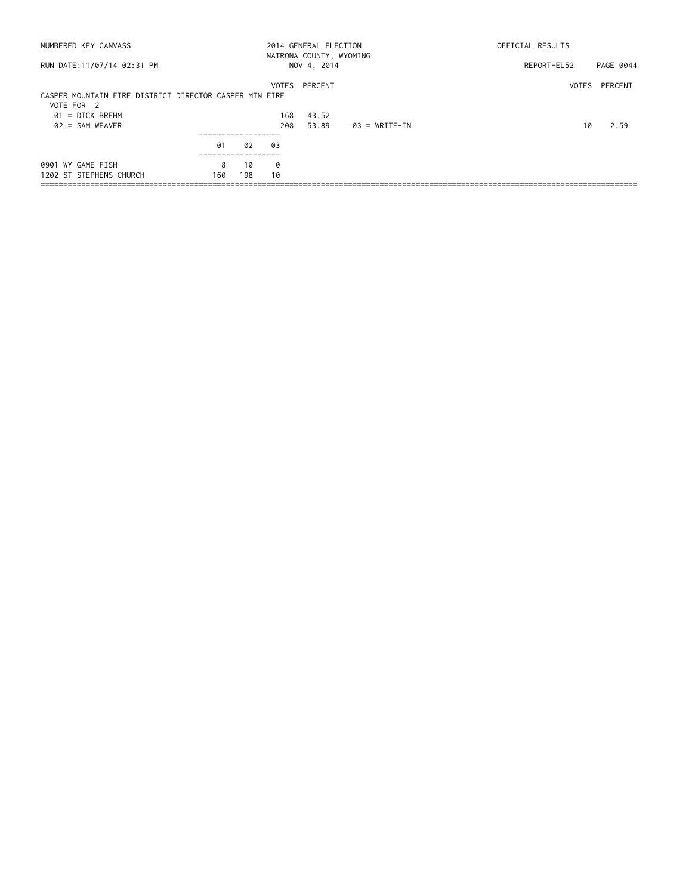NUMBERED KEY CANVASS — 2014 GENERAL ELECTION — NATRONA COUNTY, WYOMING — NOV 4, 2014 — OFFICIAL RESULTS

RUN DATE:11/07/14 02:31 PM — REPORT-EL52

## CASPER MOUNTAIN FIRE DISTRICT DIRECTOR CASPER MTN FIRE

VOTE FOR 2

| Candidate | VOTES | PERCENT |
|---|---|---|
| 01 = DICK BREHM | 168 | 43.52 |
| 02 = SAM WEAVER | 208 | 53.89 |
| 03 = WRITE-IN | 10 | 2.59 |

| Precinct | 01 | 02 | 03 |
|---|---|---|---|
| 0901 WY GAME FISH | 8 | 10 | 0 |
| 1202 ST STEPHENS CHURCH | 160 | 198 | 10 |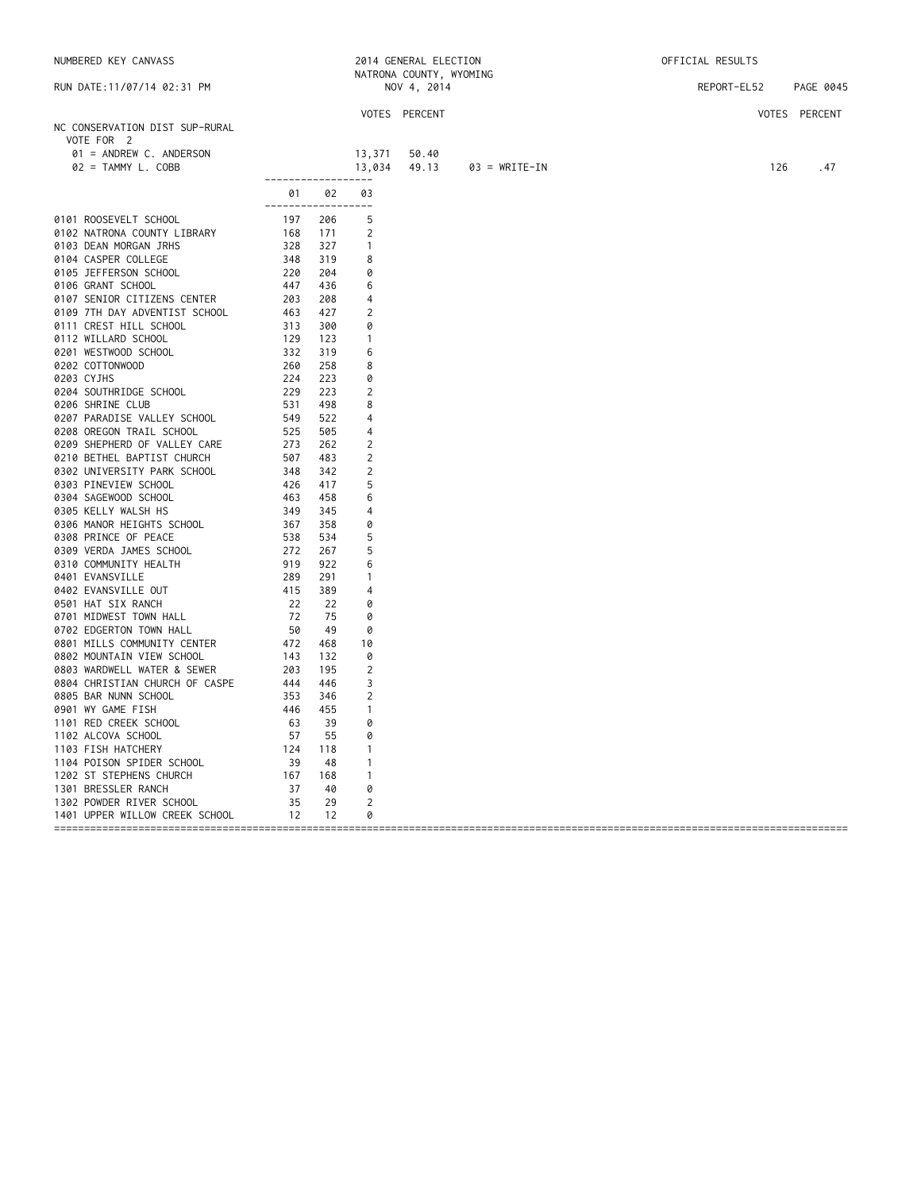NUMBERED KEY CANVASS — 2014 GENERAL ELECTION — NATRONA COUNTY, WYOMING — NOV 4, 2014 — OFFICIAL RESULTS

RUN DATE:11/07/14 02:31 PM — REPORT-EL52

## NC CONSERVATION DIST SUP-RURAL

VOTE FOR 2

| | VOTES | PERCENT |
|---|---|---|
| 01 = ANDREW C. ANDERSON | 13,371 | 50.40 |
| 02 = TAMMY L. COBB | 13,034 | 49.13 |
| 03 = WRITE-IN | 126 | .47 |

| | 01 | 02 | 03 |
|---|---|---|---|
| 0101 ROOSEVELT SCHOOL | 197 | 206 | 5 |
| 0102 NATRONA COUNTY LIBRARY | 168 | 171 | 2 |
| 0103 DEAN MORGAN JRHS | 328 | 327 | 1 |
| 0104 CASPER COLLEGE | 348 | 319 | 8 |
| 0105 JEFFERSON SCHOOL | 220 | 204 | 0 |
| 0106 GRANT SCHOOL | 447 | 436 | 6 |
| 0107 SENIOR CITIZENS CENTER | 203 | 208 | 4 |
| 0109 7TH DAY ADVENTIST SCHOOL | 463 | 427 | 2 |
| 0111 CREST HILL SCHOOL | 313 | 300 | 0 |
| 0112 WILLARD SCHOOL | 129 | 123 | 1 |
| 0201 WESTWOOD SCHOOL | 332 | 319 | 6 |
| 0202 COTTONWOOD | 260 | 258 | 8 |
| 0203 CYJHS | 224 | 223 | 0 |
| 0204 SOUTHRIDGE SCHOOL | 229 | 223 | 2 |
| 0206 SHRINE CLUB | 531 | 498 | 8 |
| 0207 PARADISE VALLEY SCHOOL | 549 | 522 | 4 |
| 0208 OREGON TRAIL SCHOOL | 525 | 505 | 4 |
| 0209 SHEPHERD OF VALLEY CARE | 273 | 262 | 2 |
| 0210 BETHEL BAPTIST CHURCH | 507 | 483 | 2 |
| 0302 UNIVERSITY PARK SCHOOL | 348 | 342 | 2 |
| 0303 PINEVIEW SCHOOL | 426 | 417 | 5 |
| 0304 SAGEWOOD SCHOOL | 463 | 458 | 6 |
| 0305 KELLY WALSH HS | 349 | 345 | 4 |
| 0306 MANOR HEIGHTS SCHOOL | 367 | 358 | 0 |
| 0308 PRINCE OF PEACE | 538 | 534 | 5 |
| 0309 VERDA JAMES SCHOOL | 272 | 267 | 5 |
| 0310 COMMUNITY HEALTH | 919 | 922 | 6 |
| 0401 EVANSVILLE | 289 | 291 | 1 |
| 0402 EVANSVILLE OUT | 415 | 389 | 4 |
| 0501 HAT SIX RANCH | 22 | 22 | 0 |
| 0701 MIDWEST TOWN HALL | 72 | 75 | 0 |
| 0702 EDGERTON TOWN HALL | 50 | 49 | 0 |
| 0801 MILLS COMMUNITY CENTER | 472 | 468 | 10 |
| 0802 MOUNTAIN VIEW SCHOOL | 143 | 132 | 0 |
| 0803 WARDWELL WATER & SEWER | 203 | 195 | 2 |
| 0804 CHRISTIAN CHURCH OF CASPE | 444 | 446 | 3 |
| 0805 BAR NUNN SCHOOL | 353 | 346 | 2 |
| 0901 WY GAME FISH | 446 | 455 | 1 |
| 1101 RED CREEK SCHOOL | 63 | 39 | 0 |
| 1102 ALCOVA SCHOOL | 57 | 55 | 0 |
| 1103 FISH HATCHERY | 124 | 118 | 1 |
| 1104 POISON SPIDER SCHOOL | 39 | 48 | 1 |
| 1202 ST STEPHENS CHURCH | 167 | 168 | 1 |
| 1301 BRESSLER RANCH | 37 | 40 | 0 |
| 1302 POWDER RIVER SCHOOL | 35 | 29 | 2 |
| 1401 UPPER WILLOW CREEK SCHOOL | 12 | 12 | 0 |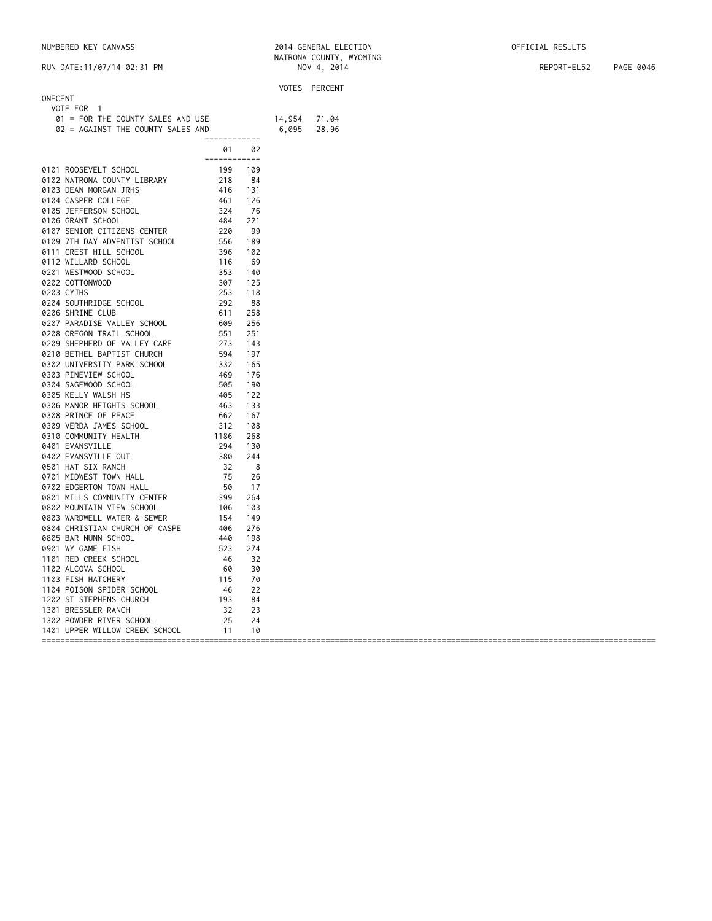NUMBERED KEY CANVASS

2014 GENERAL ELECTION
NATRONA COUNTY, WYOMING
NOV 4, 2014

OFFICIAL RESULTS

RUN DATE:11/07/14 02:31 PM

REPORT-EL52

## ONECENT

VOTE FOR 1

| | VOTES | PERCENT |
|---|---|---|
| 01 = FOR THE COUNTY SALES AND USE | 14,954 | 71.04 |
| 02 = AGAINST THE COUNTY SALES AND | 6,095 | 28.96 |

| Precinct | 01 | 02 |
|---|---|---|
| 0101 ROOSEVELT SCHOOL | 199 | 109 |
| 0102 NATRONA COUNTY LIBRARY | 218 | 84 |
| 0103 DEAN MORGAN JRHS | 416 | 131 |
| 0104 CASPER COLLEGE | 461 | 126 |
| 0105 JEFFERSON SCHOOL | 324 | 76 |
| 0106 GRANT SCHOOL | 484 | 221 |
| 0107 SENIOR CITIZENS CENTER | 220 | 99 |
| 0109 7TH DAY ADVENTIST SCHOOL | 556 | 189 |
| 0111 CREST HILL SCHOOL | 396 | 102 |
| 0112 WILLARD SCHOOL | 116 | 69 |
| 0201 WESTWOOD SCHOOL | 353 | 140 |
| 0202 COTTONWOOD | 307 | 125 |
| 0203 CYJHS | 253 | 118 |
| 0204 SOUTHRIDGE SCHOOL | 292 | 88 |
| 0206 SHRINE CLUB | 611 | 258 |
| 0207 PARADISE VALLEY SCHOOL | 609 | 256 |
| 0208 OREGON TRAIL SCHOOL | 551 | 251 |
| 0209 SHEPHERD OF VALLEY CARE | 273 | 143 |
| 0210 BETHEL BAPTIST CHURCH | 594 | 197 |
| 0302 UNIVERSITY PARK SCHOOL | 332 | 165 |
| 0303 PINEVIEW SCHOOL | 469 | 176 |
| 0304 SAGEWOOD SCHOOL | 505 | 190 |
| 0305 KELLY WALSH HS | 405 | 122 |
| 0306 MANOR HEIGHTS SCHOOL | 463 | 133 |
| 0308 PRINCE OF PEACE | 662 | 167 |
| 0309 VERDA JAMES SCHOOL | 312 | 108 |
| 0310 COMMUNITY HEALTH | 1186 | 268 |
| 0401 EVANSVILLE | 294 | 130 |
| 0402 EVANSVILLE OUT | 380 | 244 |
| 0501 HAT SIX RANCH | 32 | 8 |
| 0701 MIDWEST TOWN HALL | 75 | 26 |
| 0702 EDGERTON TOWN HALL | 50 | 17 |
| 0801 MILLS COMMUNITY CENTER | 399 | 264 |
| 0802 MOUNTAIN VIEW SCHOOL | 106 | 103 |
| 0803 WARDWELL WATER & SEWER | 154 | 149 |
| 0804 CHRISTIAN CHURCH OF CASPE | 406 | 276 |
| 0805 BAR NUNN SCHOOL | 440 | 198 |
| 0901 WY GAME FISH | 523 | 274 |
| 1101 RED CREEK SCHOOL | 46 | 32 |
| 1102 ALCOVA SCHOOL | 60 | 30 |
| 1103 FISH HATCHERY | 115 | 70 |
| 1104 POISON SPIDER SCHOOL | 46 | 22 |
| 1202 ST STEPHENS CHURCH | 193 | 84 |
| 1301 BRESSLER RANCH | 32 | 23 |
| 1302 POWDER RIVER SCHOOL | 25 | 24 |
| 1401 UPPER WILLOW CREEK SCHOOL | 11 | 10 |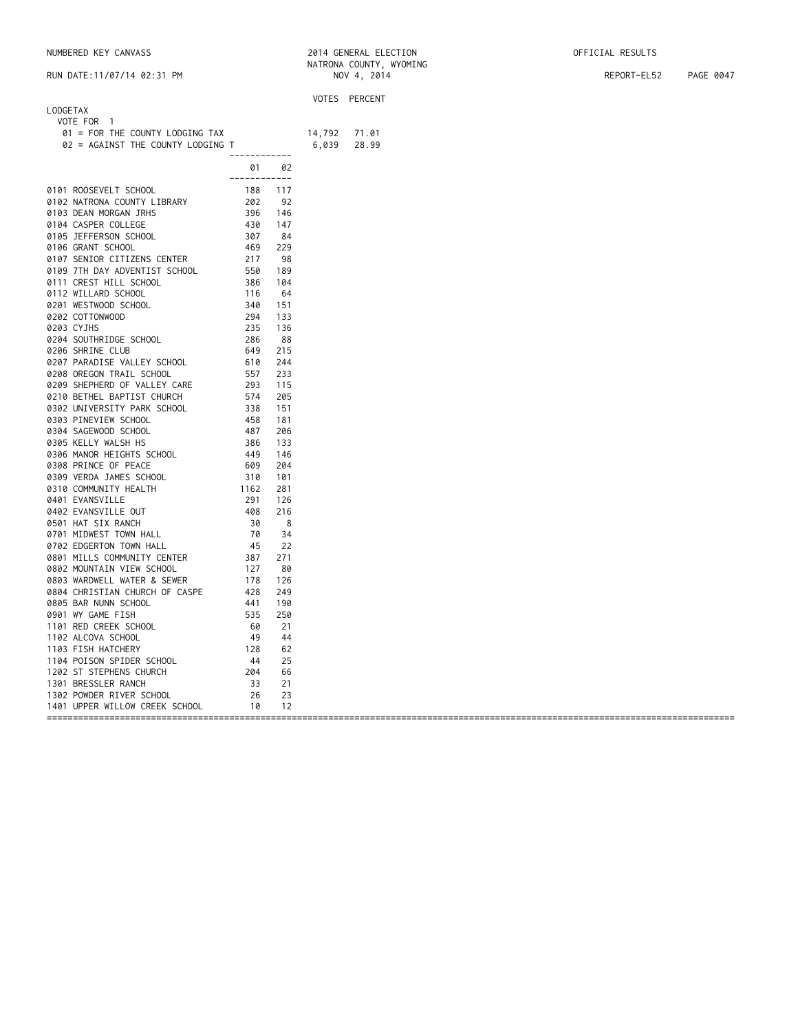## LODGETAX

VOTE FOR 1

| | VOTES | PERCENT |
|---|---|---|
| 01 = FOR THE COUNTY LODGING TAX | 14,792 | 71.01 |
| 02 = AGAINST THE COUNTY LODGING T | 6,039 | 28.99 |

| Precinct | 01 | 02 |
|---|---|---|
| 0101 ROOSEVELT SCHOOL | 188 | 117 |
| 0102 NATRONA COUNTY LIBRARY | 202 | 92 |
| 0103 DEAN MORGAN JRHS | 396 | 146 |
| 0104 CASPER COLLEGE | 430 | 147 |
| 0105 JEFFERSON SCHOOL | 307 | 84 |
| 0106 GRANT SCHOOL | 469 | 229 |
| 0107 SENIOR CITIZENS CENTER | 217 | 98 |
| 0109 7TH DAY ADVENTIST SCHOOL | 550 | 189 |
| 0111 CREST HILL SCHOOL | 386 | 104 |
| 0112 WILLARD SCHOOL | 116 | 64 |
| 0201 WESTWOOD SCHOOL | 340 | 151 |
| 0202 COTTONWOOD | 294 | 133 |
| 0203 CYJHS | 235 | 136 |
| 0204 SOUTHRIDGE SCHOOL | 286 | 88 |
| 0206 SHRINE CLUB | 649 | 215 |
| 0207 PARADISE VALLEY SCHOOL | 610 | 244 |
| 0208 OREGON TRAIL SCHOOL | 557 | 233 |
| 0209 SHEPHERD OF VALLEY CARE | 293 | 115 |
| 0210 BETHEL BAPTIST CHURCH | 574 | 205 |
| 0302 UNIVERSITY PARK SCHOOL | 338 | 151 |
| 0303 PINEVIEW SCHOOL | 458 | 181 |
| 0304 SAGEWOOD SCHOOL | 487 | 206 |
| 0305 KELLY WALSH HS | 386 | 133 |
| 0306 MANOR HEIGHTS SCHOOL | 449 | 146 |
| 0308 PRINCE OF PEACE | 609 | 204 |
| 0309 VERDA JAMES SCHOOL | 310 | 101 |
| 0310 COMMUNITY HEALTH | 1162 | 281 |
| 0401 EVANSVILLE | 291 | 126 |
| 0402 EVANSVILLE OUT | 408 | 216 |
| 0501 HAT SIX RANCH | 30 | 8 |
| 0701 MIDWEST TOWN HALL | 70 | 34 |
| 0702 EDGERTON TOWN HALL | 45 | 22 |
| 0801 MILLS COMMUNITY CENTER | 387 | 271 |
| 0802 MOUNTAIN VIEW SCHOOL | 127 | 80 |
| 0803 WARDWELL WATER & SEWER | 178 | 126 |
| 0804 CHRISTIAN CHURCH OF CASPE | 428 | 249 |
| 0805 BAR NUNN SCHOOL | 441 | 190 |
| 0901 WY GAME FISH | 535 | 250 |
| 1101 RED CREEK SCHOOL | 60 | 21 |
| 1102 ALCOVA SCHOOL | 49 | 44 |
| 1103 FISH HATCHERY | 128 | 62 |
| 1104 POISON SPIDER SCHOOL | 44 | 25 |
| 1202 ST STEPHENS CHURCH | 204 | 66 |
| 1301 BRESSLER RANCH | 33 | 21 |
| 1302 POWDER RIVER SCHOOL | 26 | 23 |
| 1401 UPPER WILLOW CREEK SCHOOL | 10 | 12 |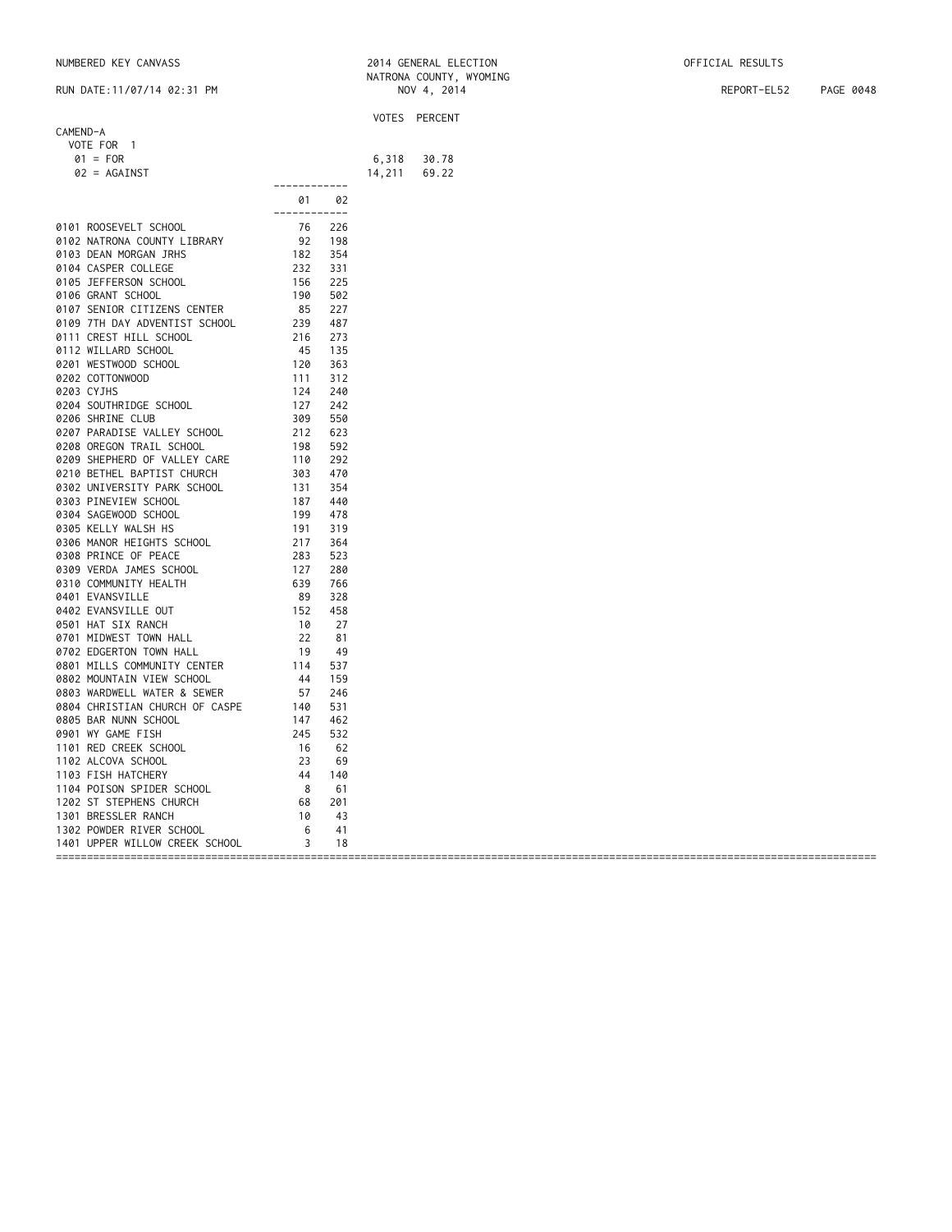## CAMEND-A

VOTE FOR 1

| | VOTES | PERCENT |
|---|---|---|
| 01 = FOR | 6,318 | 30.78 |
| 02 = AGAINST | 14,211 | 69.22 |

| | 01 | 02 |
|---|---|---|
| 0101 ROOSEVELT SCHOOL | 76 | 226 |
| 0102 NATRONA COUNTY LIBRARY | 92 | 198 |
| 0103 DEAN MORGAN JRHS | 182 | 354 |
| 0104 CASPER COLLEGE | 232 | 331 |
| 0105 JEFFERSON SCHOOL | 156 | 225 |
| 0106 GRANT SCHOOL | 190 | 502 |
| 0107 SENIOR CITIZENS CENTER | 85 | 227 |
| 0109 7TH DAY ADVENTIST SCHOOL | 239 | 487 |
| 0111 CREST HILL SCHOOL | 216 | 273 |
| 0112 WILLARD SCHOOL | 45 | 135 |
| 0201 WESTWOOD SCHOOL | 120 | 363 |
| 0202 COTTONWOOD | 111 | 312 |
| 0203 CYJHS | 124 | 240 |
| 0204 SOUTHRIDGE SCHOOL | 127 | 242 |
| 0206 SHRINE CLUB | 309 | 550 |
| 0207 PARADISE VALLEY SCHOOL | 212 | 623 |
| 0208 OREGON TRAIL SCHOOL | 198 | 592 |
| 0209 SHEPHERD OF VALLEY CARE | 110 | 292 |
| 0210 BETHEL BAPTIST CHURCH | 303 | 470 |
| 0302 UNIVERSITY PARK SCHOOL | 131 | 354 |
| 0303 PINEVIEW SCHOOL | 187 | 440 |
| 0304 SAGEWOOD SCHOOL | 199 | 478 |
| 0305 KELLY WALSH HS | 191 | 319 |
| 0306 MANOR HEIGHTS SCHOOL | 217 | 364 |
| 0308 PRINCE OF PEACE | 283 | 523 |
| 0309 VERDA JAMES SCHOOL | 127 | 280 |
| 0310 COMMUNITY HEALTH | 639 | 766 |
| 0401 EVANSVILLE | 89 | 328 |
| 0402 EVANSVILLE OUT | 152 | 458 |
| 0501 HAT SIX RANCH | 10 | 27 |
| 0701 MIDWEST TOWN HALL | 22 | 81 |
| 0702 EDGERTON TOWN HALL | 19 | 49 |
| 0801 MILLS COMMUNITY CENTER | 114 | 537 |
| 0802 MOUNTAIN VIEW SCHOOL | 44 | 159 |
| 0803 WARDWELL WATER & SEWER | 57 | 246 |
| 0804 CHRISTIAN CHURCH OF CASPE | 140 | 531 |
| 0805 BAR NUNN SCHOOL | 147 | 462 |
| 0901 WY GAME FISH | 245 | 532 |
| 1101 RED CREEK SCHOOL | 16 | 62 |
| 1102 ALCOVA SCHOOL | 23 | 69 |
| 1103 FISH HATCHERY | 44 | 140 |
| 1104 POISON SPIDER SCHOOL | 8 | 61 |
| 1202 ST STEPHENS CHURCH | 68 | 201 |
| 1301 BRESSLER RANCH | 10 | 43 |
| 1302 POWDER RIVER SCHOOL | 6 | 41 |
| 1401 UPPER WILLOW CREEK SCHOOL | 3 | 18 |